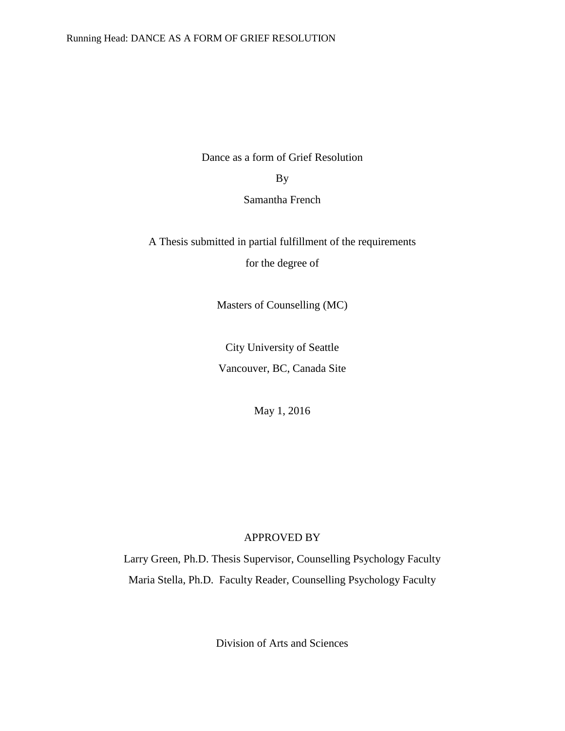Dance as a form of Grief Resolution

By

Samantha French

A Thesis submitted in partial fulfillment of the requirements

for the degree of

Masters of Counselling (MC)

City University of Seattle

Vancouver, BC, Canada Site

May 1, 2016

APPROVED BY

Larry Green, Ph.D. Thesis Supervisor, Counselling Psychology Faculty

Maria Stella, Ph.D. Faculty Reader, Counselling Psychology Faculty

Division of Arts and Sciences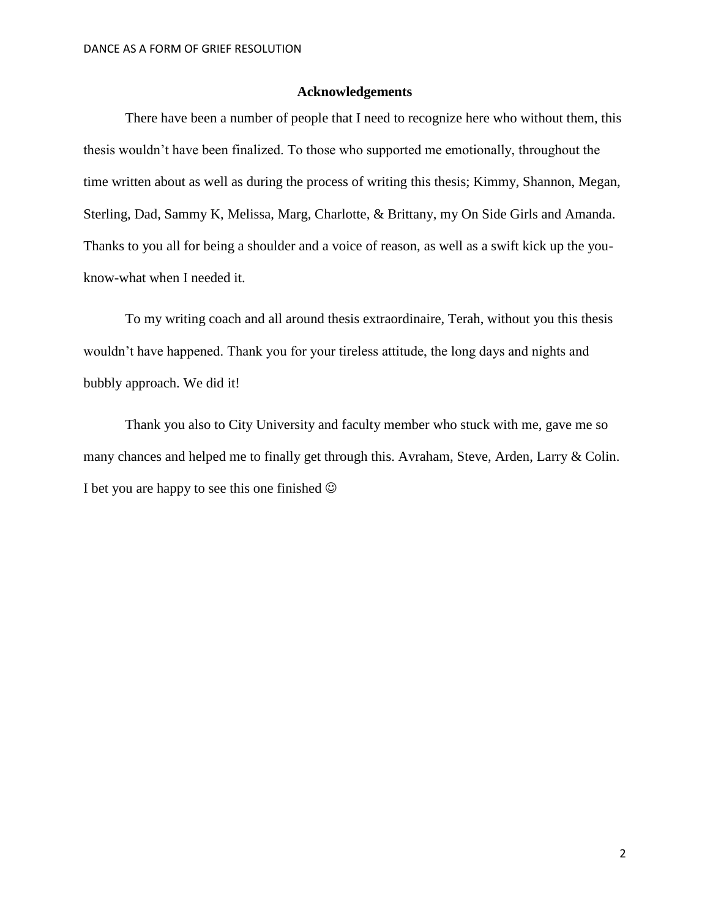## Acknowledgements

There have been a number of people that I need to recognize here who without them, this thesis wouldn't have been finalized. To those who supported me emotionally, throughout the time written about as well as during the process of writing this thesis; Kimmy, Shannon, Megan, Sterling, Dad, Sammy K, Melissa, Marg, Charlotte, & Brittany, my On Side Girls and Amanda. Thanks to you all for being a shoulder and a voice of reason, as well as a swift kick up the you-know-what when I needed it.

To my writing coach and all around thesis extraordinaire, Terah, without you this thesis wouldn't have happened. Thank you for your tireless attitude, the long days and nights and bubbly approach. We did it!

Thank you also to City University and faculty member who stuck with me, gave me so many chances and helped me to finally get through this. Avraham, Steve, Arden, Larry & Colin. I bet you are happy to see this one finished ☺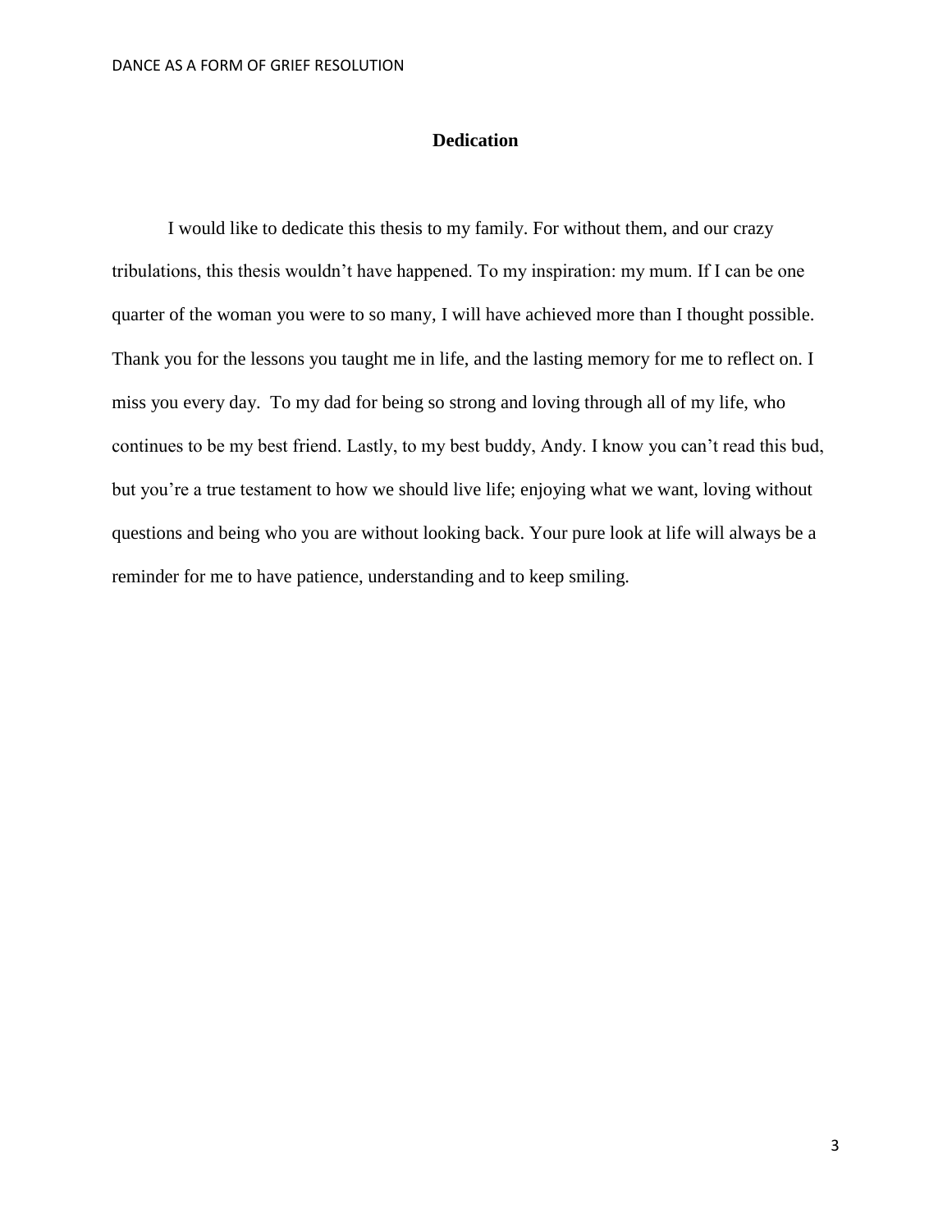# Dedication

I would like to dedicate this thesis to my family. For without them, and our crazy tribulations, this thesis wouldn't have happened. To my inspiration: my mum. If I can be one quarter of the woman you were to so many, I will have achieved more than I thought possible. Thank you for the lessons you taught me in life, and the lasting memory for me to reflect on. I miss you every day. To my dad for being so strong and loving through all of my life, who continues to be my best friend. Lastly, to my best buddy, Andy. I know you can't read this bud, but you're a true testament to how we should live life; enjoying what we want, loving without questions and being who you are without looking back. Your pure look at life will always be a reminder for me to have patience, understanding and to keep smiling.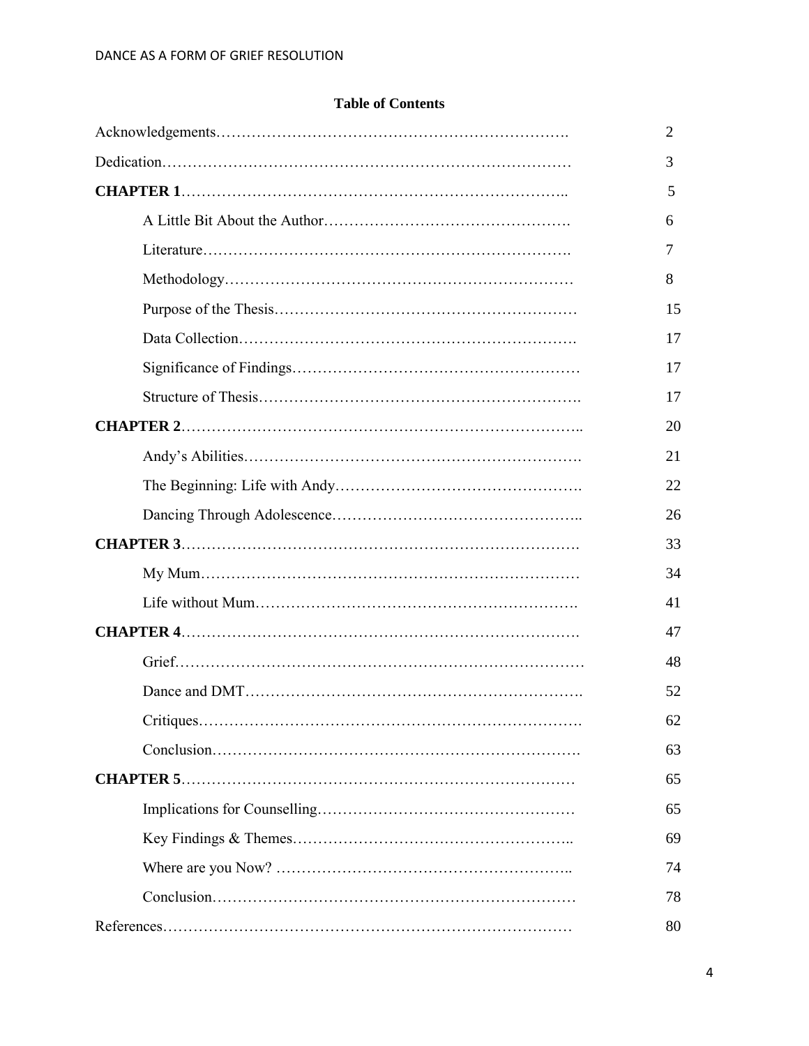## Table of Contents

| | |
|---|---|
| Acknowledgements | 2 |
| Dedication | 3 |
| **CHAPTER 1** | 5 |
| A Little Bit About the Author | 6 |
| Literature | 7 |
| Methodology | 8 |
| Purpose of the Thesis | 15 |
| Data Collection | 17 |
| Significance of Findings | 17 |
| Structure of Thesis | 17 |
| **CHAPTER 2** | 20 |
| Andy's Abilities | 21 |
| The Beginning: Life with Andy | 22 |
| Dancing Through Adolescence | 26 |
| **CHAPTER 3** | 33 |
| My Mum | 34 |
| Life without Mum | 41 |
| **CHAPTER 4** | 47 |
| Grief | 48 |
| Dance and DMT | 52 |
| Critiques | 62 |
| Conclusion | 63 |
| **CHAPTER 5** | 65 |
| Implications for Counselling | 65 |
| Key Findings & Themes | 69 |
| Where are you Now? | 74 |
| Conclusion | 78 |
| References | 80 |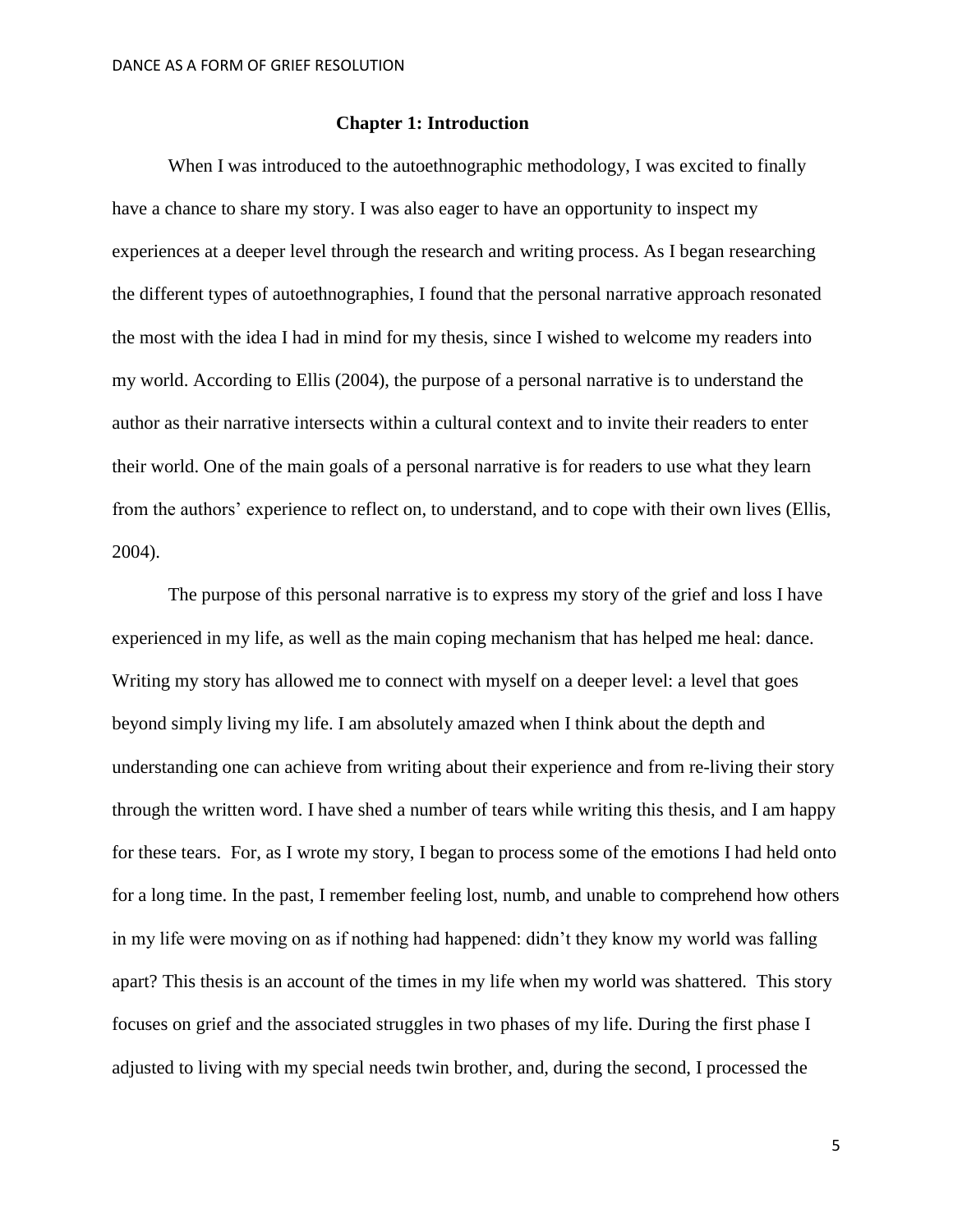# Chapter 1: Introduction

When I was introduced to the autoethnographic methodology, I was excited to finally have a chance to share my story. I was also eager to have an opportunity to inspect my experiences at a deeper level through the research and writing process. As I began researching the different types of autoethnographies, I found that the personal narrative approach resonated the most with the idea I had in mind for my thesis, since I wished to welcome my readers into my world. According to Ellis (2004), the purpose of a personal narrative is to understand the author as their narrative intersects within a cultural context and to invite their readers to enter their world. One of the main goals of a personal narrative is for readers to use what they learn from the authors' experience to reflect on, to understand, and to cope with their own lives (Ellis, 2004).

The purpose of this personal narrative is to express my story of the grief and loss I have experienced in my life, as well as the main coping mechanism that has helped me heal: dance. Writing my story has allowed me to connect with myself on a deeper level: a level that goes beyond simply living my life. I am absolutely amazed when I think about the depth and understanding one can achieve from writing about their experience and from re-living their story through the written word. I have shed a number of tears while writing this thesis, and I am happy for these tears. For, as I wrote my story, I began to process some of the emotions I had held onto for a long time. In the past, I remember feeling lost, numb, and unable to comprehend how others in my life were moving on as if nothing had happened: didn't they know my world was falling apart? This thesis is an account of the times in my life when my world was shattered. This story focuses on grief and the associated struggles in two phases of my life. During the first phase I adjusted to living with my special needs twin brother, and, during the second, I processed the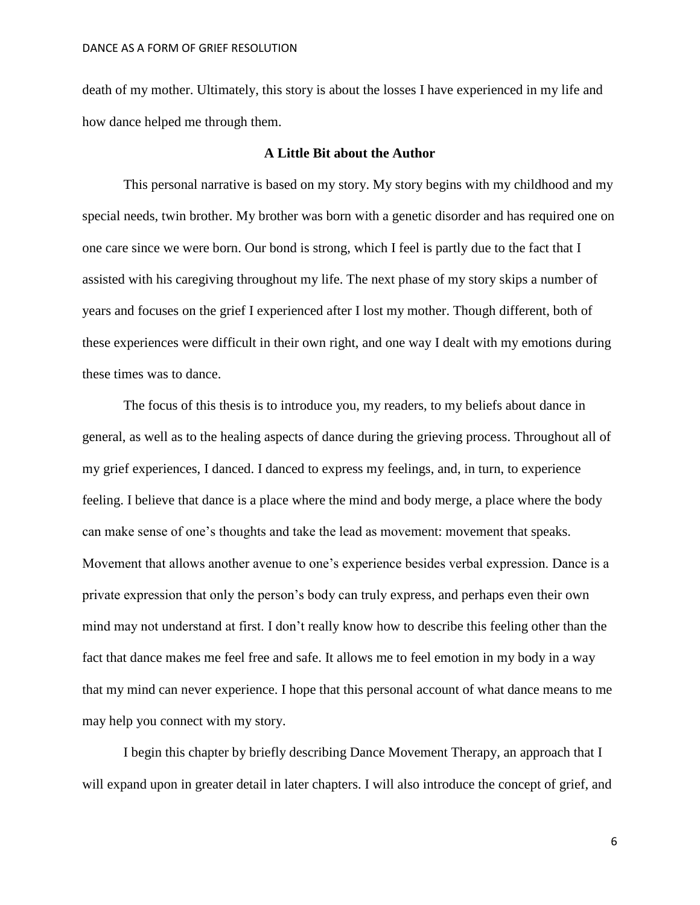death of my mother. Ultimately, this story is about the losses I have experienced in my life and how dance helped me through them.

## A Little Bit about the Author

This personal narrative is based on my story. My story begins with my childhood and my special needs, twin brother. My brother was born with a genetic disorder and has required one on one care since we were born. Our bond is strong, which I feel is partly due to the fact that I assisted with his caregiving throughout my life. The next phase of my story skips a number of years and focuses on the grief I experienced after I lost my mother. Though different, both of these experiences were difficult in their own right, and one way I dealt with my emotions during these times was to dance.

The focus of this thesis is to introduce you, my readers, to my beliefs about dance in general, as well as to the healing aspects of dance during the grieving process. Throughout all of my grief experiences, I danced. I danced to express my feelings, and, in turn, to experience feeling. I believe that dance is a place where the mind and body merge, a place where the body can make sense of one's thoughts and take the lead as movement: movement that speaks. Movement that allows another avenue to one's experience besides verbal expression. Dance is a private expression that only the person's body can truly express, and perhaps even their own mind may not understand at first. I don't really know how to describe this feeling other than the fact that dance makes me feel free and safe. It allows me to feel emotion in my body in a way that my mind can never experience. I hope that this personal account of what dance means to me may help you connect with my story.

I begin this chapter by briefly describing Dance Movement Therapy, an approach that I will expand upon in greater detail in later chapters. I will also introduce the concept of grief, and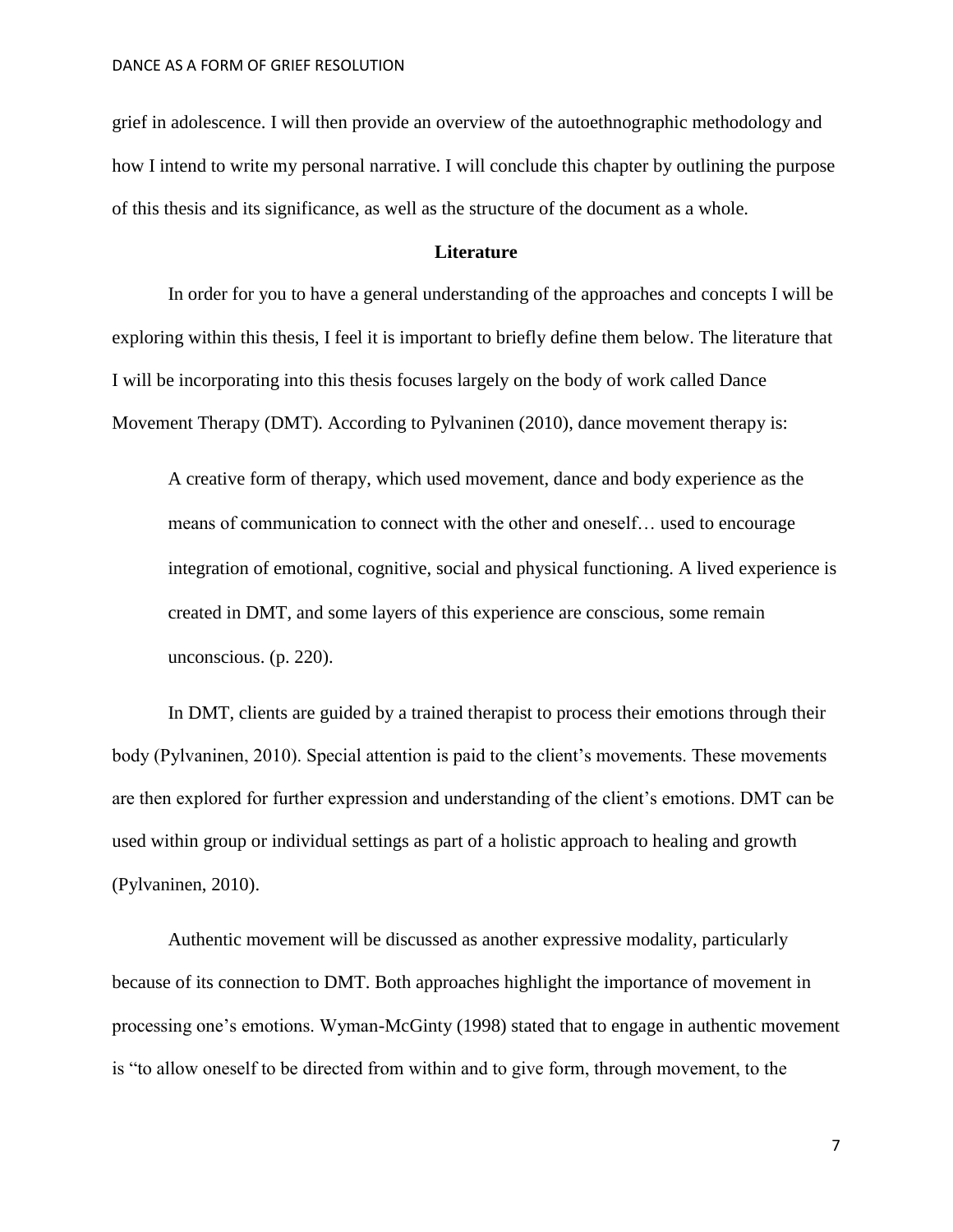grief in adolescence. I will then provide an overview of the autoethnographic methodology and how I intend to write my personal narrative. I will conclude this chapter by outlining the purpose of this thesis and its significance, as well as the structure of the document as a whole.

## Literature

In order for you to have a general understanding of the approaches and concepts I will be exploring within this thesis, I feel it is important to briefly define them below. The literature that I will be incorporating into this thesis focuses largely on the body of work called Dance Movement Therapy (DMT). According to Pylvaninen (2010), dance movement therapy is:

> A creative form of therapy, which used movement, dance and body experience as the means of communication to connect with the other and oneself… used to encourage integration of emotional, cognitive, social and physical functioning. A lived experience is created in DMT, and some layers of this experience are conscious, some remain unconscious. (p. 220).

In DMT, clients are guided by a trained therapist to process their emotions through their body (Pylvaninen, 2010). Special attention is paid to the client's movements. These movements are then explored for further expression and understanding of the client's emotions. DMT can be used within group or individual settings as part of a holistic approach to healing and growth (Pylvaninen, 2010).

Authentic movement will be discussed as another expressive modality, particularly because of its connection to DMT. Both approaches highlight the importance of movement in processing one's emotions. Wyman-McGinty (1998) stated that to engage in authentic movement is "to allow oneself to be directed from within and to give form, through movement, to the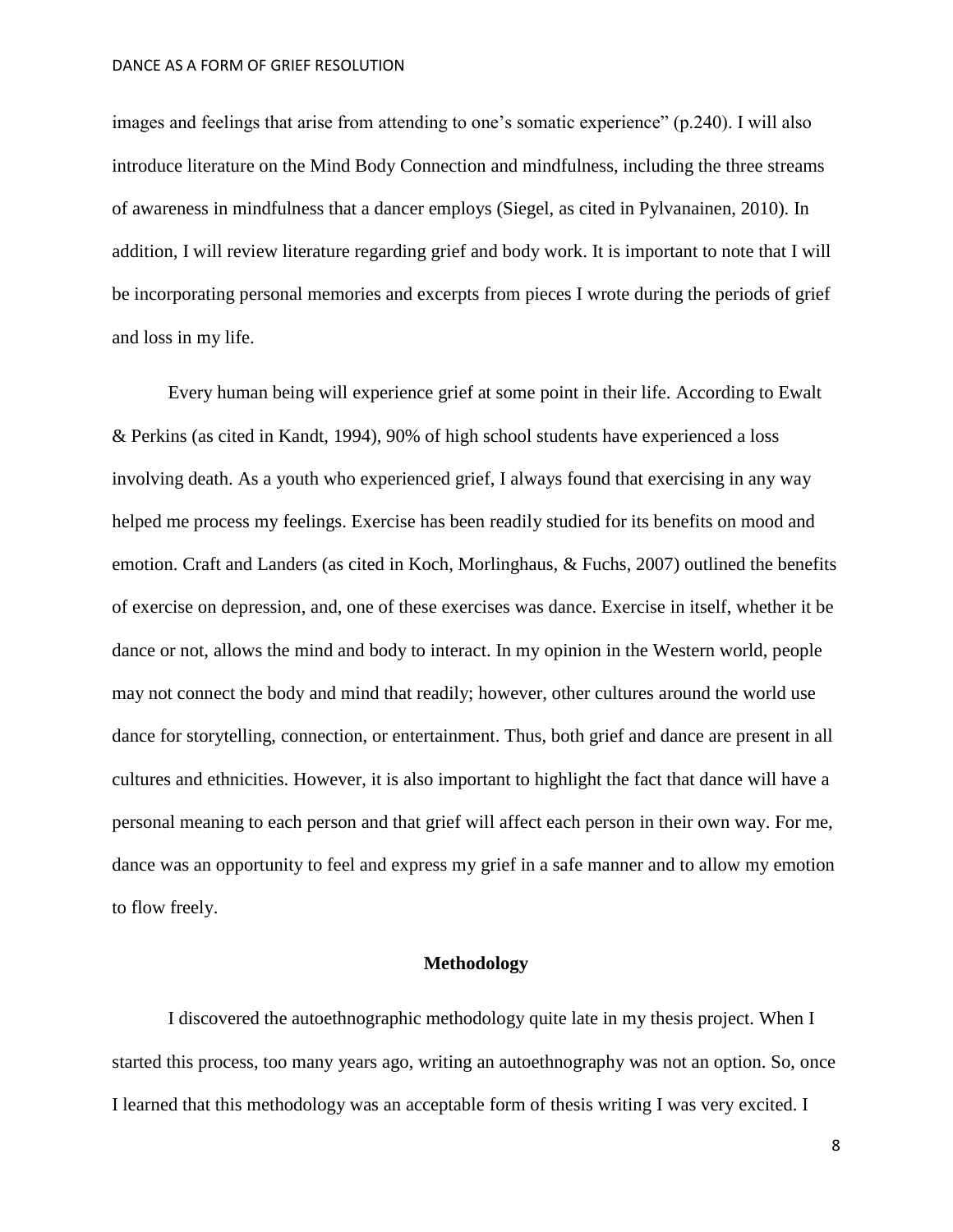images and feelings that arise from attending to one's somatic experience" (p.240). I will also introduce literature on the Mind Body Connection and mindfulness, including the three streams of awareness in mindfulness that a dancer employs (Siegel, as cited in Pylvanainen, 2010). In addition, I will review literature regarding grief and body work. It is important to note that I will be incorporating personal memories and excerpts from pieces I wrote during the periods of grief and loss in my life.

Every human being will experience grief at some point in their life. According to Ewalt & Perkins (as cited in Kandt, 1994), 90% of high school students have experienced a loss involving death. As a youth who experienced grief, I always found that exercising in any way helped me process my feelings. Exercise has been readily studied for its benefits on mood and emotion. Craft and Landers (as cited in Koch, Morlinghaus, & Fuchs, 2007) outlined the benefits of exercise on depression, and, one of these exercises was dance. Exercise in itself, whether it be dance or not, allows the mind and body to interact. In my opinion in the Western world, people may not connect the body and mind that readily; however, other cultures around the world use dance for storytelling, connection, or entertainment. Thus, both grief and dance are present in all cultures and ethnicities. However, it is also important to highlight the fact that dance will have a personal meaning to each person and that grief will affect each person in their own way. For me, dance was an opportunity to feel and express my grief in a safe manner and to allow my emotion to flow freely.

## Methodology

I discovered the autoethnographic methodology quite late in my thesis project. When I started this process, too many years ago, writing an autoethnography was not an option. So, once I learned that this methodology was an acceptable form of thesis writing I was very excited. I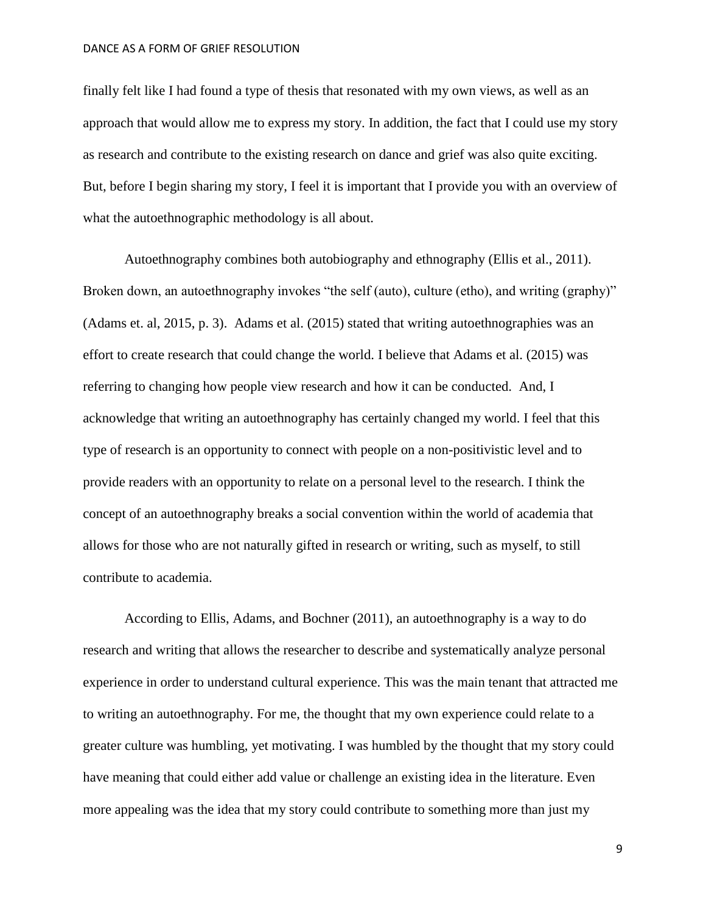finally felt like I had found a type of thesis that resonated with my own views, as well as an approach that would allow me to express my story. In addition, the fact that I could use my story as research and contribute to the existing research on dance and grief was also quite exciting. But, before I begin sharing my story, I feel it is important that I provide you with an overview of what the autoethnographic methodology is all about.

Autoethnography combines both autobiography and ethnography (Ellis et al., 2011). Broken down, an autoethnography invokes "the self (auto), culture (etho), and writing (graphy)" (Adams et. al, 2015, p. 3). Adams et al. (2015) stated that writing autoethnographies was an effort to create research that could change the world. I believe that Adams et al. (2015) was referring to changing how people view research and how it can be conducted. And, I acknowledge that writing an autoethnography has certainly changed my world. I feel that this type of research is an opportunity to connect with people on a non-positivistic level and to provide readers with an opportunity to relate on a personal level to the research. I think the concept of an autoethnography breaks a social convention within the world of academia that allows for those who are not naturally gifted in research or writing, such as myself, to still contribute to academia.

According to Ellis, Adams, and Bochner (2011), an autoethnography is a way to do research and writing that allows the researcher to describe and systematically analyze personal experience in order to understand cultural experience. This was the main tenant that attracted me to writing an autoethnography. For me, the thought that my own experience could relate to a greater culture was humbling, yet motivating. I was humbled by the thought that my story could have meaning that could either add value or challenge an existing idea in the literature. Even more appealing was the idea that my story could contribute to something more than just my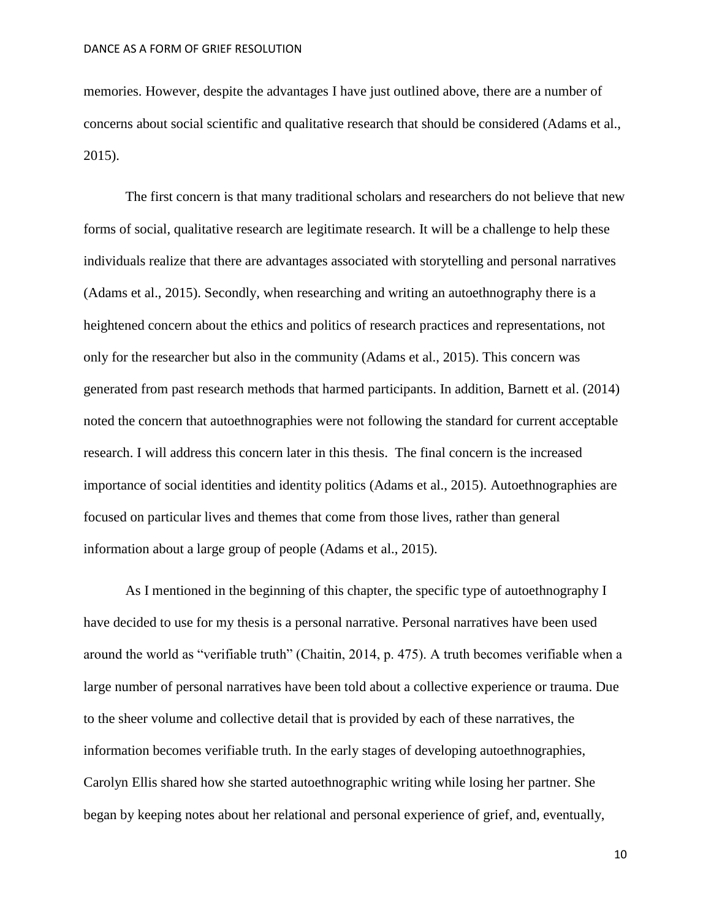memories. However, despite the advantages I have just outlined above, there are a number of concerns about social scientific and qualitative research that should be considered (Adams et al., 2015).

The first concern is that many traditional scholars and researchers do not believe that new forms of social, qualitative research are legitimate research. It will be a challenge to help these individuals realize that there are advantages associated with storytelling and personal narratives (Adams et al., 2015). Secondly, when researching and writing an autoethnography there is a heightened concern about the ethics and politics of research practices and representations, not only for the researcher but also in the community (Adams et al., 2015). This concern was generated from past research methods that harmed participants. In addition, Barnett et al. (2014) noted the concern that autoethnographies were not following the standard for current acceptable research. I will address this concern later in this thesis. The final concern is the increased importance of social identities and identity politics (Adams et al., 2015). Autoethnographies are focused on particular lives and themes that come from those lives, rather than general information about a large group of people (Adams et al., 2015).

As I mentioned in the beginning of this chapter, the specific type of autoethnography I have decided to use for my thesis is a personal narrative. Personal narratives have been used around the world as "verifiable truth" (Chaitin, 2014, p. 475). A truth becomes verifiable when a large number of personal narratives have been told about a collective experience or trauma. Due to the sheer volume and collective detail that is provided by each of these narratives, the information becomes verifiable truth. In the early stages of developing autoethnographies, Carolyn Ellis shared how she started autoethnographic writing while losing her partner. She began by keeping notes about her relational and personal experience of grief, and, eventually,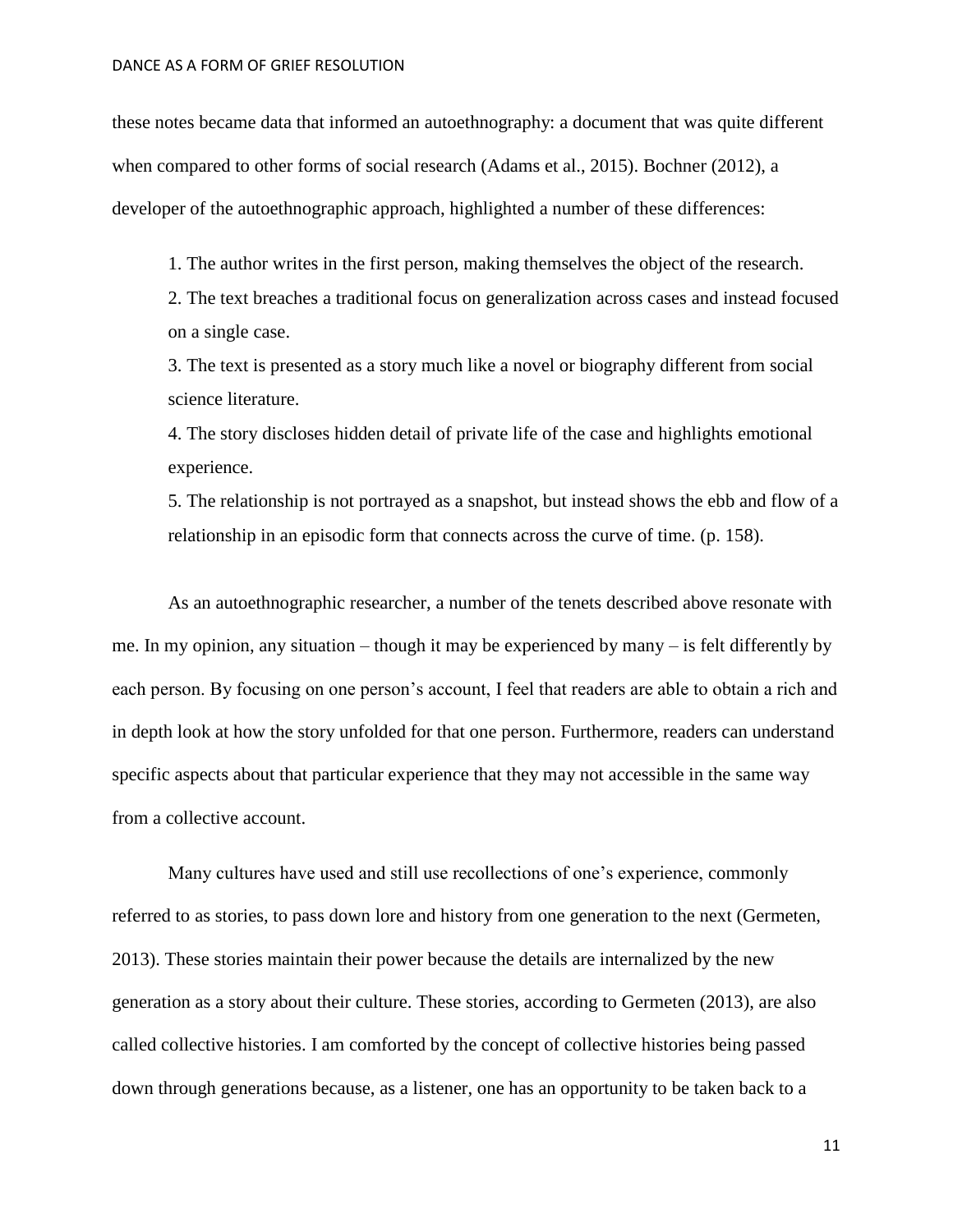these notes became data that informed an autoethnography: a document that was quite different when compared to other forms of social research (Adams et al., 2015). Bochner (2012), a developer of the autoethnographic approach, highlighted a number of these differences:

> 1. The author writes in the first person, making themselves the object of the research.
> 2. The text breaches a traditional focus on generalization across cases and instead focused on a single case.
> 3. The text is presented as a story much like a novel or biography different from social science literature.
> 4. The story discloses hidden detail of private life of the case and highlights emotional experience.
> 5. The relationship is not portrayed as a snapshot, but instead shows the ebb and flow of a relationship in an episodic form that connects across the curve of time. (p. 158).

As an autoethnographic researcher, a number of the tenets described above resonate with me. In my opinion, any situation – though it may be experienced by many – is felt differently by each person. By focusing on one person's account, I feel that readers are able to obtain a rich and in depth look at how the story unfolded for that one person. Furthermore, readers can understand specific aspects about that particular experience that they may not accessible in the same way from a collective account.

Many cultures have used and still use recollections of one's experience, commonly referred to as stories, to pass down lore and history from one generation to the next (Germeten, 2013). These stories maintain their power because the details are internalized by the new generation as a story about their culture. These stories, according to Germeten (2013), are also called collective histories. I am comforted by the concept of collective histories being passed down through generations because, as a listener, one has an opportunity to be taken back to a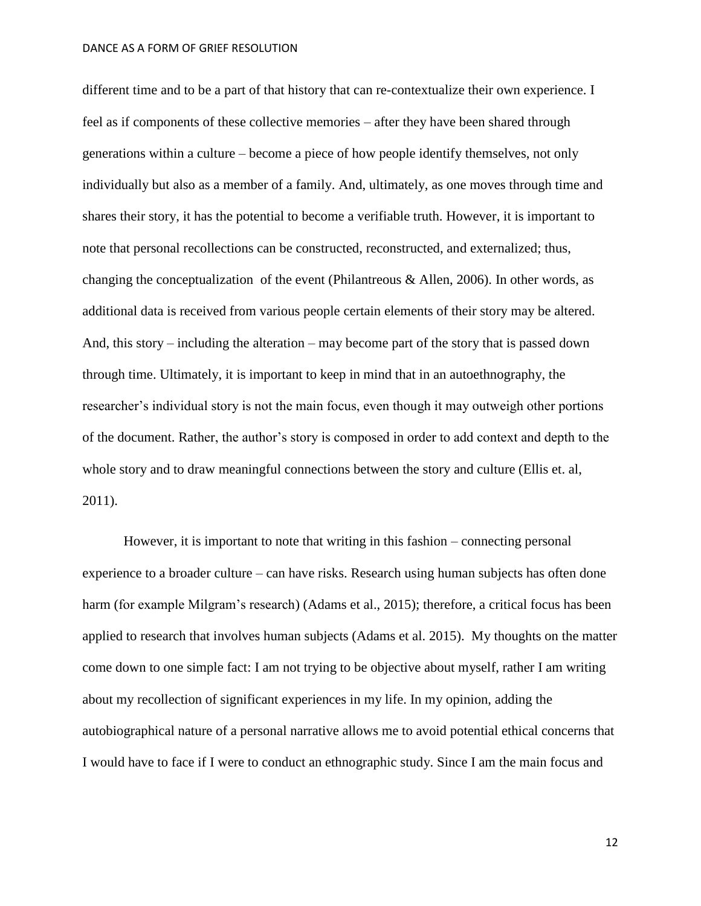different time and to be a part of that history that can re-contextualize their own experience. I feel as if components of these collective memories – after they have been shared through generations within a culture – become a piece of how people identify themselves, not only individually but also as a member of a family. And, ultimately, as one moves through time and shares their story, it has the potential to become a verifiable truth. However, it is important to note that personal recollections can be constructed, reconstructed, and externalized; thus, changing the conceptualization of the event (Philantreous & Allen, 2006). In other words, as additional data is received from various people certain elements of their story may be altered. And, this story – including the alteration – may become part of the story that is passed down through time. Ultimately, it is important to keep in mind that in an autoethnography, the researcher's individual story is not the main focus, even though it may outweigh other portions of the document. Rather, the author's story is composed in order to add context and depth to the whole story and to draw meaningful connections between the story and culture (Ellis et. al, 2011).

However, it is important to note that writing in this fashion – connecting personal experience to a broader culture – can have risks. Research using human subjects has often done harm (for example Milgram's research) (Adams et al., 2015); therefore, a critical focus has been applied to research that involves human subjects (Adams et al. 2015). My thoughts on the matter come down to one simple fact: I am not trying to be objective about myself, rather I am writing about my recollection of significant experiences in my life. In my opinion, adding the autobiographical nature of a personal narrative allows me to avoid potential ethical concerns that I would have to face if I were to conduct an ethnographic study. Since I am the main focus and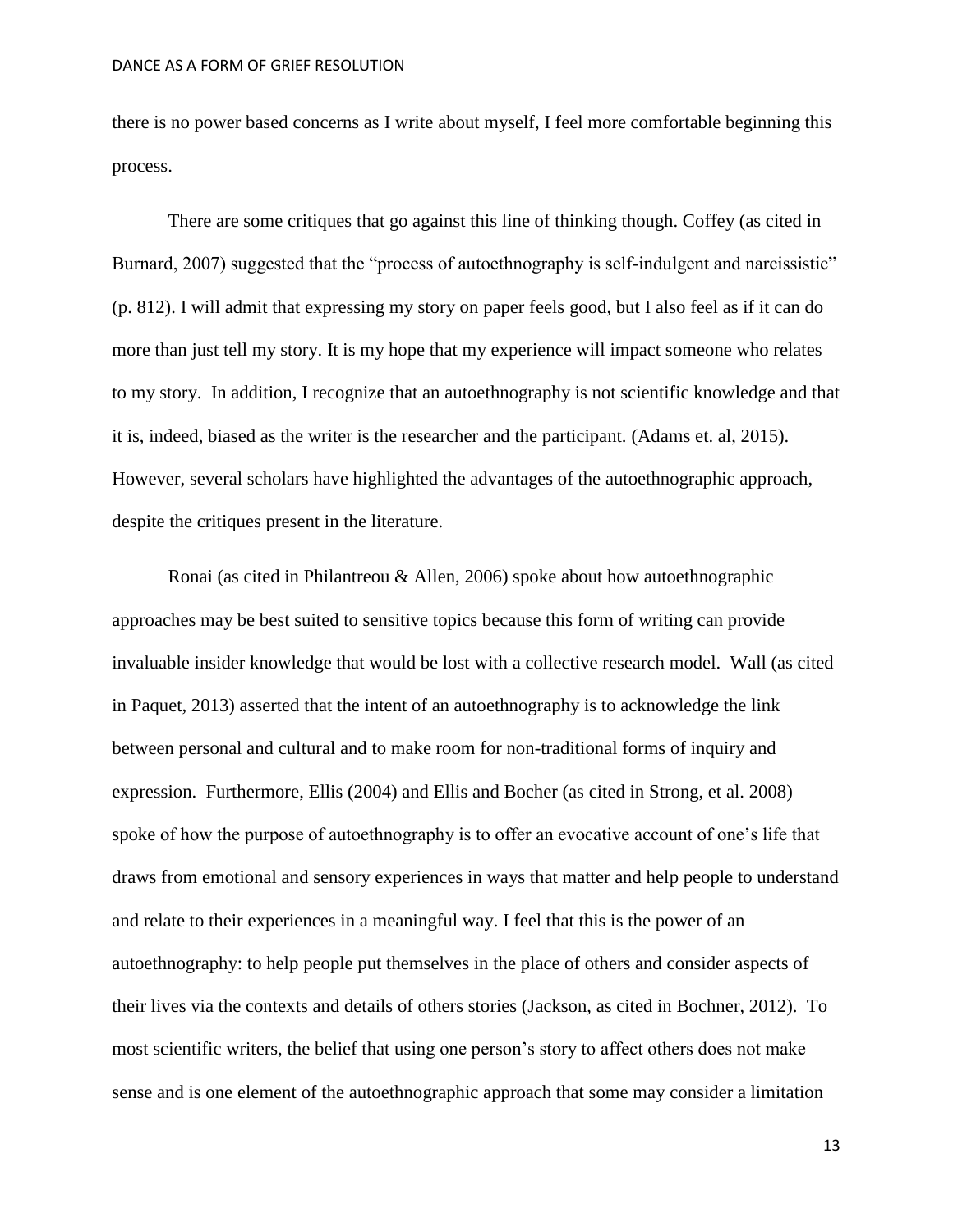there is no power based concerns as I write about myself, I feel more comfortable beginning this process.

There are some critiques that go against this line of thinking though. Coffey (as cited in Burnard, 2007) suggested that the "process of autoethnography is self-indulgent and narcissistic" (p. 812). I will admit that expressing my story on paper feels good, but I also feel as if it can do more than just tell my story. It is my hope that my experience will impact someone who relates to my story. In addition, I recognize that an autoethnography is not scientific knowledge and that it is, indeed, biased as the writer is the researcher and the participant. (Adams et. al, 2015). However, several scholars have highlighted the advantages of the autoethnographic approach, despite the critiques present in the literature.

Ronai (as cited in Philantreou & Allen, 2006) spoke about how autoethnographic approaches may be best suited to sensitive topics because this form of writing can provide invaluable insider knowledge that would be lost with a collective research model. Wall (as cited in Paquet, 2013) asserted that the intent of an autoethnography is to acknowledge the link between personal and cultural and to make room for non-traditional forms of inquiry and expression. Furthermore, Ellis (2004) and Ellis and Bocher (as cited in Strong, et al. 2008) spoke of how the purpose of autoethnography is to offer an evocative account of one's life that draws from emotional and sensory experiences in ways that matter and help people to understand and relate to their experiences in a meaningful way. I feel that this is the power of an autoethnography: to help people put themselves in the place of others and consider aspects of their lives via the contexts and details of others stories (Jackson, as cited in Bochner, 2012). To most scientific writers, the belief that using one person's story to affect others does not make sense and is one element of the autoethnographic approach that some may consider a limitation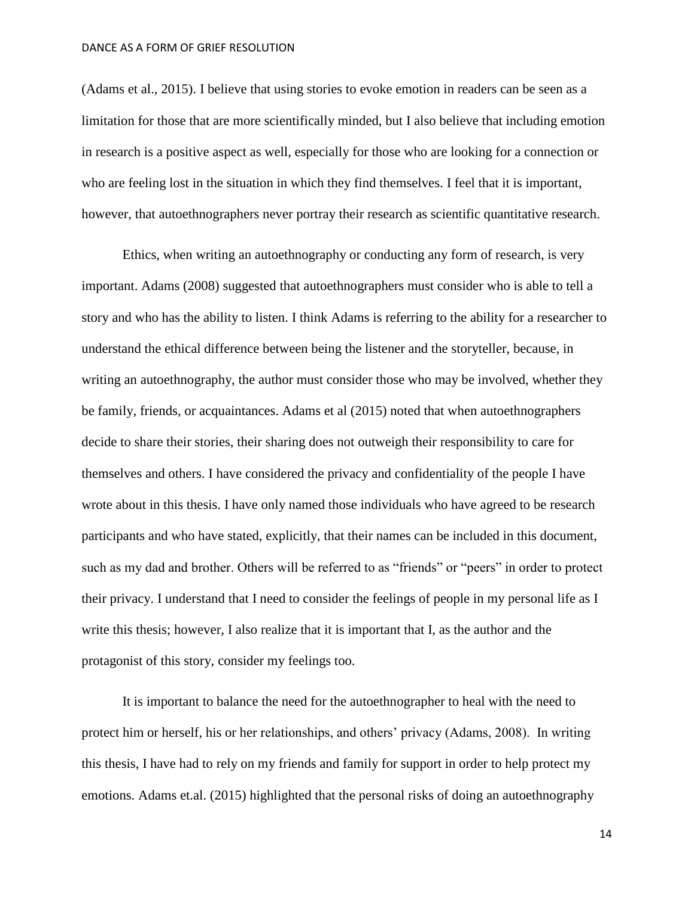(Adams et al., 2015). I believe that using stories to evoke emotion in readers can be seen as a limitation for those that are more scientifically minded, but I also believe that including emotion in research is a positive aspect as well, especially for those who are looking for a connection or who are feeling lost in the situation in which they find themselves. I feel that it is important, however, that autoethnographers never portray their research as scientific quantitative research.

Ethics, when writing an autoethnography or conducting any form of research, is very important. Adams (2008) suggested that autoethnographers must consider who is able to tell a story and who has the ability to listen. I think Adams is referring to the ability for a researcher to understand the ethical difference between being the listener and the storyteller, because, in writing an autoethnography, the author must consider those who may be involved, whether they be family, friends, or acquaintances. Adams et al (2015) noted that when autoethnographers decide to share their stories, their sharing does not outweigh their responsibility to care for themselves and others. I have considered the privacy and confidentiality of the people I have wrote about in this thesis. I have only named those individuals who have agreed to be research participants and who have stated, explicitly, that their names can be included in this document, such as my dad and brother. Others will be referred to as "friends" or "peers" in order to protect their privacy. I understand that I need to consider the feelings of people in my personal life as I write this thesis; however, I also realize that it is important that I, as the author and the protagonist of this story, consider my feelings too.

It is important to balance the need for the autoethnographer to heal with the need to protect him or herself, his or her relationships, and others' privacy (Adams, 2008). In writing this thesis, I have had to rely on my friends and family for support in order to help protect my emotions. Adams et.al. (2015) highlighted that the personal risks of doing an autoethnography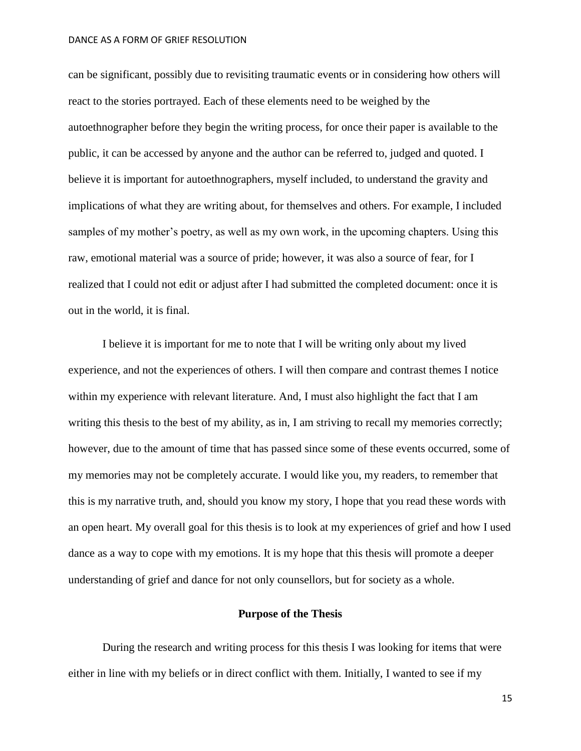can be significant, possibly due to revisiting traumatic events or in considering how others will react to the stories portrayed. Each of these elements need to be weighed by the autoethnographer before they begin the writing process, for once their paper is available to the public, it can be accessed by anyone and the author can be referred to, judged and quoted. I believe it is important for autoethnographers, myself included, to understand the gravity and implications of what they are writing about, for themselves and others. For example, I included samples of my mother's poetry, as well as my own work, in the upcoming chapters. Using this raw, emotional material was a source of pride; however, it was also a source of fear, for I realized that I could not edit or adjust after I had submitted the completed document: once it is out in the world, it is final.

I believe it is important for me to note that I will be writing only about my lived experience, and not the experiences of others. I will then compare and contrast themes I notice within my experience with relevant literature. And, I must also highlight the fact that I am writing this thesis to the best of my ability, as in, I am striving to recall my memories correctly; however, due to the amount of time that has passed since some of these events occurred, some of my memories may not be completely accurate. I would like you, my readers, to remember that this is my narrative truth, and, should you know my story, I hope that you read these words with an open heart. My overall goal for this thesis is to look at my experiences of grief and how I used dance as a way to cope with my emotions. It is my hope that this thesis will promote a deeper understanding of grief and dance for not only counsellors, but for society as a whole.

## Purpose of the Thesis

During the research and writing process for this thesis I was looking for items that were either in line with my beliefs or in direct conflict with them. Initially, I wanted to see if my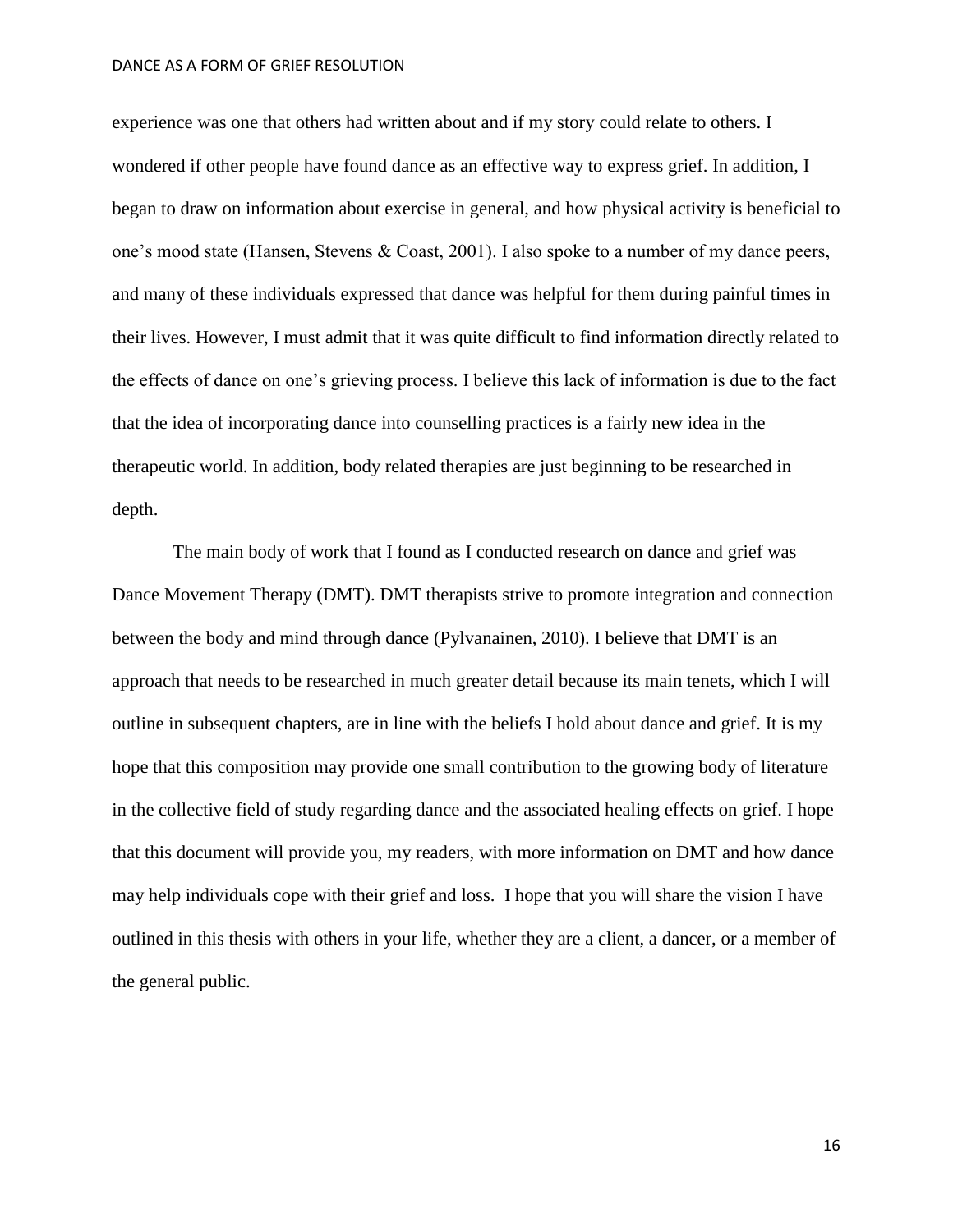experience was one that others had written about and if my story could relate to others. I wondered if other people have found dance as an effective way to express grief. In addition, I began to draw on information about exercise in general, and how physical activity is beneficial to one's mood state (Hansen, Stevens & Coast, 2001). I also spoke to a number of my dance peers, and many of these individuals expressed that dance was helpful for them during painful times in their lives. However, I must admit that it was quite difficult to find information directly related to the effects of dance on one's grieving process. I believe this lack of information is due to the fact that the idea of incorporating dance into counselling practices is a fairly new idea in the therapeutic world. In addition, body related therapies are just beginning to be researched in depth.

The main body of work that I found as I conducted research on dance and grief was Dance Movement Therapy (DMT). DMT therapists strive to promote integration and connection between the body and mind through dance (Pylvanainen, 2010). I believe that DMT is an approach that needs to be researched in much greater detail because its main tenets, which I will outline in subsequent chapters, are in line with the beliefs I hold about dance and grief. It is my hope that this composition may provide one small contribution to the growing body of literature in the collective field of study regarding dance and the associated healing effects on grief. I hope that this document will provide you, my readers, with more information on DMT and how dance may help individuals cope with their grief and loss. I hope that you will share the vision I have outlined in this thesis with others in your life, whether they are a client, a dancer, or a member of the general public.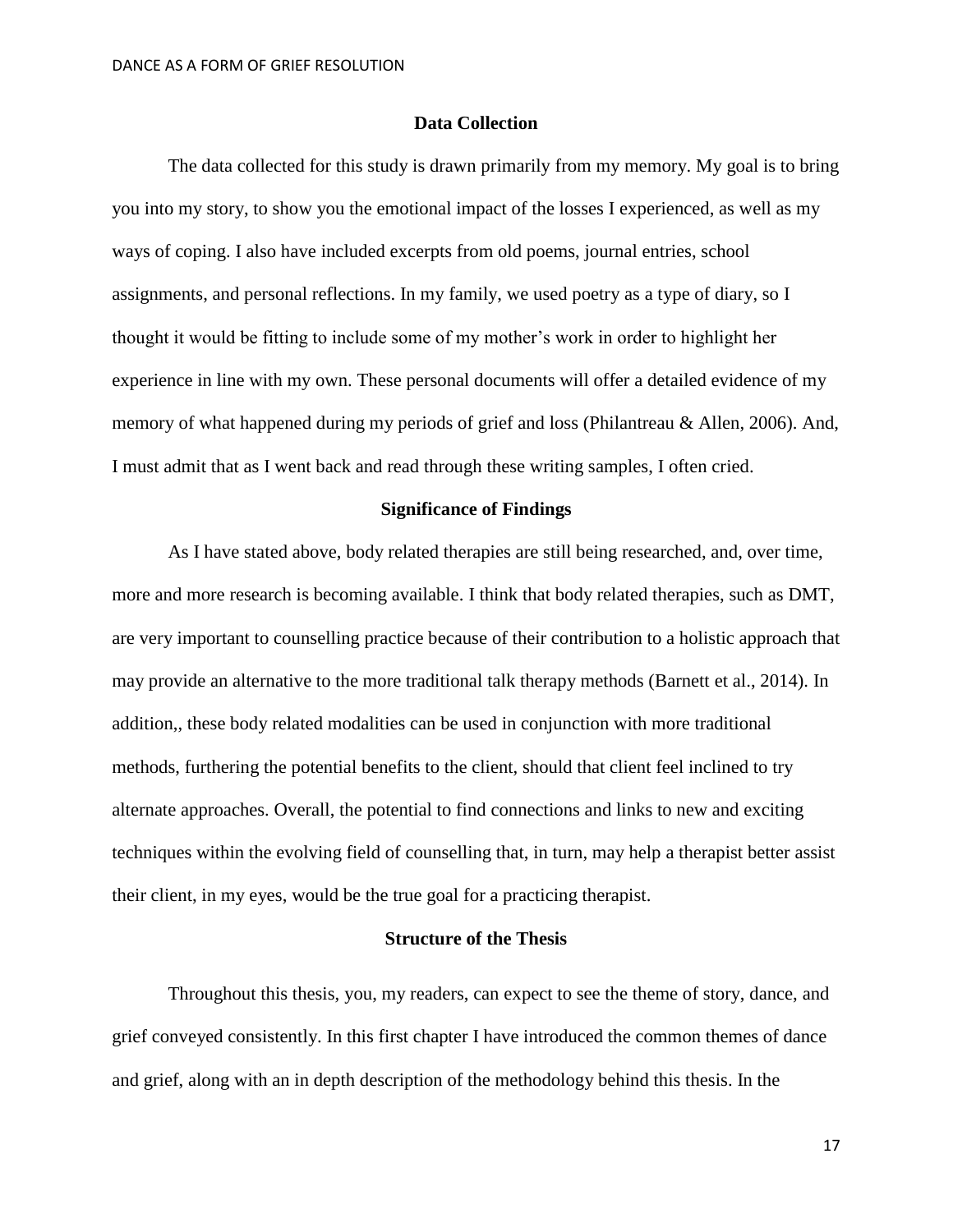## Data Collection

The data collected for this study is drawn primarily from my memory. My goal is to bring you into my story, to show you the emotional impact of the losses I experienced, as well as my ways of coping. I also have included excerpts from old poems, journal entries, school assignments, and personal reflections. In my family, we used poetry as a type of diary, so I thought it would be fitting to include some of my mother's work in order to highlight her experience in line with my own. These personal documents will offer a detailed evidence of my memory of what happened during my periods of grief and loss (Philantreau & Allen, 2006). And, I must admit that as I went back and read through these writing samples, I often cried.

## Significance of Findings

As I have stated above, body related therapies are still being researched, and, over time, more and more research is becoming available. I think that body related therapies, such as DMT, are very important to counselling practice because of their contribution to a holistic approach that may provide an alternative to the more traditional talk therapy methods (Barnett et al., 2014). In addition,, these body related modalities can be used in conjunction with more traditional methods, furthering the potential benefits to the client, should that client feel inclined to try alternate approaches. Overall, the potential to find connections and links to new and exciting techniques within the evolving field of counselling that, in turn, may help a therapist better assist their client, in my eyes, would be the true goal for a practicing therapist.

## Structure of the Thesis

Throughout this thesis, you, my readers, can expect to see the theme of story, dance, and grief conveyed consistently. In this first chapter I have introduced the common themes of dance and grief, along with an in depth description of the methodology behind this thesis. In the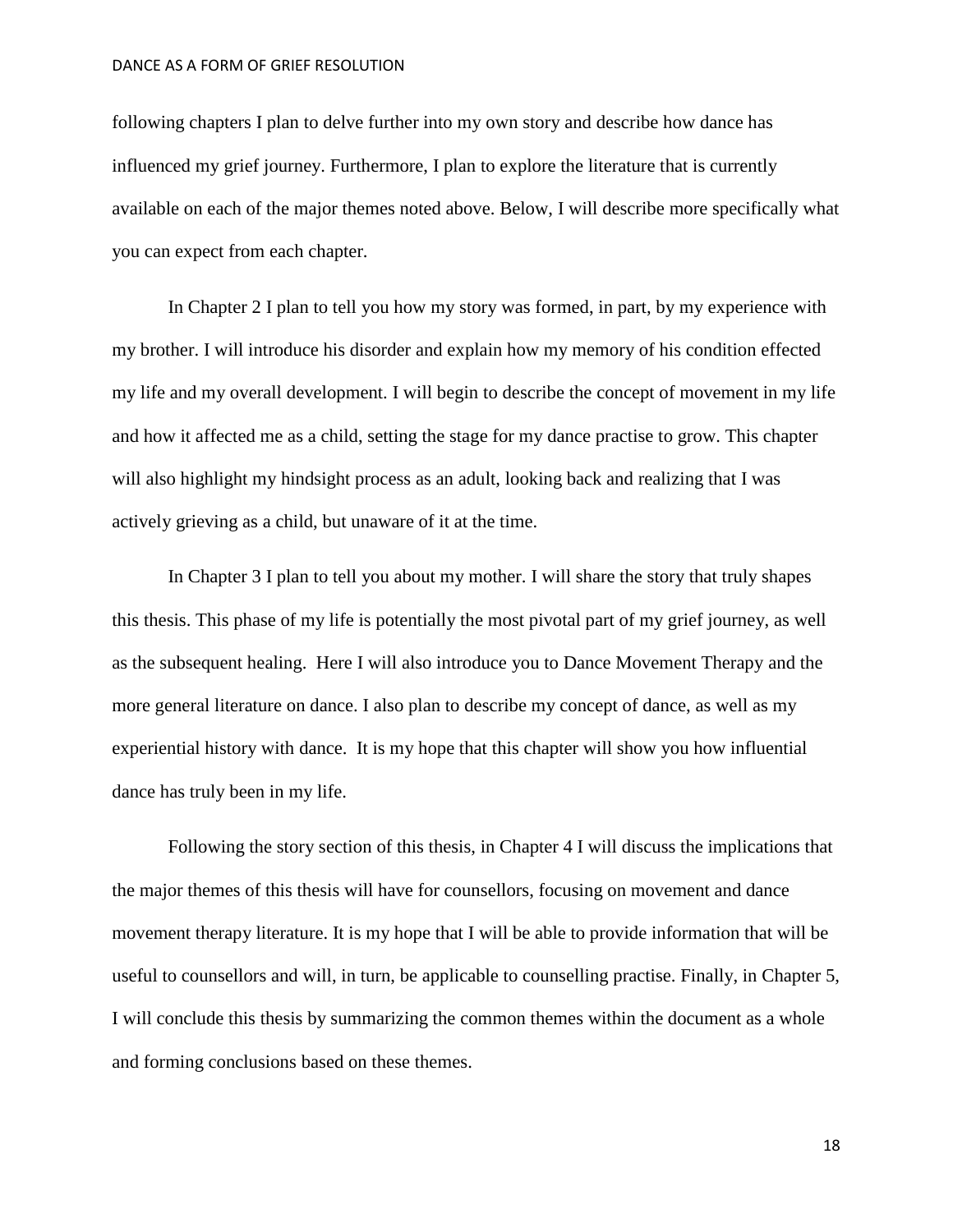following chapters I plan to delve further into my own story and describe how dance has influenced my grief journey. Furthermore, I plan to explore the literature that is currently available on each of the major themes noted above. Below, I will describe more specifically what you can expect from each chapter.

In Chapter 2 I plan to tell you how my story was formed, in part, by my experience with my brother. I will introduce his disorder and explain how my memory of his condition effected my life and my overall development. I will begin to describe the concept of movement in my life and how it affected me as a child, setting the stage for my dance practise to grow. This chapter will also highlight my hindsight process as an adult, looking back and realizing that I was actively grieving as a child, but unaware of it at the time.

In Chapter 3 I plan to tell you about my mother. I will share the story that truly shapes this thesis. This phase of my life is potentially the most pivotal part of my grief journey, as well as the subsequent healing. Here I will also introduce you to Dance Movement Therapy and the more general literature on dance. I also plan to describe my concept of dance, as well as my experiential history with dance. It is my hope that this chapter will show you how influential dance has truly been in my life.

Following the story section of this thesis, in Chapter 4 I will discuss the implications that the major themes of this thesis will have for counsellors, focusing on movement and dance movement therapy literature. It is my hope that I will be able to provide information that will be useful to counsellors and will, in turn, be applicable to counselling practise. Finally, in Chapter 5, I will conclude this thesis by summarizing the common themes within the document as a whole and forming conclusions based on these themes.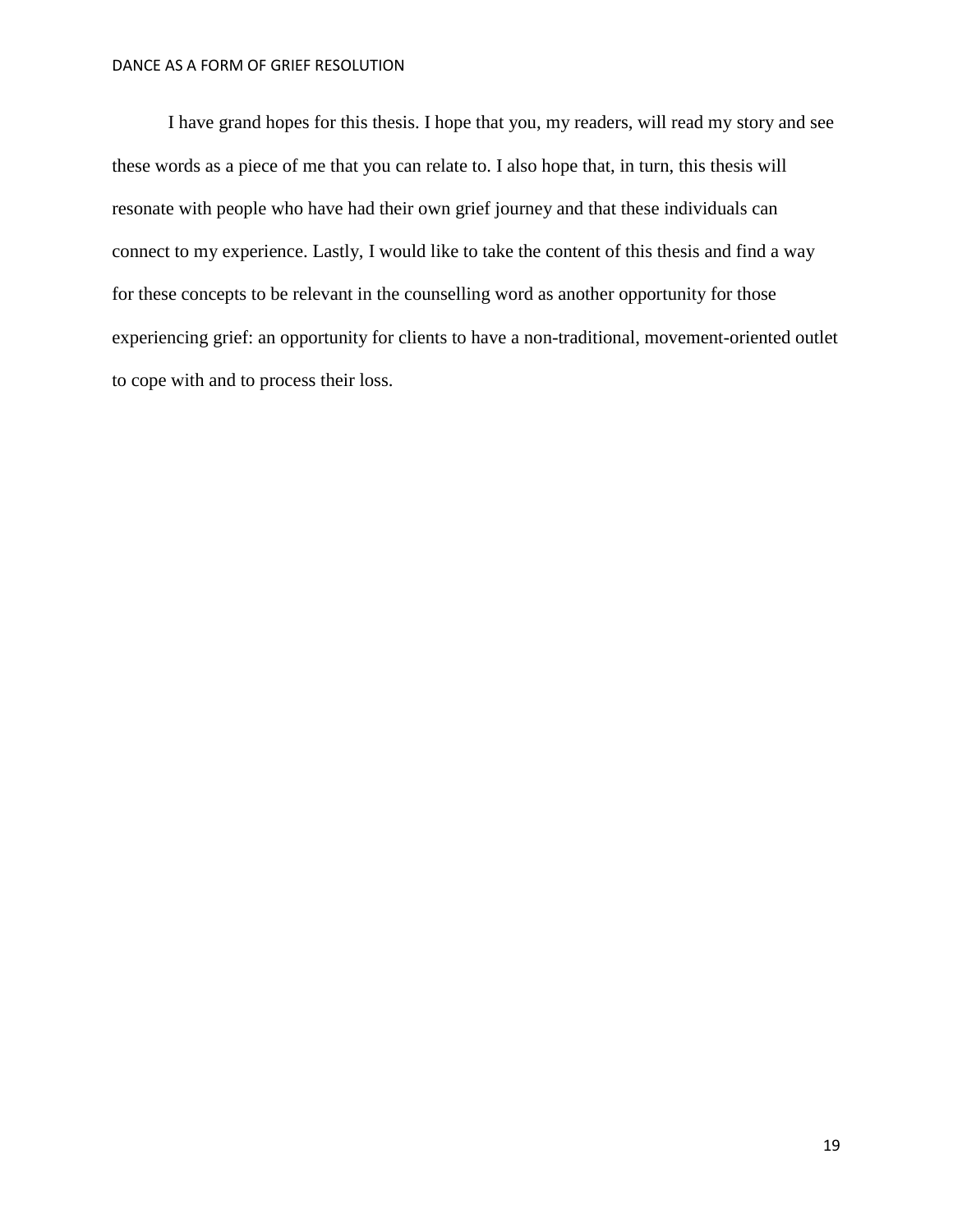I have grand hopes for this thesis. I hope that you, my readers, will read my story and see these words as a piece of me that you can relate to. I also hope that, in turn, this thesis will resonate with people who have had their own grief journey and that these individuals can connect to my experience. Lastly, I would like to take the content of this thesis and find a way for these concepts to be relevant in the counselling word as another opportunity for those experiencing grief: an opportunity for clients to have a non-traditional, movement-oriented outlet to cope with and to process their loss.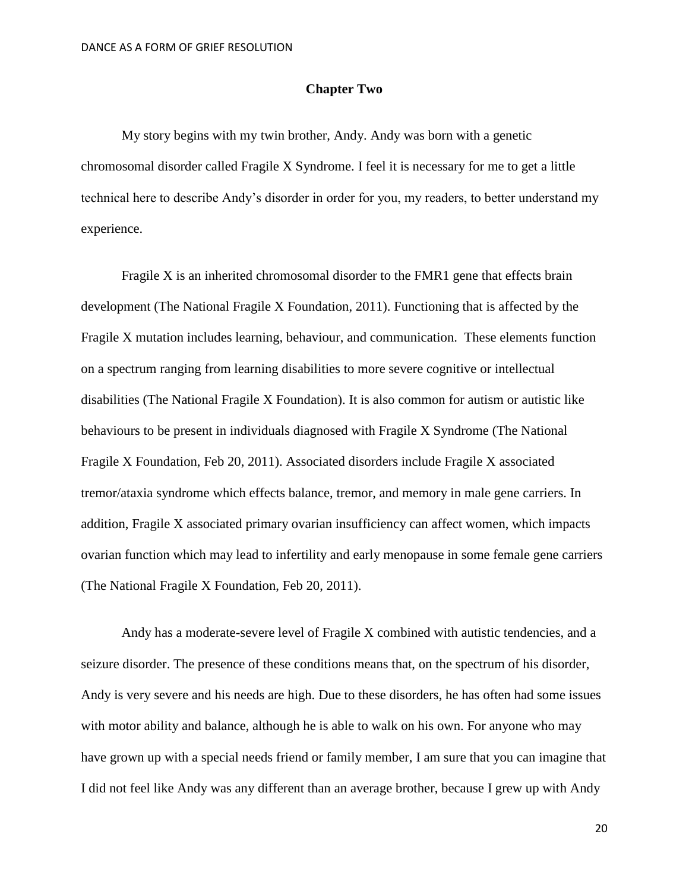## Chapter Two

My story begins with my twin brother, Andy. Andy was born with a genetic chromosomal disorder called Fragile X Syndrome. I feel it is necessary for me to get a little technical here to describe Andy's disorder in order for you, my readers, to better understand my experience.

Fragile X is an inherited chromosomal disorder to the FMR1 gene that effects brain development (The National Fragile X Foundation, 2011). Functioning that is affected by the Fragile X mutation includes learning, behaviour, and communication.  These elements function on a spectrum ranging from learning disabilities to more severe cognitive or intellectual disabilities (The National Fragile X Foundation). It is also common for autism or autistic like behaviours to be present in individuals diagnosed with Fragile X Syndrome (The National Fragile X Foundation, Feb 20, 2011). Associated disorders include Fragile X associated tremor/ataxia syndrome which effects balance, tremor, and memory in male gene carriers. In addition, Fragile X associated primary ovarian insufficiency can affect women, which impacts ovarian function which may lead to infertility and early menopause in some female gene carriers (The National Fragile X Foundation, Feb 20, 2011).

Andy has a moderate-severe level of Fragile X combined with autistic tendencies, and a seizure disorder. The presence of these conditions means that, on the spectrum of his disorder, Andy is very severe and his needs are high. Due to these disorders, he has often had some issues with motor ability and balance, although he is able to walk on his own. For anyone who may have grown up with a special needs friend or family member, I am sure that you can imagine that I did not feel like Andy was any different than an average brother, because I grew up with Andy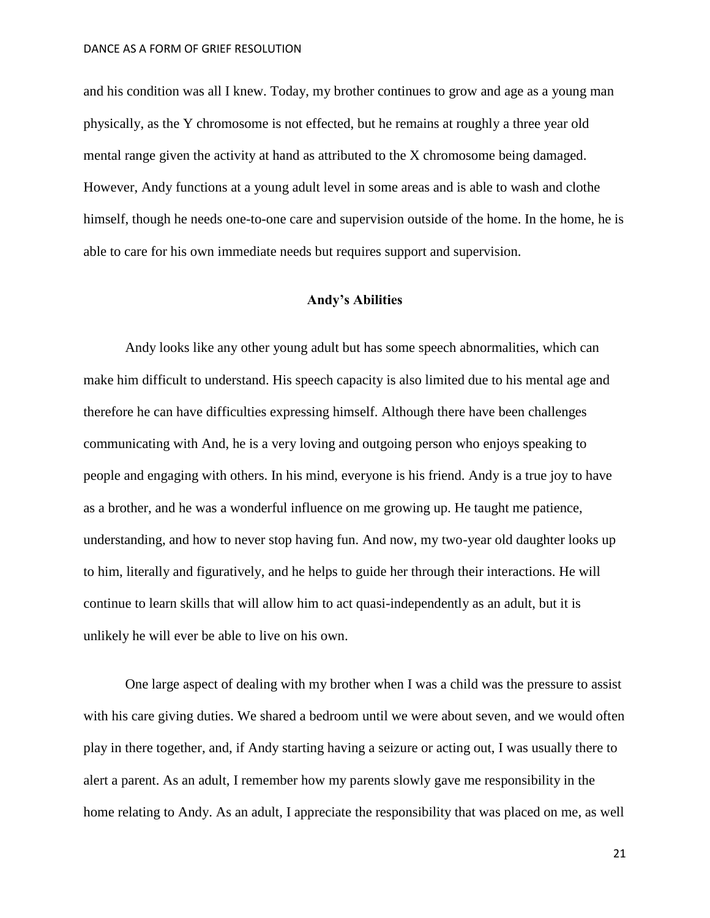and his condition was all I knew. Today, my brother continues to grow and age as a young man physically, as the Y chromosome is not effected, but he remains at roughly a three year old mental range given the activity at hand as attributed to the X chromosome being damaged. However, Andy functions at a young adult level in some areas and is able to wash and clothe himself, though he needs one-to-one care and supervision outside of the home. In the home, he is able to care for his own immediate needs but requires support and supervision.

## Andy's Abilities

Andy looks like any other young adult but has some speech abnormalities, which can make him difficult to understand. His speech capacity is also limited due to his mental age and therefore he can have difficulties expressing himself. Although there have been challenges communicating with And, he is a very loving and outgoing person who enjoys speaking to people and engaging with others. In his mind, everyone is his friend. Andy is a true joy to have as a brother, and he was a wonderful influence on me growing up. He taught me patience, understanding, and how to never stop having fun. And now, my two-year old daughter looks up to him, literally and figuratively, and he helps to guide her through their interactions. He will continue to learn skills that will allow him to act quasi-independently as an adult, but it is unlikely he will ever be able to live on his own.

One large aspect of dealing with my brother when I was a child was the pressure to assist with his care giving duties. We shared a bedroom until we were about seven, and we would often play in there together, and, if Andy starting having a seizure or acting out, I was usually there to alert a parent. As an adult, I remember how my parents slowly gave me responsibility in the home relating to Andy. As an adult, I appreciate the responsibility that was placed on me, as well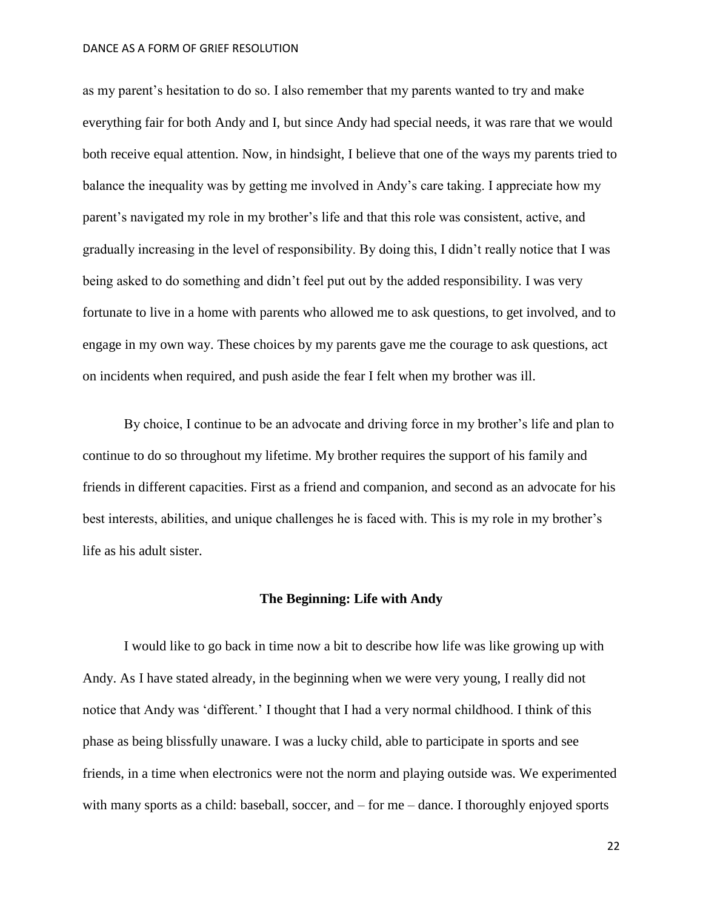as my parent's hesitation to do so. I also remember that my parents wanted to try and make everything fair for both Andy and I, but since Andy had special needs, it was rare that we would both receive equal attention. Now, in hindsight, I believe that one of the ways my parents tried to balance the inequality was by getting me involved in Andy's care taking. I appreciate how my parent's navigated my role in my brother's life and that this role was consistent, active, and gradually increasing in the level of responsibility. By doing this, I didn't really notice that I was being asked to do something and didn't feel put out by the added responsibility. I was very fortunate to live in a home with parents who allowed me to ask questions, to get involved, and to engage in my own way. These choices by my parents gave me the courage to ask questions, act on incidents when required, and push aside the fear I felt when my brother was ill.

By choice, I continue to be an advocate and driving force in my brother's life and plan to continue to do so throughout my lifetime. My brother requires the support of his family and friends in different capacities. First as a friend and companion, and second as an advocate for his best interests, abilities, and unique challenges he is faced with. This is my role in my brother's life as his adult sister.

## The Beginning: Life with Andy

I would like to go back in time now a bit to describe how life was like growing up with Andy. As I have stated already, in the beginning when we were very young, I really did not notice that Andy was 'different.' I thought that I had a very normal childhood. I think of this phase as being blissfully unaware. I was a lucky child, able to participate in sports and see friends, in a time when electronics were not the norm and playing outside was. We experimented with many sports as a child: baseball, soccer, and – for me – dance. I thoroughly enjoyed sports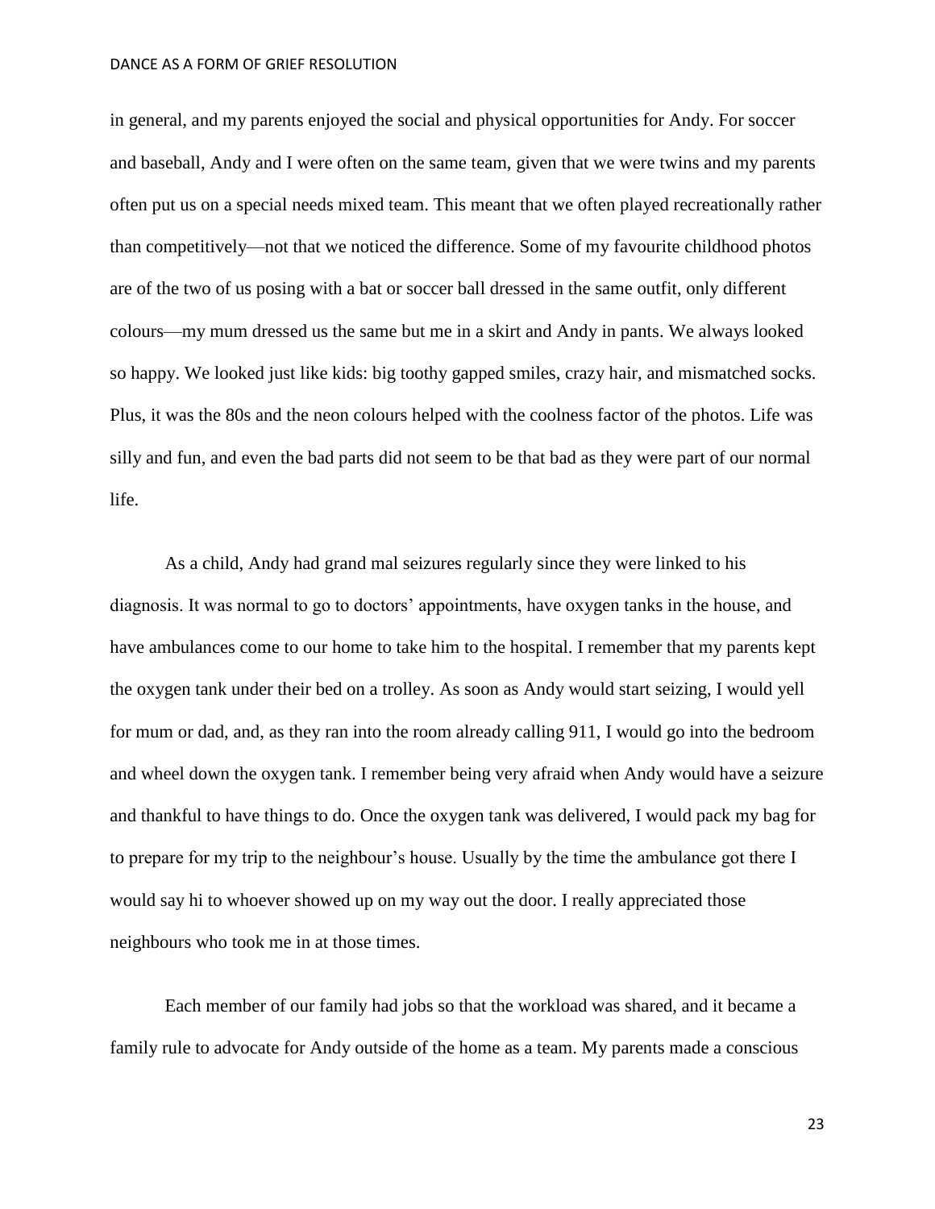in general, and my parents enjoyed the social and physical opportunities for Andy. For soccer and baseball, Andy and I were often on the same team, given that we were twins and my parents often put us on a special needs mixed team. This meant that we often played recreationally rather than competitively—not that we noticed the difference. Some of my favourite childhood photos are of the two of us posing with a bat or soccer ball dressed in the same outfit, only different colours—my mum dressed us the same but me in a skirt and Andy in pants. We always looked so happy. We looked just like kids: big toothy gapped smiles, crazy hair, and mismatched socks. Plus, it was the 80s and the neon colours helped with the coolness factor of the photos. Life was silly and fun, and even the bad parts did not seem to be that bad as they were part of our normal life.

As a child, Andy had grand mal seizures regularly since they were linked to his diagnosis. It was normal to go to doctors' appointments, have oxygen tanks in the house, and have ambulances come to our home to take him to the hospital. I remember that my parents kept the oxygen tank under their bed on a trolley. As soon as Andy would start seizing, I would yell for mum or dad, and, as they ran into the room already calling 911, I would go into the bedroom and wheel down the oxygen tank. I remember being very afraid when Andy would have a seizure and thankful to have things to do. Once the oxygen tank was delivered, I would pack my bag for to prepare for my trip to the neighbour's house. Usually by the time the ambulance got there I would say hi to whoever showed up on my way out the door. I really appreciated those neighbours who took me in at those times.

Each member of our family had jobs so that the workload was shared, and it became a family rule to advocate for Andy outside of the home as a team. My parents made a conscious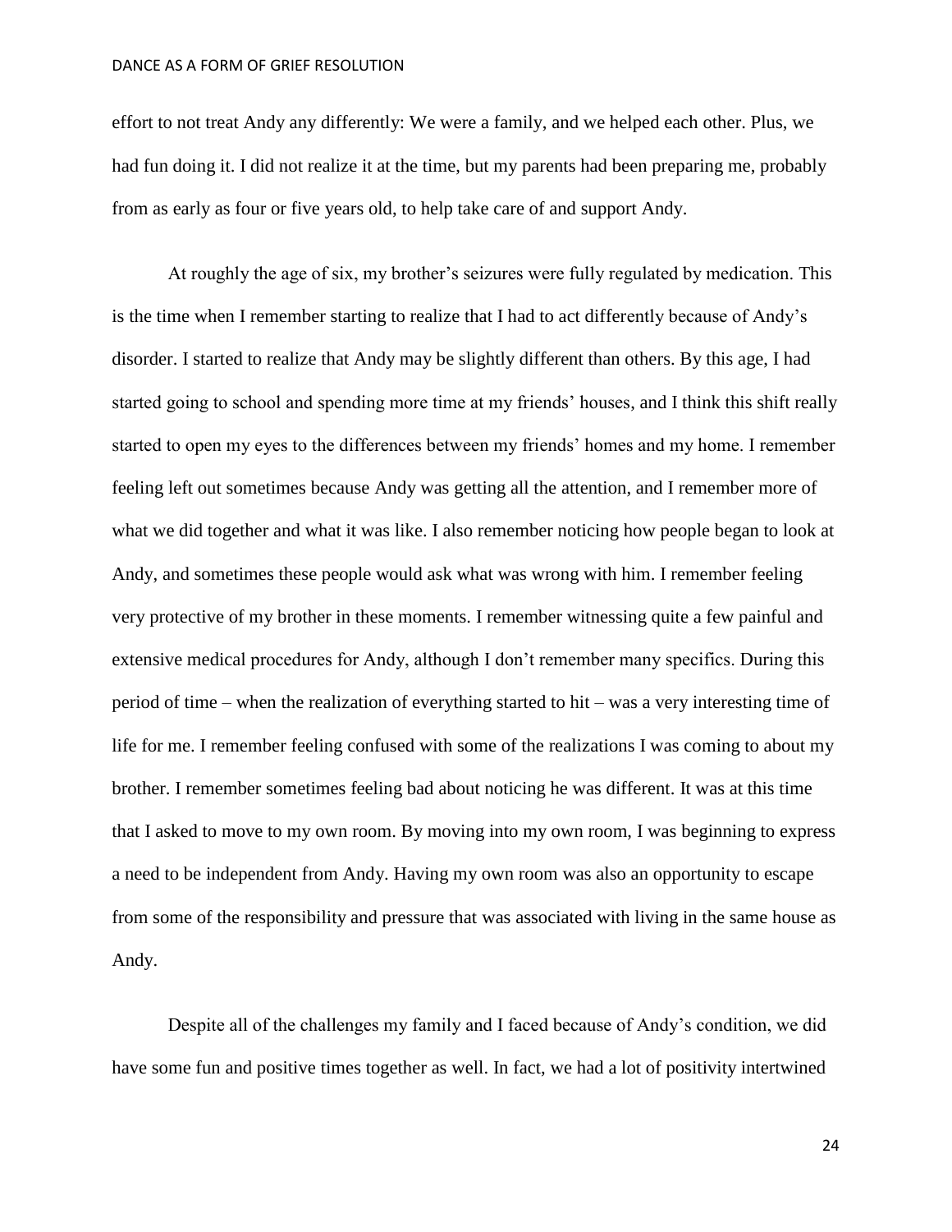effort to not treat Andy any differently: We were a family, and we helped each other. Plus, we had fun doing it. I did not realize it at the time, but my parents had been preparing me, probably from as early as four or five years old, to help take care of and support Andy.

At roughly the age of six, my brother's seizures were fully regulated by medication. This is the time when I remember starting to realize that I had to act differently because of Andy's disorder. I started to realize that Andy may be slightly different than others. By this age, I had started going to school and spending more time at my friends' houses, and I think this shift really started to open my eyes to the differences between my friends' homes and my home. I remember feeling left out sometimes because Andy was getting all the attention, and I remember more of what we did together and what it was like. I also remember noticing how people began to look at Andy, and sometimes these people would ask what was wrong with him. I remember feeling very protective of my brother in these moments. I remember witnessing quite a few painful and extensive medical procedures for Andy, although I don't remember many specifics. During this period of time – when the realization of everything started to hit – was a very interesting time of life for me. I remember feeling confused with some of the realizations I was coming to about my brother. I remember sometimes feeling bad about noticing he was different. It was at this time that I asked to move to my own room. By moving into my own room, I was beginning to express a need to be independent from Andy. Having my own room was also an opportunity to escape from some of the responsibility and pressure that was associated with living in the same house as Andy.

Despite all of the challenges my family and I faced because of Andy's condition, we did have some fun and positive times together as well. In fact, we had a lot of positivity intertwined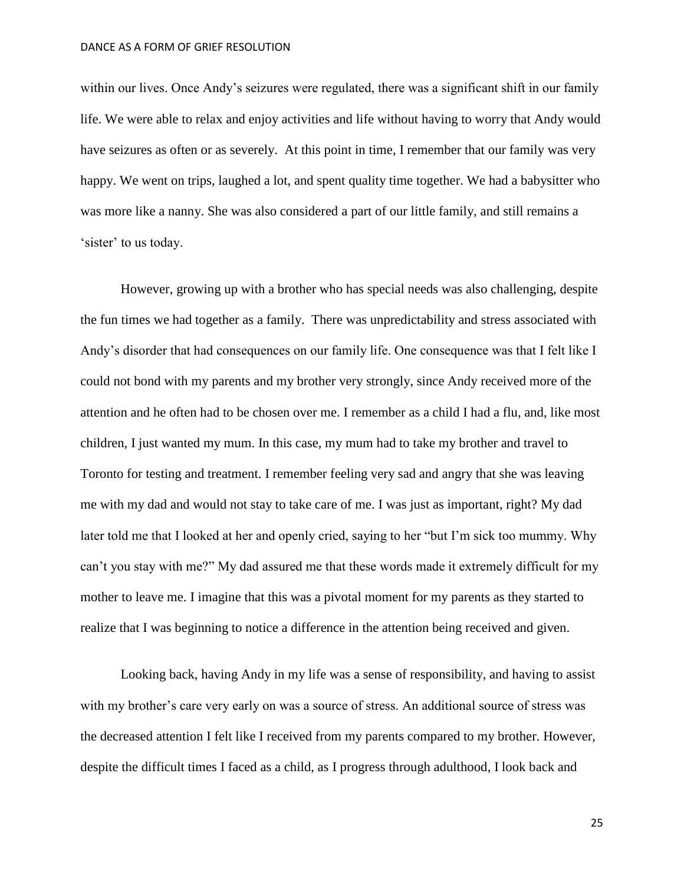within our lives. Once Andy's seizures were regulated, there was a significant shift in our family life. We were able to relax and enjoy activities and life without having to worry that Andy would have seizures as often or as severely. At this point in time, I remember that our family was very happy. We went on trips, laughed a lot, and spent quality time together. We had a babysitter who was more like a nanny. She was also considered a part of our little family, and still remains a 'sister' to us today.

However, growing up with a brother who has special needs was also challenging, despite the fun times we had together as a family. There was unpredictability and stress associated with Andy's disorder that had consequences on our family life. One consequence was that I felt like I could not bond with my parents and my brother very strongly, since Andy received more of the attention and he often had to be chosen over me. I remember as a child I had a flu, and, like most children, I just wanted my mum. In this case, my mum had to take my brother and travel to Toronto for testing and treatment. I remember feeling very sad and angry that she was leaving me with my dad and would not stay to take care of me. I was just as important, right? My dad later told me that I looked at her and openly cried, saying to her "but I'm sick too mummy. Why can't you stay with me?" My dad assured me that these words made it extremely difficult for my mother to leave me. I imagine that this was a pivotal moment for my parents as they started to realize that I was beginning to notice a difference in the attention being received and given.

Looking back, having Andy in my life was a sense of responsibility, and having to assist with my brother's care very early on was a source of stress. An additional source of stress was the decreased attention I felt like I received from my parents compared to my brother. However, despite the difficult times I faced as a child, as I progress through adulthood, I look back and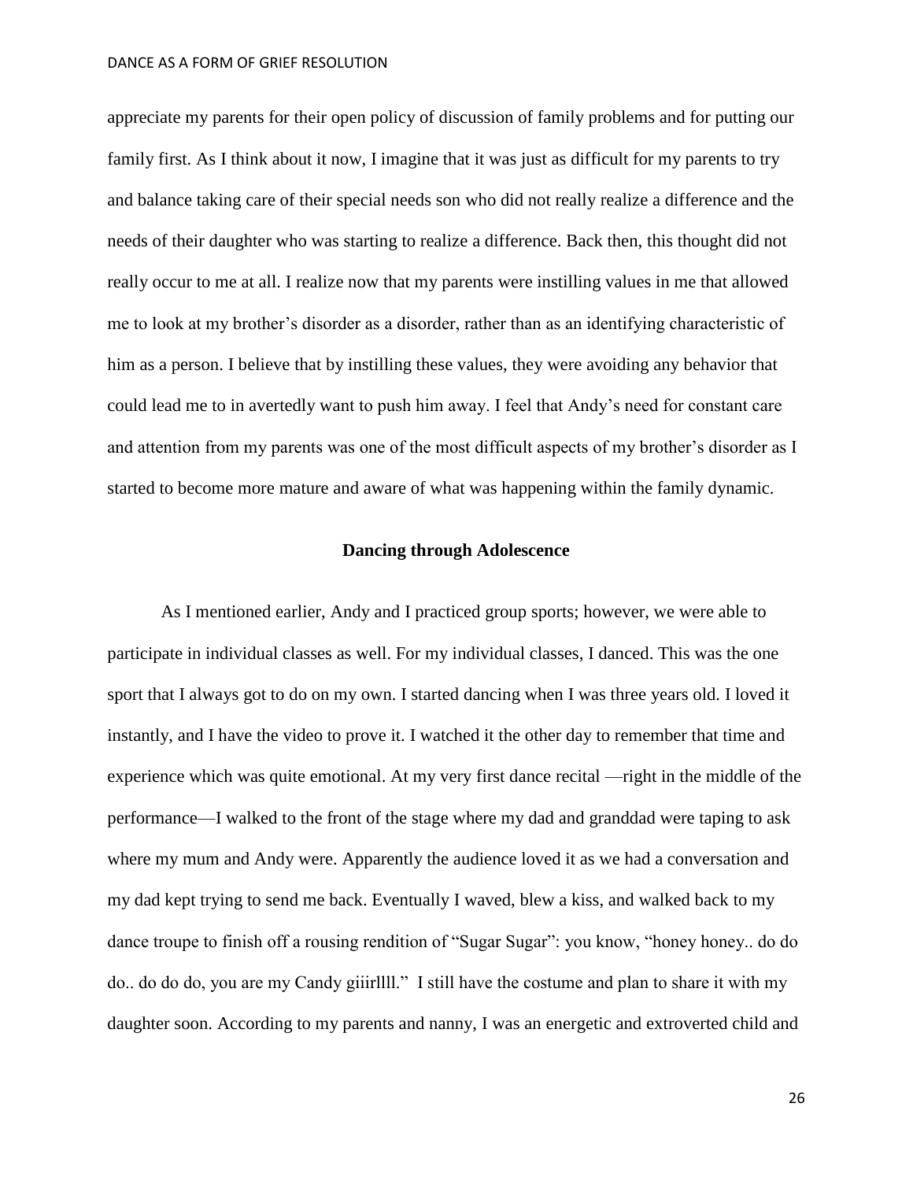appreciate my parents for their open policy of discussion of family problems and for putting our family first. As I think about it now, I imagine that it was just as difficult for my parents to try and balance taking care of their special needs son who did not really realize a difference and the needs of their daughter who was starting to realize a difference. Back then, this thought did not really occur to me at all. I realize now that my parents were instilling values in me that allowed me to look at my brother's disorder as a disorder, rather than as an identifying characteristic of him as a person. I believe that by instilling these values, they were avoiding any behavior that could lead me to in avertedly want to push him away. I feel that Andy's need for constant care and attention from my parents was one of the most difficult aspects of my brother's disorder as I started to become more mature and aware of what was happening within the family dynamic.

## Dancing through Adolescence

As I mentioned earlier, Andy and I practiced group sports; however, we were able to participate in individual classes as well. For my individual classes, I danced. This was the one sport that I always got to do on my own. I started dancing when I was three years old. I loved it instantly, and I have the video to prove it. I watched it the other day to remember that time and experience which was quite emotional. At my very first dance recital —right in the middle of the performance—I walked to the front of the stage where my dad and granddad were taping to ask where my mum and Andy were. Apparently the audience loved it as we had a conversation and my dad kept trying to send me back. Eventually I waved, blew a kiss, and walked back to my dance troupe to finish off a rousing rendition of "Sugar Sugar": you know, "honey honey.. do do do.. do do do, you are my Candy giiirllll." I still have the costume and plan to share it with my daughter soon. According to my parents and nanny, I was an energetic and extroverted child and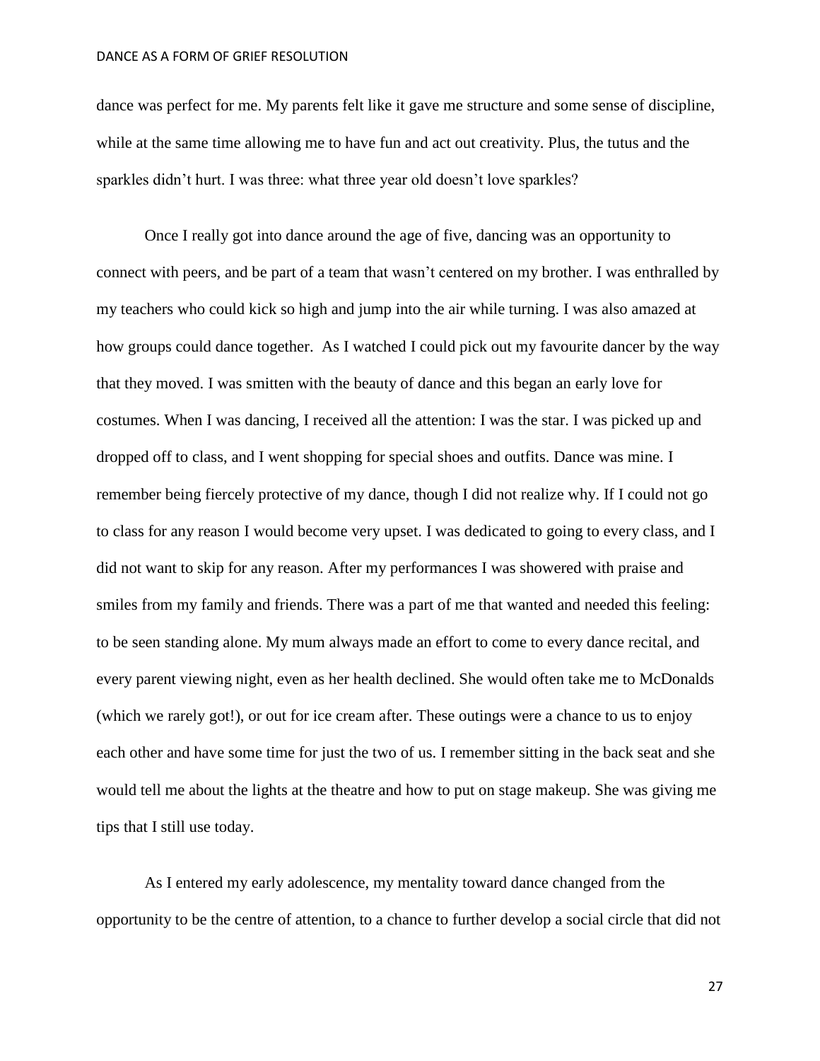dance was perfect for me. My parents felt like it gave me structure and some sense of discipline, while at the same time allowing me to have fun and act out creativity. Plus, the tutus and the sparkles didn't hurt. I was three: what three year old doesn't love sparkles?

Once I really got into dance around the age of five, dancing was an opportunity to connect with peers, and be part of a team that wasn't centered on my brother. I was enthralled by my teachers who could kick so high and jump into the air while turning. I was also amazed at how groups could dance together. As I watched I could pick out my favourite dancer by the way that they moved. I was smitten with the beauty of dance and this began an early love for costumes. When I was dancing, I received all the attention: I was the star. I was picked up and dropped off to class, and I went shopping for special shoes and outfits. Dance was mine. I remember being fiercely protective of my dance, though I did not realize why. If I could not go to class for any reason I would become very upset. I was dedicated to going to every class, and I did not want to skip for any reason. After my performances I was showered with praise and smiles from my family and friends. There was a part of me that wanted and needed this feeling: to be seen standing alone. My mum always made an effort to come to every dance recital, and every parent viewing night, even as her health declined. She would often take me to McDonalds (which we rarely got!), or out for ice cream after. These outings were a chance to us to enjoy each other and have some time for just the two of us. I remember sitting in the back seat and she would tell me about the lights at the theatre and how to put on stage makeup. She was giving me tips that I still use today.

As I entered my early adolescence, my mentality toward dance changed from the opportunity to be the centre of attention, to a chance to further develop a social circle that did not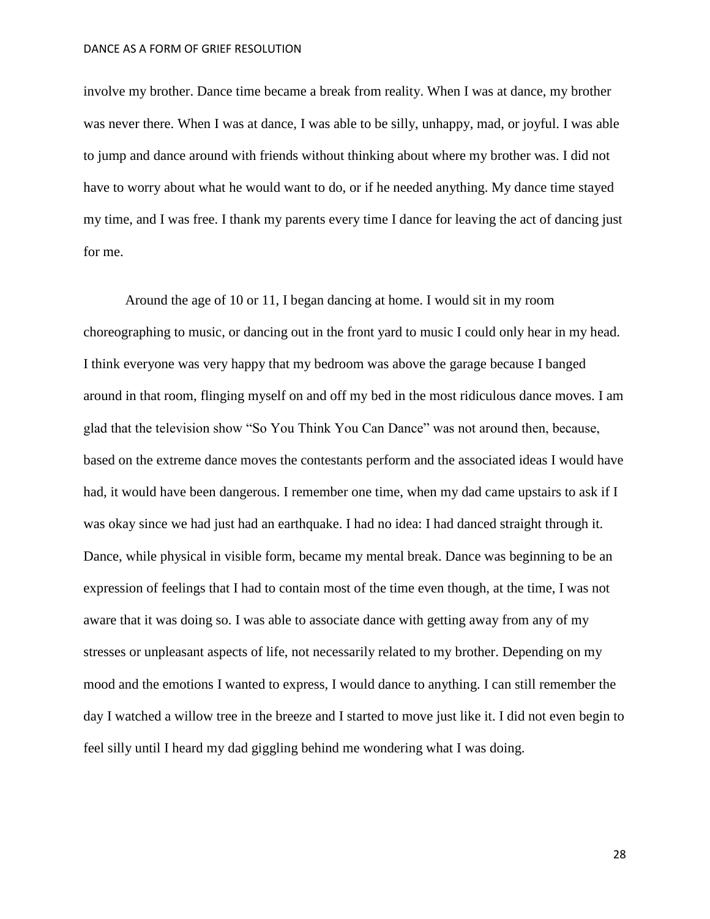involve my brother. Dance time became a break from reality. When I was at dance, my brother was never there. When I was at dance, I was able to be silly, unhappy, mad, or joyful. I was able to jump and dance around with friends without thinking about where my brother was. I did not have to worry about what he would want to do, or if he needed anything. My dance time stayed my time, and I was free. I thank my parents every time I dance for leaving the act of dancing just for me.

Around the age of 10 or 11, I began dancing at home. I would sit in my room choreographing to music, or dancing out in the front yard to music I could only hear in my head. I think everyone was very happy that my bedroom was above the garage because I banged around in that room, flinging myself on and off my bed in the most ridiculous dance moves. I am glad that the television show "So You Think You Can Dance" was not around then, because, based on the extreme dance moves the contestants perform and the associated ideas I would have had, it would have been dangerous. I remember one time, when my dad came upstairs to ask if I was okay since we had just had an earthquake. I had no idea: I had danced straight through it. Dance, while physical in visible form, became my mental break. Dance was beginning to be an expression of feelings that I had to contain most of the time even though, at the time, I was not aware that it was doing so. I was able to associate dance with getting away from any of my stresses or unpleasant aspects of life, not necessarily related to my brother. Depending on my mood and the emotions I wanted to express, I would dance to anything. I can still remember the day I watched a willow tree in the breeze and I started to move just like it. I did not even begin to feel silly until I heard my dad giggling behind me wondering what I was doing.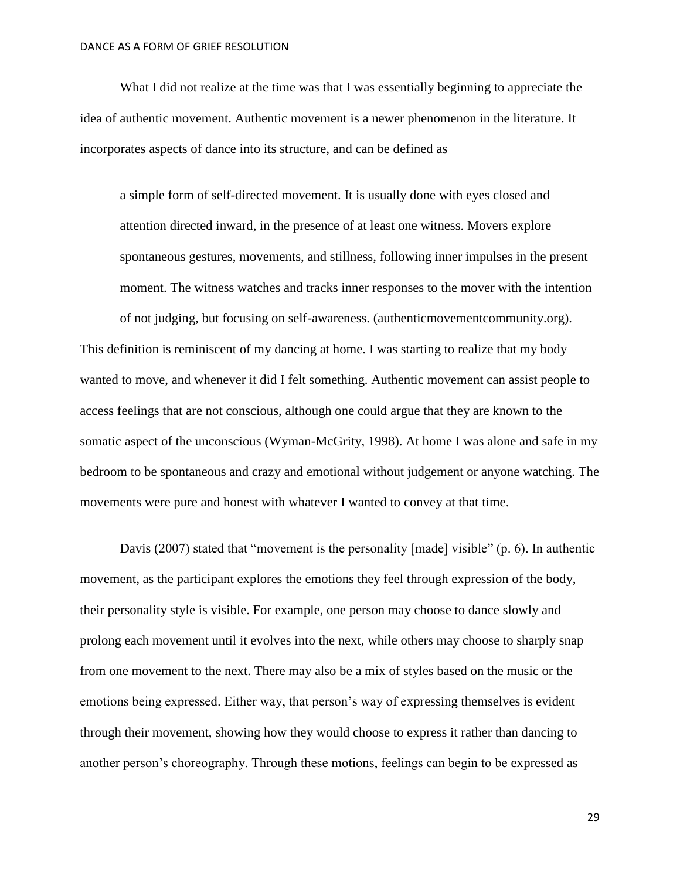What I did not realize at the time was that I was essentially beginning to appreciate the idea of authentic movement. Authentic movement is a newer phenomenon in the literature. It incorporates aspects of dance into its structure, and can be defined as

> a simple form of self-directed movement. It is usually done with eyes closed and attention directed inward, in the presence of at least one witness. Movers explore spontaneous gestures, movements, and stillness, following inner impulses in the present moment. The witness watches and tracks inner responses to the mover with the intention of not judging, but focusing on self-awareness. (authenticmovementcommunity.org).

This definition is reminiscent of my dancing at home. I was starting to realize that my body wanted to move, and whenever it did I felt something. Authentic movement can assist people to access feelings that are not conscious, although one could argue that they are known to the somatic aspect of the unconscious (Wyman-McGrity, 1998). At home I was alone and safe in my bedroom to be spontaneous and crazy and emotional without judgement or anyone watching. The movements were pure and honest with whatever I wanted to convey at that time.

Davis (2007) stated that "movement is the personality [made] visible" (p. 6). In authentic movement, as the participant explores the emotions they feel through expression of the body, their personality style is visible. For example, one person may choose to dance slowly and prolong each movement until it evolves into the next, while others may choose to sharply snap from one movement to the next. There may also be a mix of styles based on the music or the emotions being expressed. Either way, that person's way of expressing themselves is evident through their movement, showing how they would choose to express it rather than dancing to another person's choreography. Through these motions, feelings can begin to be expressed as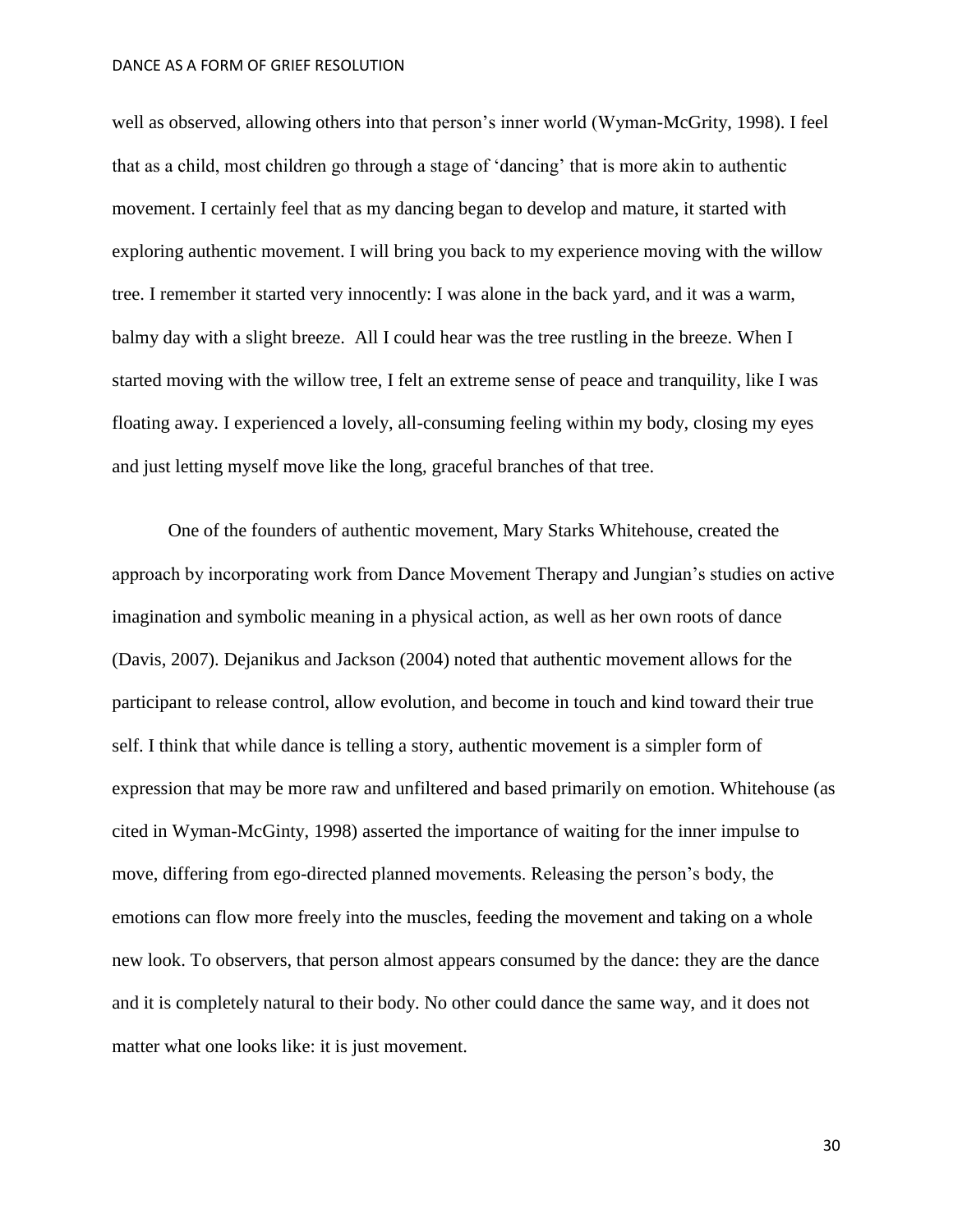well as observed, allowing others into that person's inner world (Wyman-McGrity, 1998). I feel that as a child, most children go through a stage of 'dancing' that is more akin to authentic movement. I certainly feel that as my dancing began to develop and mature, it started with exploring authentic movement. I will bring you back to my experience moving with the willow tree. I remember it started very innocently: I was alone in the back yard, and it was a warm, balmy day with a slight breeze. All I could hear was the tree rustling in the breeze. When I started moving with the willow tree, I felt an extreme sense of peace and tranquility, like I was floating away. I experienced a lovely, all-consuming feeling within my body, closing my eyes and just letting myself move like the long, graceful branches of that tree.

One of the founders of authentic movement, Mary Starks Whitehouse, created the approach by incorporating work from Dance Movement Therapy and Jungian's studies on active imagination and symbolic meaning in a physical action, as well as her own roots of dance (Davis, 2007). Dejanikus and Jackson (2004) noted that authentic movement allows for the participant to release control, allow evolution, and become in touch and kind toward their true self. I think that while dance is telling a story, authentic movement is a simpler form of expression that may be more raw and unfiltered and based primarily on emotion. Whitehouse (as cited in Wyman-McGinty, 1998) asserted the importance of waiting for the inner impulse to move, differing from ego-directed planned movements. Releasing the person's body, the emotions can flow more freely into the muscles, feeding the movement and taking on a whole new look. To observers, that person almost appears consumed by the dance: they are the dance and it is completely natural to their body. No other could dance the same way, and it does not matter what one looks like: it is just movement.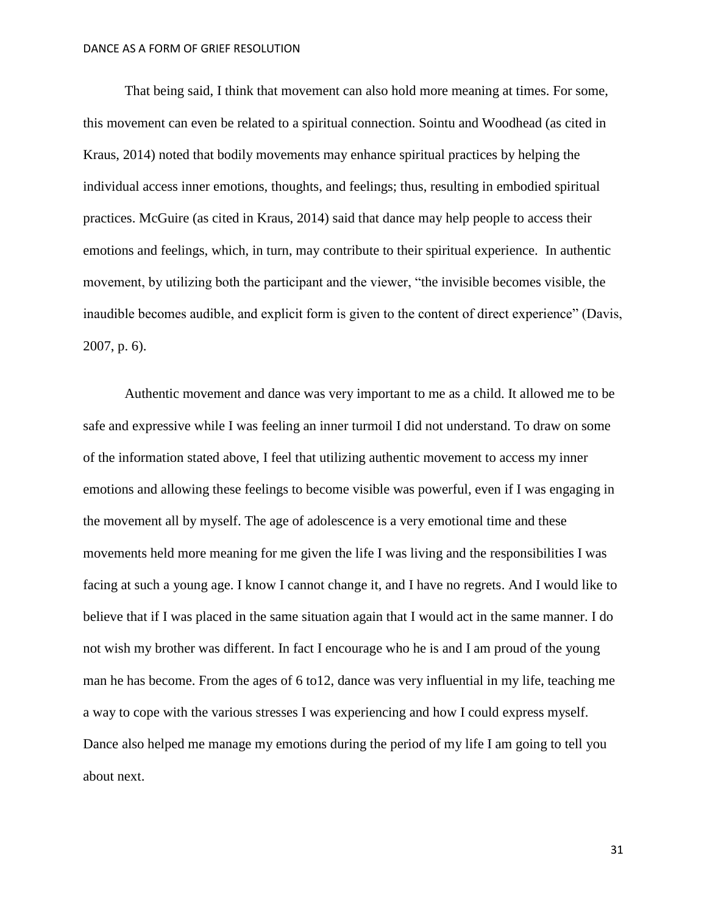That being said, I think that movement can also hold more meaning at times. For some, this movement can even be related to a spiritual connection. Sointu and Woodhead (as cited in Kraus, 2014) noted that bodily movements may enhance spiritual practices by helping the individual access inner emotions, thoughts, and feelings; thus, resulting in embodied spiritual practices. McGuire (as cited in Kraus, 2014) said that dance may help people to access their emotions and feelings, which, in turn, may contribute to their spiritual experience. In authentic movement, by utilizing both the participant and the viewer, "the invisible becomes visible, the inaudible becomes audible, and explicit form is given to the content of direct experience" (Davis, 2007, p. 6).

Authentic movement and dance was very important to me as a child. It allowed me to be safe and expressive while I was feeling an inner turmoil I did not understand. To draw on some of the information stated above, I feel that utilizing authentic movement to access my inner emotions and allowing these feelings to become visible was powerful, even if I was engaging in the movement all by myself. The age of adolescence is a very emotional time and these movements held more meaning for me given the life I was living and the responsibilities I was facing at such a young age. I know I cannot change it, and I have no regrets. And I would like to believe that if I was placed in the same situation again that I would act in the same manner. I do not wish my brother was different. In fact I encourage who he is and I am proud of the young man he has become. From the ages of 6 to12, dance was very influential in my life, teaching me a way to cope with the various stresses I was experiencing and how I could express myself. Dance also helped me manage my emotions during the period of my life I am going to tell you about next.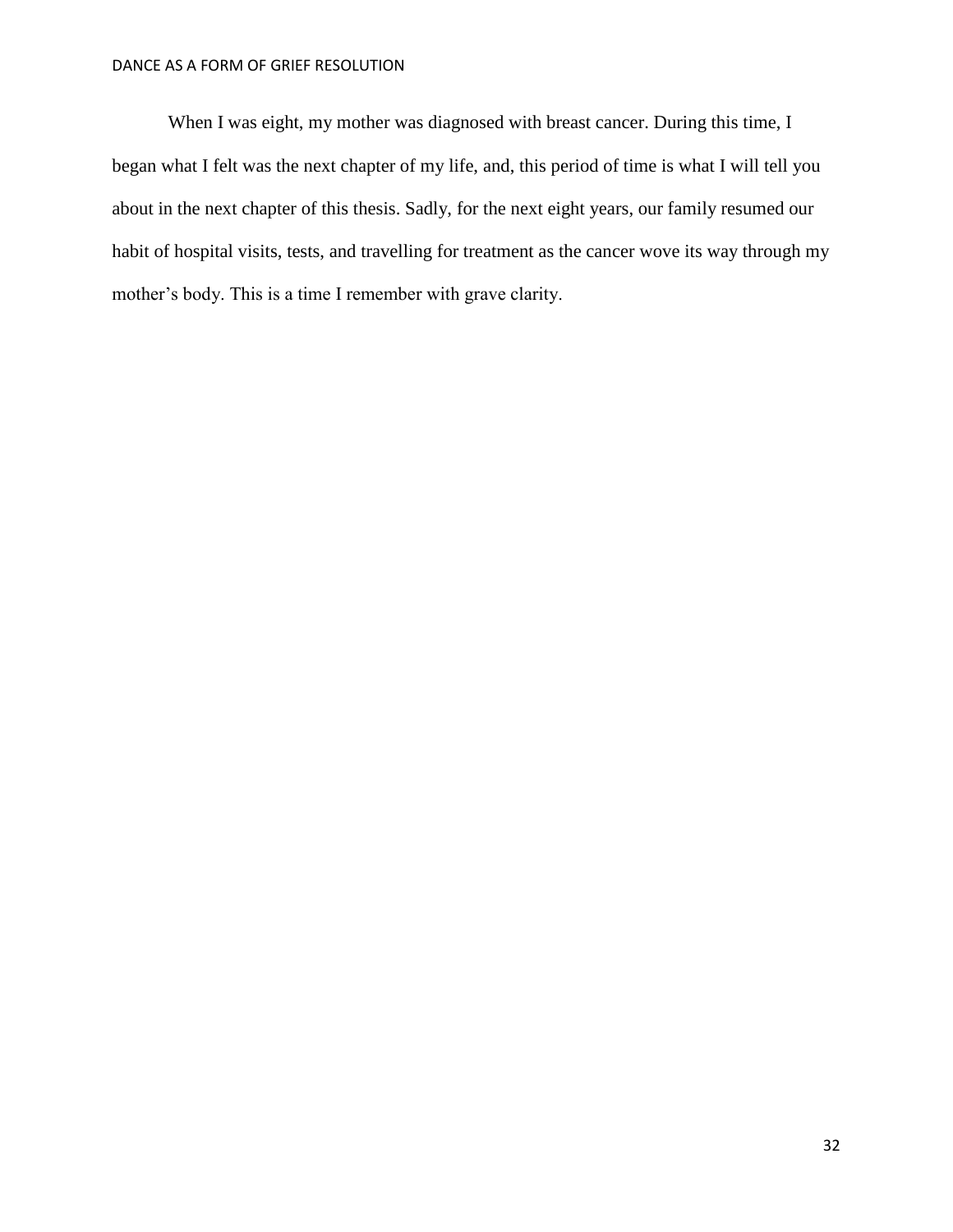When I was eight, my mother was diagnosed with breast cancer. During this time, I began what I felt was the next chapter of my life, and, this period of time is what I will tell you about in the next chapter of this thesis. Sadly, for the next eight years, our family resumed our habit of hospital visits, tests, and travelling for treatment as the cancer wove its way through my mother's body. This is a time I remember with grave clarity.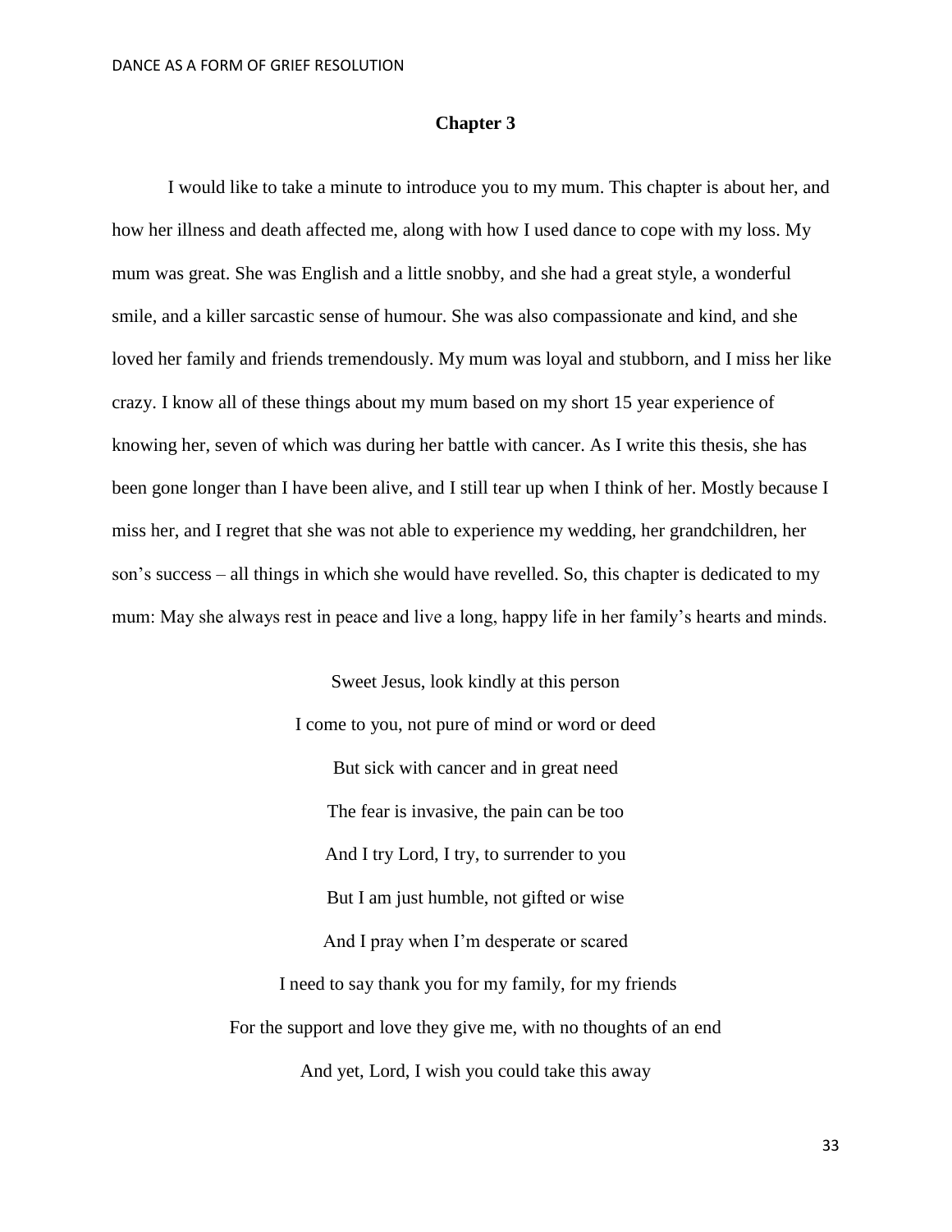# Chapter 3

I would like to take a minute to introduce you to my mum. This chapter is about her, and how her illness and death affected me, along with how I used dance to cope with my loss. My mum was great. She was English and a little snobby, and she had a great style, a wonderful smile, and a killer sarcastic sense of humour. She was also compassionate and kind, and she loved her family and friends tremendously. My mum was loyal and stubborn, and I miss her like crazy. I know all of these things about my mum based on my short 15 year experience of knowing her, seven of which was during her battle with cancer. As I write this thesis, she has been gone longer than I have been alive, and I still tear up when I think of her. Mostly because I miss her, and I regret that she was not able to experience my wedding, her grandchildren, her son's success – all things in which she would have revelled. So, this chapter is dedicated to my mum: May she always rest in peace and live a long, happy life in her family's hearts and minds.

Sweet Jesus, look kindly at this person

I come to you, not pure of mind or word or deed

But sick with cancer and in great need

The fear is invasive, the pain can be too

And I try Lord, I try, to surrender to you

But I am just humble, not gifted or wise

And I pray when I'm desperate or scared

I need to say thank you for my family, for my friends

For the support and love they give me, with no thoughts of an end

And yet, Lord, I wish you could take this away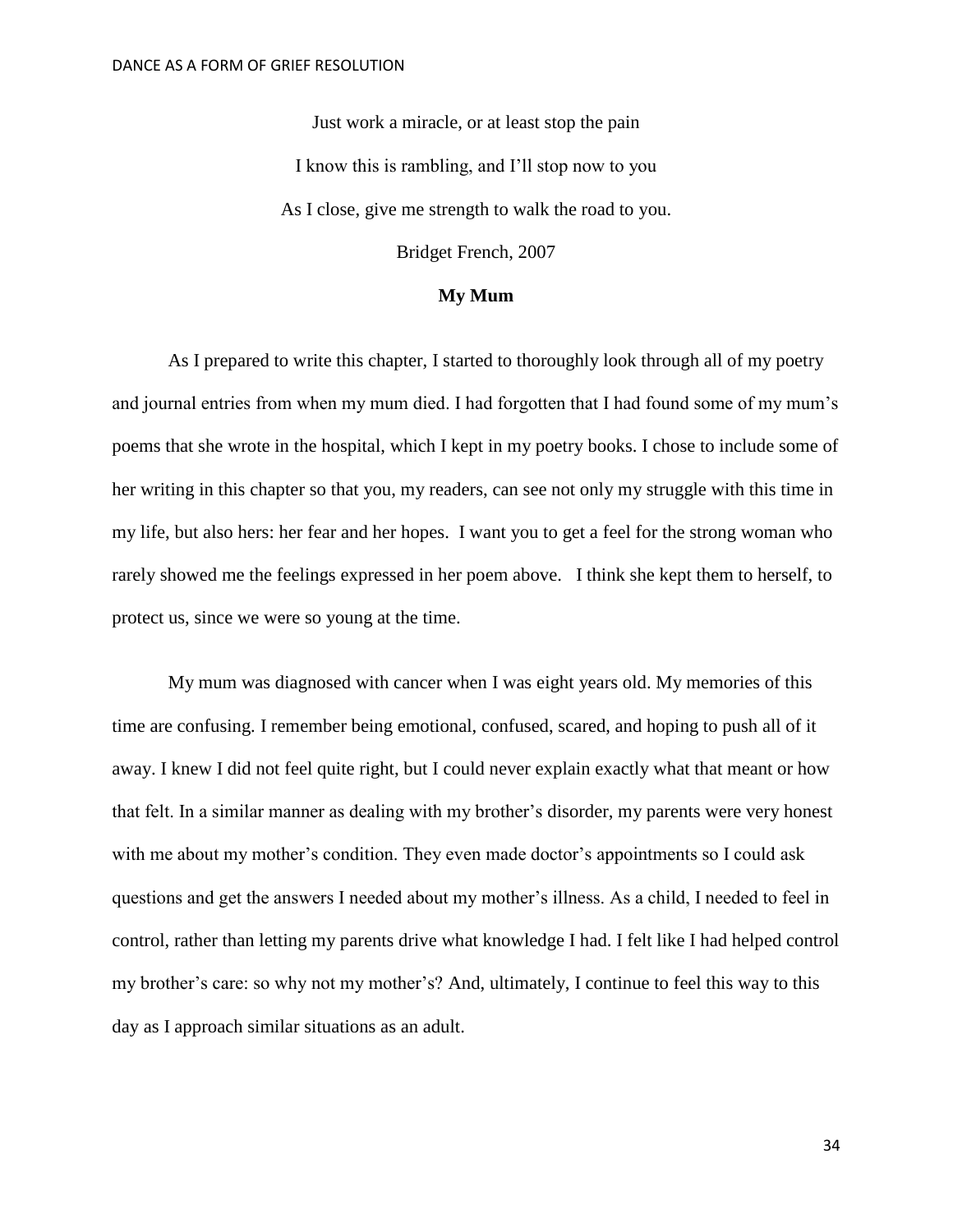Just work a miracle, or at least stop the pain

I know this is rambling, and I'll stop now to you

As I close, give me strength to walk the road to you.

Bridget French, 2007

**My Mum**

As I prepared to write this chapter, I started to thoroughly look through all of my poetry and journal entries from when my mum died. I had forgotten that I had found some of my mum's poems that she wrote in the hospital, which I kept in my poetry books. I chose to include some of her writing in this chapter so that you, my readers, can see not only my struggle with this time in my life, but also hers: her fear and her hopes. I want you to get a feel for the strong woman who rarely showed me the feelings expressed in her poem above. I think she kept them to herself, to protect us, since we were so young at the time.

My mum was diagnosed with cancer when I was eight years old. My memories of this time are confusing. I remember being emotional, confused, scared, and hoping to push all of it away. I knew I did not feel quite right, but I could never explain exactly what that meant or how that felt. In a similar manner as dealing with my brother's disorder, my parents were very honest with me about my mother's condition. They even made doctor's appointments so I could ask questions and get the answers I needed about my mother's illness. As a child, I needed to feel in control, rather than letting my parents drive what knowledge I had. I felt like I had helped control my brother's care: so why not my mother's? And, ultimately, I continue to feel this way to this day as I approach similar situations as an adult.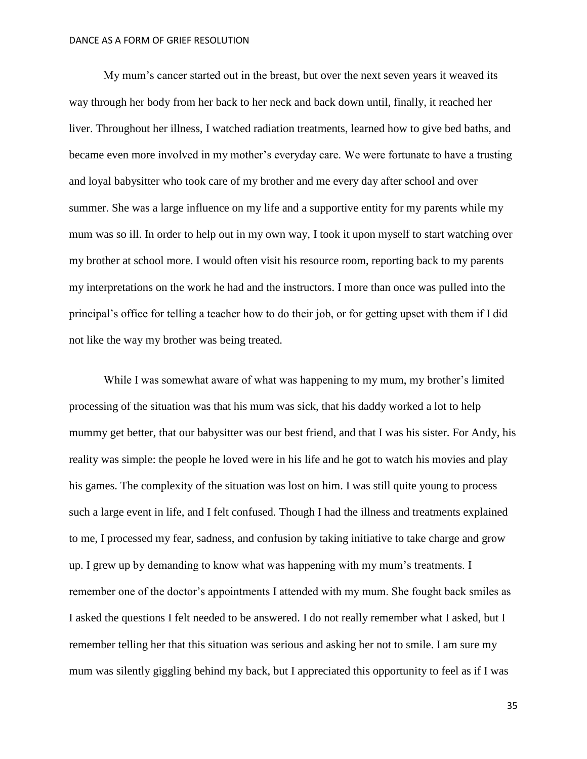My mum's cancer started out in the breast, but over the next seven years it weaved its way through her body from her back to her neck and back down until, finally, it reached her liver. Throughout her illness, I watched radiation treatments, learned how to give bed baths, and became even more involved in my mother's everyday care. We were fortunate to have a trusting and loyal babysitter who took care of my brother and me every day after school and over summer. She was a large influence on my life and a supportive entity for my parents while my mum was so ill. In order to help out in my own way, I took it upon myself to start watching over my brother at school more. I would often visit his resource room, reporting back to my parents my interpretations on the work he had and the instructors. I more than once was pulled into the principal's office for telling a teacher how to do their job, or for getting upset with them if I did not like the way my brother was being treated.

While I was somewhat aware of what was happening to my mum, my brother's limited processing of the situation was that his mum was sick, that his daddy worked a lot to help mummy get better, that our babysitter was our best friend, and that I was his sister. For Andy, his reality was simple: the people he loved were in his life and he got to watch his movies and play his games. The complexity of the situation was lost on him. I was still quite young to process such a large event in life, and I felt confused. Though I had the illness and treatments explained to me, I processed my fear, sadness, and confusion by taking initiative to take charge and grow up. I grew up by demanding to know what was happening with my mum's treatments. I remember one of the doctor's appointments I attended with my mum. She fought back smiles as I asked the questions I felt needed to be answered. I do not really remember what I asked, but I remember telling her that this situation was serious and asking her not to smile. I am sure my mum was silently giggling behind my back, but I appreciated this opportunity to feel as if I was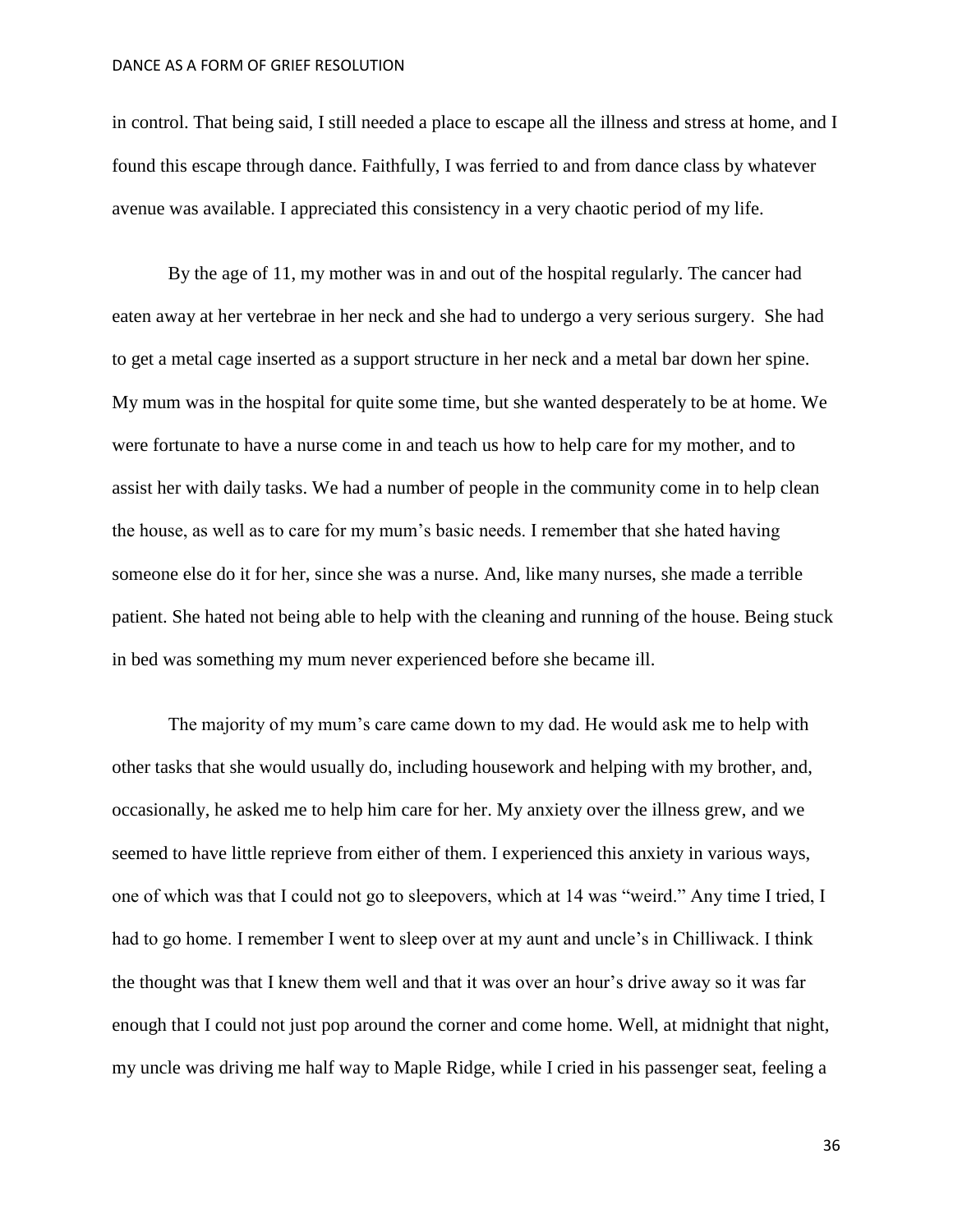in control. That being said, I still needed a place to escape all the illness and stress at home, and I found this escape through dance. Faithfully, I was ferried to and from dance class by whatever avenue was available. I appreciated this consistency in a very chaotic period of my life.

By the age of 11, my mother was in and out of the hospital regularly. The cancer had eaten away at her vertebrae in her neck and she had to undergo a very serious surgery. She had to get a metal cage inserted as a support structure in her neck and a metal bar down her spine. My mum was in the hospital for quite some time, but she wanted desperately to be at home. We were fortunate to have a nurse come in and teach us how to help care for my mother, and to assist her with daily tasks. We had a number of people in the community come in to help clean the house, as well as to care for my mum's basic needs. I remember that she hated having someone else do it for her, since she was a nurse. And, like many nurses, she made a terrible patient. She hated not being able to help with the cleaning and running of the house. Being stuck in bed was something my mum never experienced before she became ill.

The majority of my mum's care came down to my dad. He would ask me to help with other tasks that she would usually do, including housework and helping with my brother, and, occasionally, he asked me to help him care for her. My anxiety over the illness grew, and we seemed to have little reprieve from either of them. I experienced this anxiety in various ways, one of which was that I could not go to sleepovers, which at 14 was "weird." Any time I tried, I had to go home. I remember I went to sleep over at my aunt and uncle's in Chilliwack. I think the thought was that I knew them well and that it was over an hour's drive away so it was far enough that I could not just pop around the corner and come home. Well, at midnight that night, my uncle was driving me half way to Maple Ridge, while I cried in his passenger seat, feeling a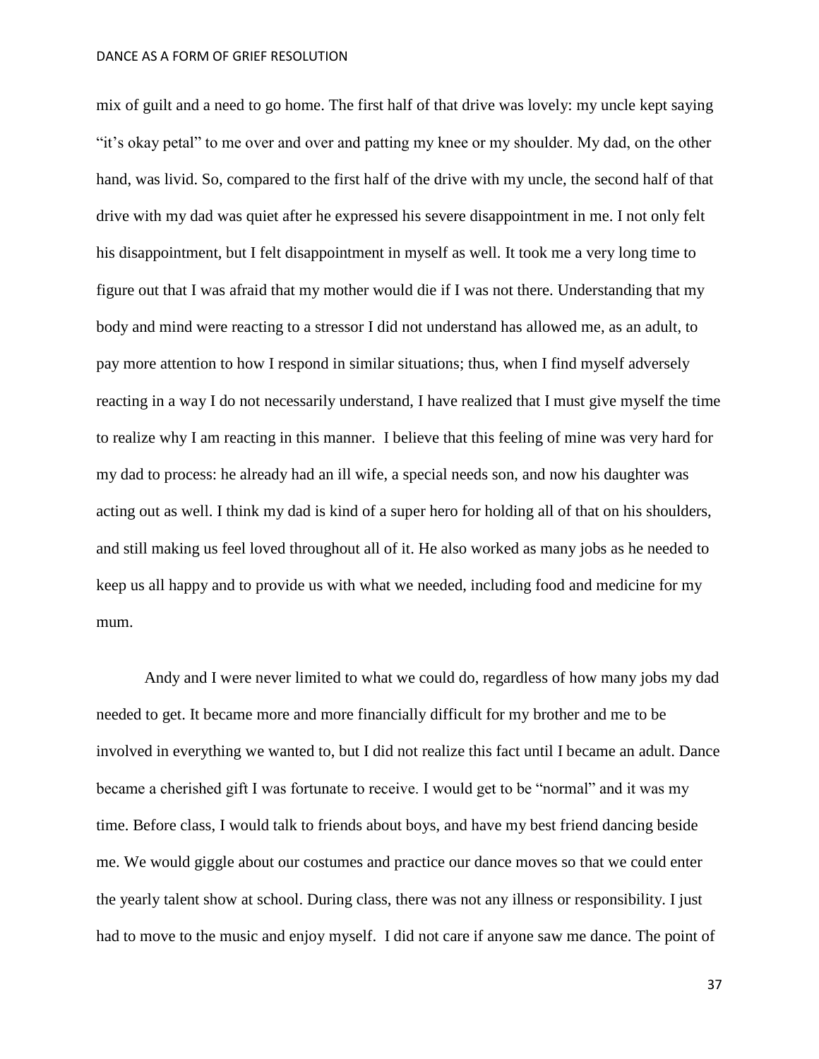mix of guilt and a need to go home. The first half of that drive was lovely: my uncle kept saying "it's okay petal" to me over and over and patting my knee or my shoulder. My dad, on the other hand, was livid. So, compared to the first half of the drive with my uncle, the second half of that drive with my dad was quiet after he expressed his severe disappointment in me. I not only felt his disappointment, but I felt disappointment in myself as well. It took me a very long time to figure out that I was afraid that my mother would die if I was not there. Understanding that my body and mind were reacting to a stressor I did not understand has allowed me, as an adult, to pay more attention to how I respond in similar situations; thus, when I find myself adversely reacting in a way I do not necessarily understand, I have realized that I must give myself the time to realize why I am reacting in this manner. I believe that this feeling of mine was very hard for my dad to process: he already had an ill wife, a special needs son, and now his daughter was acting out as well. I think my dad is kind of a super hero for holding all of that on his shoulders, and still making us feel loved throughout all of it. He also worked as many jobs as he needed to keep us all happy and to provide us with what we needed, including food and medicine for my mum.

Andy and I were never limited to what we could do, regardless of how many jobs my dad needed to get. It became more and more financially difficult for my brother and me to be involved in everything we wanted to, but I did not realize this fact until I became an adult. Dance became a cherished gift I was fortunate to receive. I would get to be "normal" and it was my time. Before class, I would talk to friends about boys, and have my best friend dancing beside me. We would giggle about our costumes and practice our dance moves so that we could enter the yearly talent show at school. During class, there was not any illness or responsibility. I just had to move to the music and enjoy myself. I did not care if anyone saw me dance. The point of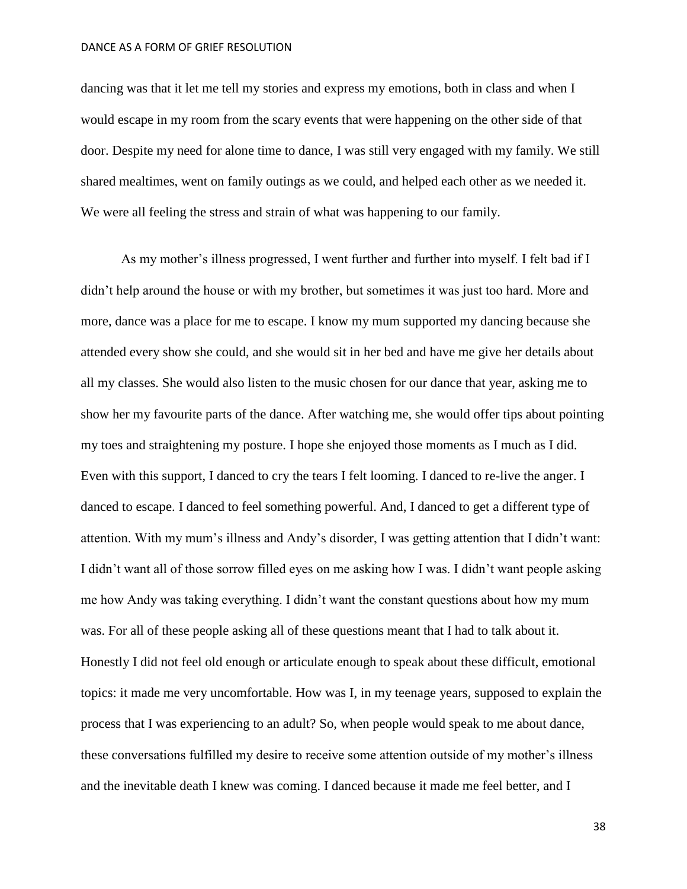dancing was that it let me tell my stories and express my emotions, both in class and when I would escape in my room from the scary events that were happening on the other side of that door. Despite my need for alone time to dance, I was still very engaged with my family. We still shared mealtimes, went on family outings as we could, and helped each other as we needed it. We were all feeling the stress and strain of what was happening to our family.

As my mother's illness progressed, I went further and further into myself. I felt bad if I didn't help around the house or with my brother, but sometimes it was just too hard. More and more, dance was a place for me to escape. I know my mum supported my dancing because she attended every show she could, and she would sit in her bed and have me give her details about all my classes. She would also listen to the music chosen for our dance that year, asking me to show her my favourite parts of the dance. After watching me, she would offer tips about pointing my toes and straightening my posture. I hope she enjoyed those moments as I much as I did. Even with this support, I danced to cry the tears I felt looming. I danced to re-live the anger. I danced to escape. I danced to feel something powerful. And, I danced to get a different type of attention. With my mum's illness and Andy's disorder, I was getting attention that I didn't want: I didn't want all of those sorrow filled eyes on me asking how I was. I didn't want people asking me how Andy was taking everything. I didn't want the constant questions about how my mum was. For all of these people asking all of these questions meant that I had to talk about it. Honestly I did not feel old enough or articulate enough to speak about these difficult, emotional topics: it made me very uncomfortable. How was I, in my teenage years, supposed to explain the process that I was experiencing to an adult? So, when people would speak to me about dance, these conversations fulfilled my desire to receive some attention outside of my mother's illness and the inevitable death I knew was coming. I danced because it made me feel better, and I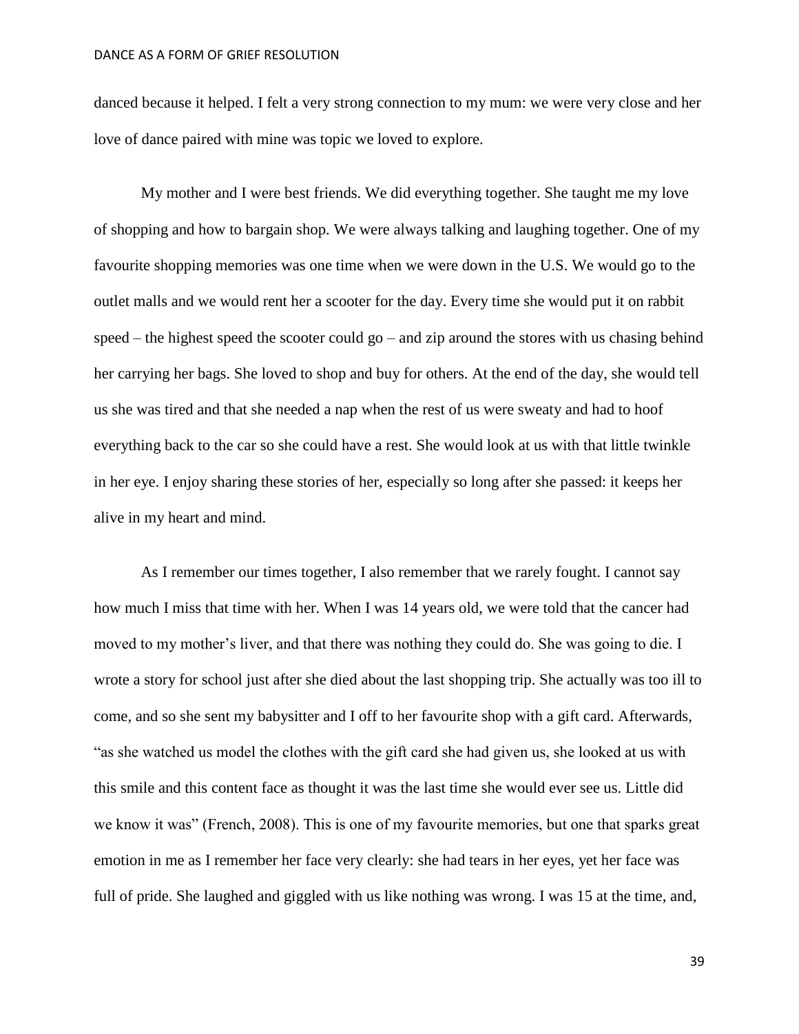danced because it helped. I felt a very strong connection to my mum: we were very close and her love of dance paired with mine was topic we loved to explore.

My mother and I were best friends. We did everything together. She taught me my love of shopping and how to bargain shop. We were always talking and laughing together. One of my favourite shopping memories was one time when we were down in the U.S. We would go to the outlet malls and we would rent her a scooter for the day. Every time she would put it on rabbit speed – the highest speed the scooter could go – and zip around the stores with us chasing behind her carrying her bags. She loved to shop and buy for others. At the end of the day, she would tell us she was tired and that she needed a nap when the rest of us were sweaty and had to hoof everything back to the car so she could have a rest. She would look at us with that little twinkle in her eye. I enjoy sharing these stories of her, especially so long after she passed: it keeps her alive in my heart and mind.

As I remember our times together, I also remember that we rarely fought. I cannot say how much I miss that time with her. When I was 14 years old, we were told that the cancer had moved to my mother's liver, and that there was nothing they could do. She was going to die. I wrote a story for school just after she died about the last shopping trip. She actually was too ill to come, and so she sent my babysitter and I off to her favourite shop with a gift card. Afterwards, "as she watched us model the clothes with the gift card she had given us, she looked at us with this smile and this content face as thought it was the last time she would ever see us. Little did we know it was" (French, 2008). This is one of my favourite memories, but one that sparks great emotion in me as I remember her face very clearly: she had tears in her eyes, yet her face was full of pride. She laughed and giggled with us like nothing was wrong. I was 15 at the time, and,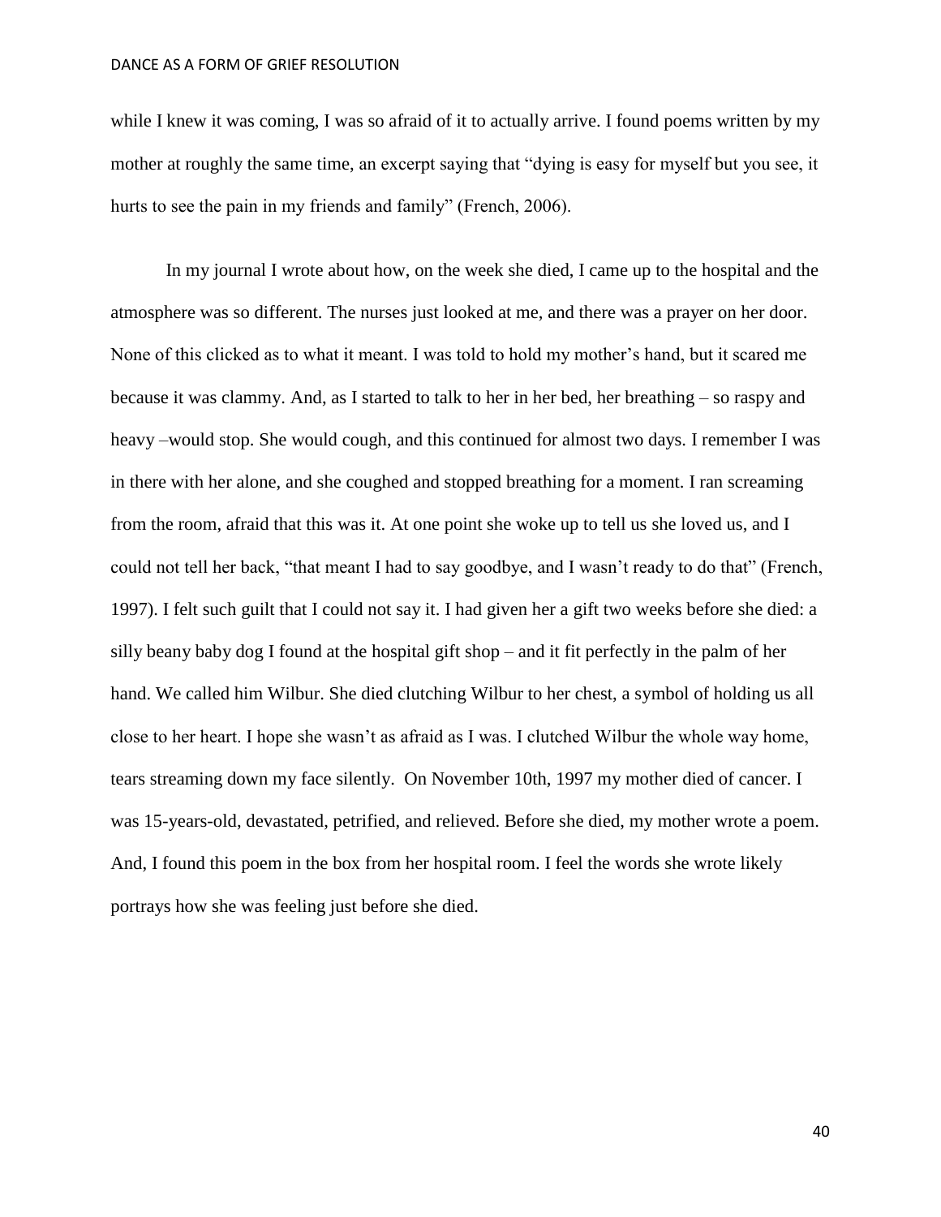while I knew it was coming, I was so afraid of it to actually arrive. I found poems written by my mother at roughly the same time, an excerpt saying that "dying is easy for myself but you see, it hurts to see the pain in my friends and family" (French, 2006).

In my journal I wrote about how, on the week she died, I came up to the hospital and the atmosphere was so different. The nurses just looked at me, and there was a prayer on her door. None of this clicked as to what it meant. I was told to hold my mother's hand, but it scared me because it was clammy. And, as I started to talk to her in her bed, her breathing – so raspy and heavy –would stop. She would cough, and this continued for almost two days. I remember I was in there with her alone, and she coughed and stopped breathing for a moment. I ran screaming from the room, afraid that this was it. At one point she woke up to tell us she loved us, and I could not tell her back, "that meant I had to say goodbye, and I wasn't ready to do that" (French, 1997). I felt such guilt that I could not say it. I had given her a gift two weeks before she died: a silly beany baby dog I found at the hospital gift shop – and it fit perfectly in the palm of her hand. We called him Wilbur. She died clutching Wilbur to her chest, a symbol of holding us all close to her heart. I hope she wasn't as afraid as I was. I clutched Wilbur the whole way home, tears streaming down my face silently. On November 10th, 1997 my mother died of cancer. I was 15-years-old, devastated, petrified, and relieved. Before she died, my mother wrote a poem. And, I found this poem in the box from her hospital room. I feel the words she wrote likely portrays how she was feeling just before she died.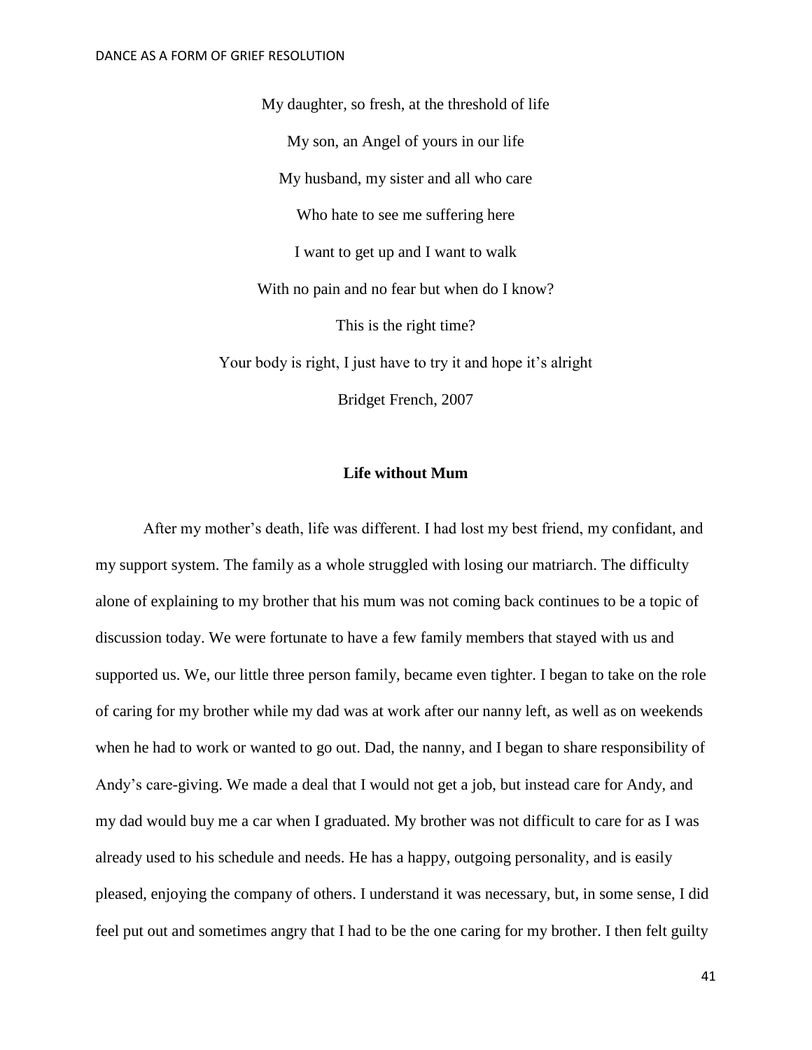My daughter, so fresh, at the threshold of life

My son, an Angel of yours in our life

My husband, my sister and all who care

Who hate to see me suffering here

I want to get up and I want to walk

With no pain and no fear but when do I know?

This is the right time?

Your body is right, I just have to try it and hope it's alright

Bridget French, 2007

## Life without Mum

After my mother's death, life was different. I had lost my best friend, my confidant, and my support system. The family as a whole struggled with losing our matriarch. The difficulty alone of explaining to my brother that his mum was not coming back continues to be a topic of discussion today. We were fortunate to have a few family members that stayed with us and supported us. We, our little three person family, became even tighter. I began to take on the role of caring for my brother while my dad was at work after our nanny left, as well as on weekends when he had to work or wanted to go out. Dad, the nanny, and I began to share responsibility of Andy's care-giving. We made a deal that I would not get a job, but instead care for Andy, and my dad would buy me a car when I graduated. My brother was not difficult to care for as I was already used to his schedule and needs. He has a happy, outgoing personality, and is easily pleased, enjoying the company of others. I understand it was necessary, but, in some sense, I did feel put out and sometimes angry that I had to be the one caring for my brother. I then felt guilty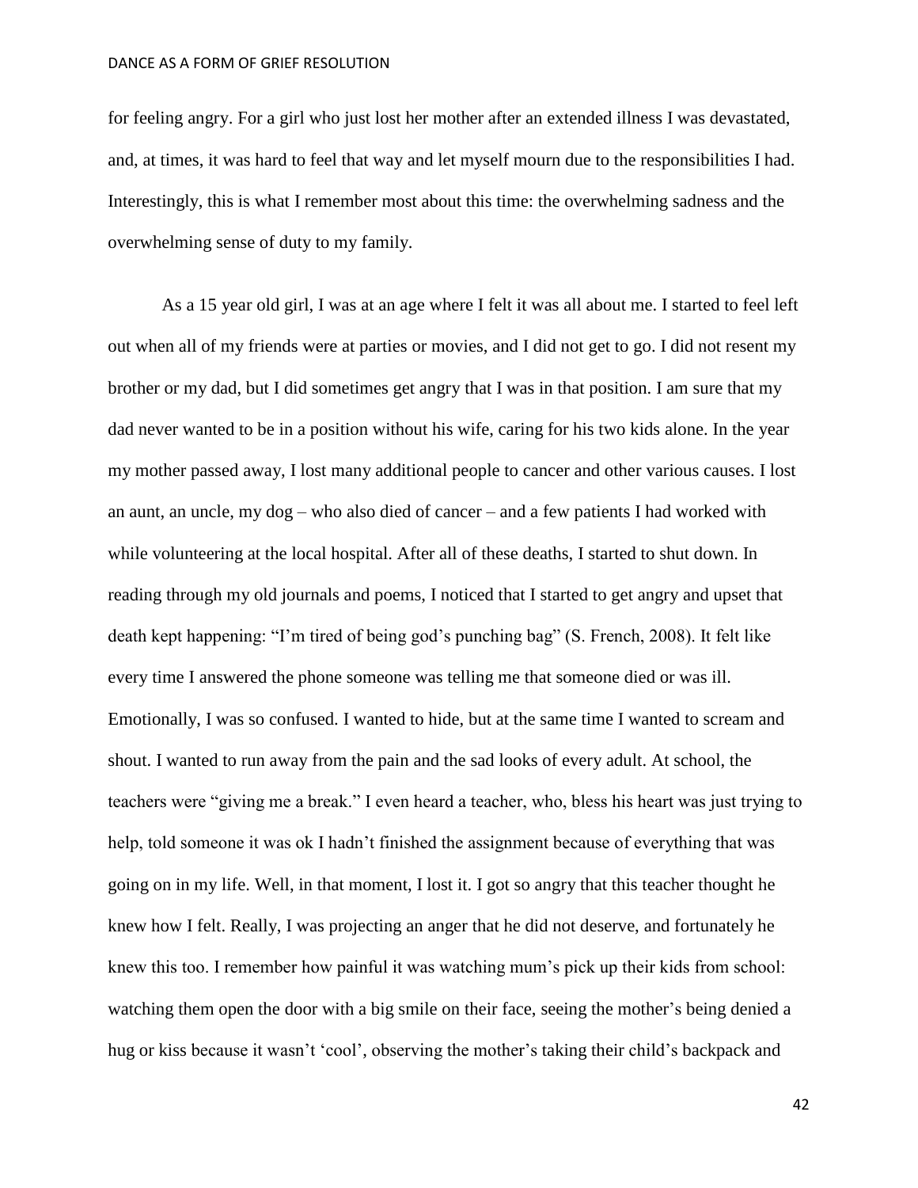for feeling angry. For a girl who just lost her mother after an extended illness I was devastated, and, at times, it was hard to feel that way and let myself mourn due to the responsibilities I had. Interestingly, this is what I remember most about this time: the overwhelming sadness and the overwhelming sense of duty to my family.

As a 15 year old girl, I was at an age where I felt it was all about me. I started to feel left out when all of my friends were at parties or movies, and I did not get to go. I did not resent my brother or my dad, but I did sometimes get angry that I was in that position. I am sure that my dad never wanted to be in a position without his wife, caring for his two kids alone. In the year my mother passed away, I lost many additional people to cancer and other various causes. I lost an aunt, an uncle, my dog – who also died of cancer – and a few patients I had worked with while volunteering at the local hospital. After all of these deaths, I started to shut down. In reading through my old journals and poems, I noticed that I started to get angry and upset that death kept happening: "I'm tired of being god's punching bag" (S. French, 2008). It felt like every time I answered the phone someone was telling me that someone died or was ill. Emotionally, I was so confused. I wanted to hide, but at the same time I wanted to scream and shout. I wanted to run away from the pain and the sad looks of every adult. At school, the teachers were "giving me a break." I even heard a teacher, who, bless his heart was just trying to help, told someone it was ok I hadn't finished the assignment because of everything that was going on in my life. Well, in that moment, I lost it. I got so angry that this teacher thought he knew how I felt. Really, I was projecting an anger that he did not deserve, and fortunately he knew this too. I remember how painful it was watching mum's pick up their kids from school: watching them open the door with a big smile on their face, seeing the mother's being denied a hug or kiss because it wasn't 'cool', observing the mother's taking their child's backpack and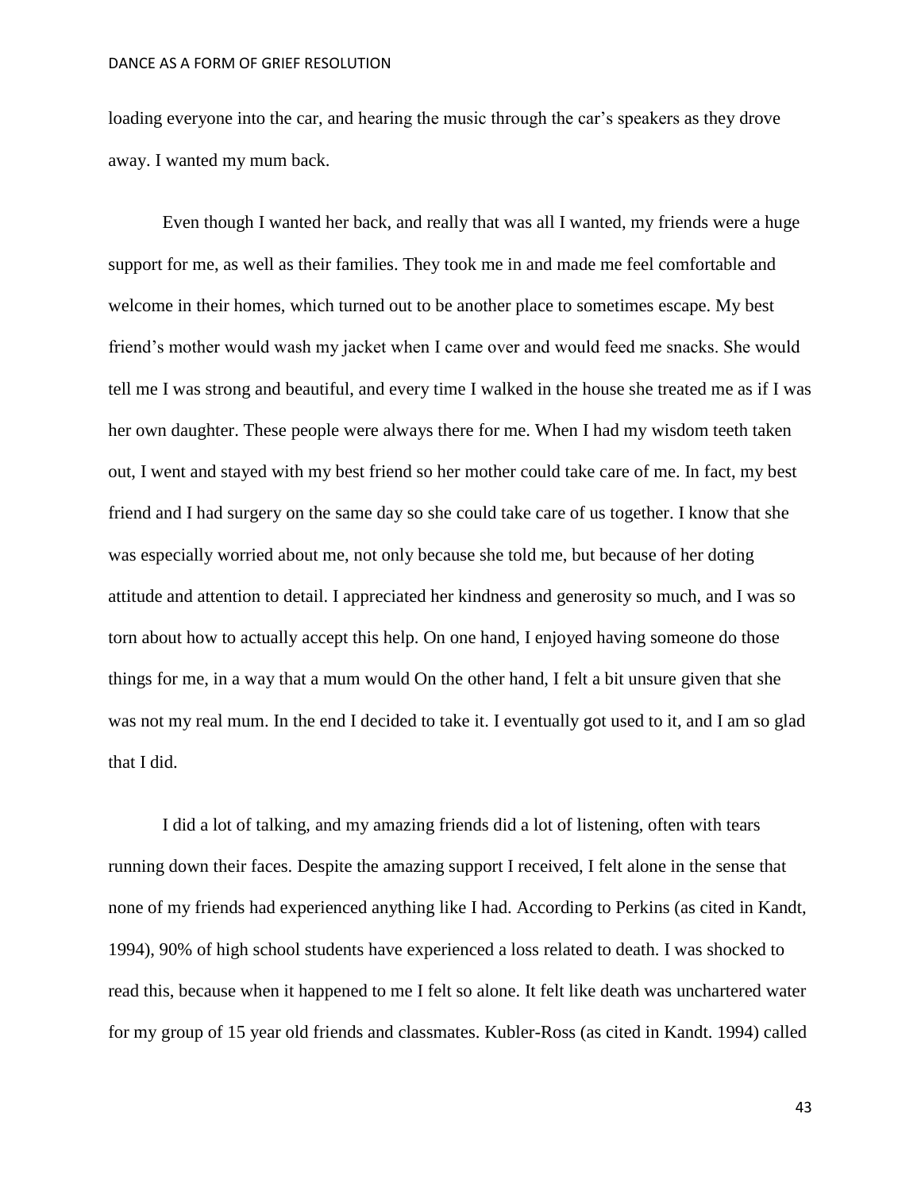loading everyone into the car, and hearing the music through the car's speakers as they drove away. I wanted my mum back.

Even though I wanted her back, and really that was all I wanted, my friends were a huge support for me, as well as their families. They took me in and made me feel comfortable and welcome in their homes, which turned out to be another place to sometimes escape. My best friend's mother would wash my jacket when I came over and would feed me snacks. She would tell me I was strong and beautiful, and every time I walked in the house she treated me as if I was her own daughter. These people were always there for me. When I had my wisdom teeth taken out, I went and stayed with my best friend so her mother could take care of me. In fact, my best friend and I had surgery on the same day so she could take care of us together. I know that she was especially worried about me, not only because she told me, but because of her doting attitude and attention to detail. I appreciated her kindness and generosity so much, and I was so torn about how to actually accept this help. On one hand, I enjoyed having someone do those things for me, in a way that a mum would On the other hand, I felt a bit unsure given that she was not my real mum. In the end I decided to take it. I eventually got used to it, and I am so glad that I did.

I did a lot of talking, and my amazing friends did a lot of listening, often with tears running down their faces. Despite the amazing support I received, I felt alone in the sense that none of my friends had experienced anything like I had. According to Perkins (as cited in Kandt, 1994), 90% of high school students have experienced a loss related to death. I was shocked to read this, because when it happened to me I felt so alone. It felt like death was unchartered water for my group of 15 year old friends and classmates. Kubler-Ross (as cited in Kandt. 1994) called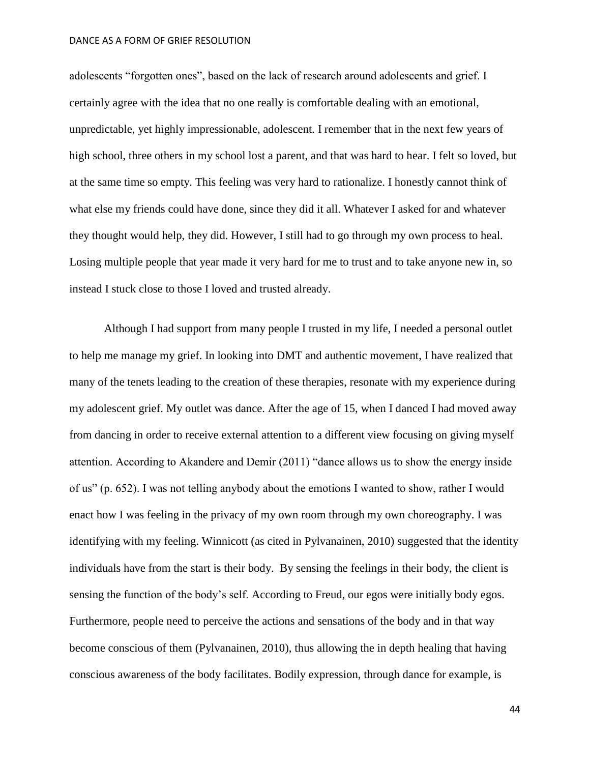adolescents "forgotten ones", based on the lack of research around adolescents and grief. I certainly agree with the idea that no one really is comfortable dealing with an emotional, unpredictable, yet highly impressionable, adolescent. I remember that in the next few years of high school, three others in my school lost a parent, and that was hard to hear. I felt so loved, but at the same time so empty. This feeling was very hard to rationalize. I honestly cannot think of what else my friends could have done, since they did it all. Whatever I asked for and whatever they thought would help, they did. However, I still had to go through my own process to heal. Losing multiple people that year made it very hard for me to trust and to take anyone new in, so instead I stuck close to those I loved and trusted already.

Although I had support from many people I trusted in my life, I needed a personal outlet to help me manage my grief. In looking into DMT and authentic movement, I have realized that many of the tenets leading to the creation of these therapies, resonate with my experience during my adolescent grief. My outlet was dance. After the age of 15, when I danced I had moved away from dancing in order to receive external attention to a different view focusing on giving myself attention. According to Akandere and Demir (2011) "dance allows us to show the energy inside of us" (p. 652). I was not telling anybody about the emotions I wanted to show, rather I would enact how I was feeling in the privacy of my own room through my own choreography. I was identifying with my feeling. Winnicott (as cited in Pylvanainen, 2010) suggested that the identity individuals have from the start is their body. By sensing the feelings in their body, the client is sensing the function of the body's self. According to Freud, our egos were initially body egos. Furthermore, people need to perceive the actions and sensations of the body and in that way become conscious of them (Pylvanainen, 2010), thus allowing the in depth healing that having conscious awareness of the body facilitates. Bodily expression, through dance for example, is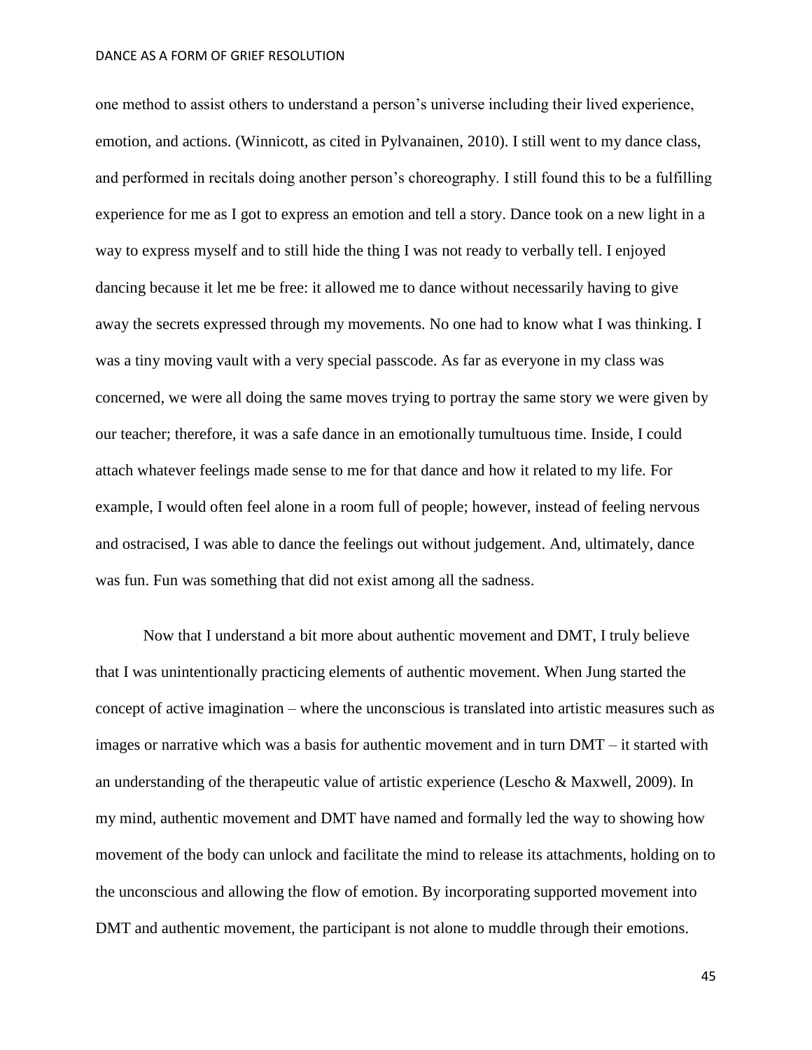one method to assist others to understand a person's universe including their lived experience, emotion, and actions. (Winnicott, as cited in Pylvanainen, 2010). I still went to my dance class, and performed in recitals doing another person's choreography. I still found this to be a fulfilling experience for me as I got to express an emotion and tell a story. Dance took on a new light in a way to express myself and to still hide the thing I was not ready to verbally tell. I enjoyed dancing because it let me be free: it allowed me to dance without necessarily having to give away the secrets expressed through my movements. No one had to know what I was thinking. I was a tiny moving vault with a very special passcode. As far as everyone in my class was concerned, we were all doing the same moves trying to portray the same story we were given by our teacher; therefore, it was a safe dance in an emotionally tumultuous time. Inside, I could attach whatever feelings made sense to me for that dance and how it related to my life. For example, I would often feel alone in a room full of people; however, instead of feeling nervous and ostracised, I was able to dance the feelings out without judgement. And, ultimately, dance was fun. Fun was something that did not exist among all the sadness.

Now that I understand a bit more about authentic movement and DMT, I truly believe that I was unintentionally practicing elements of authentic movement. When Jung started the concept of active imagination – where the unconscious is translated into artistic measures such as images or narrative which was a basis for authentic movement and in turn DMT – it started with an understanding of the therapeutic value of artistic experience (Lescho & Maxwell, 2009). In my mind, authentic movement and DMT have named and formally led the way to showing how movement of the body can unlock and facilitate the mind to release its attachments, holding on to the unconscious and allowing the flow of emotion. By incorporating supported movement into DMT and authentic movement, the participant is not alone to muddle through their emotions.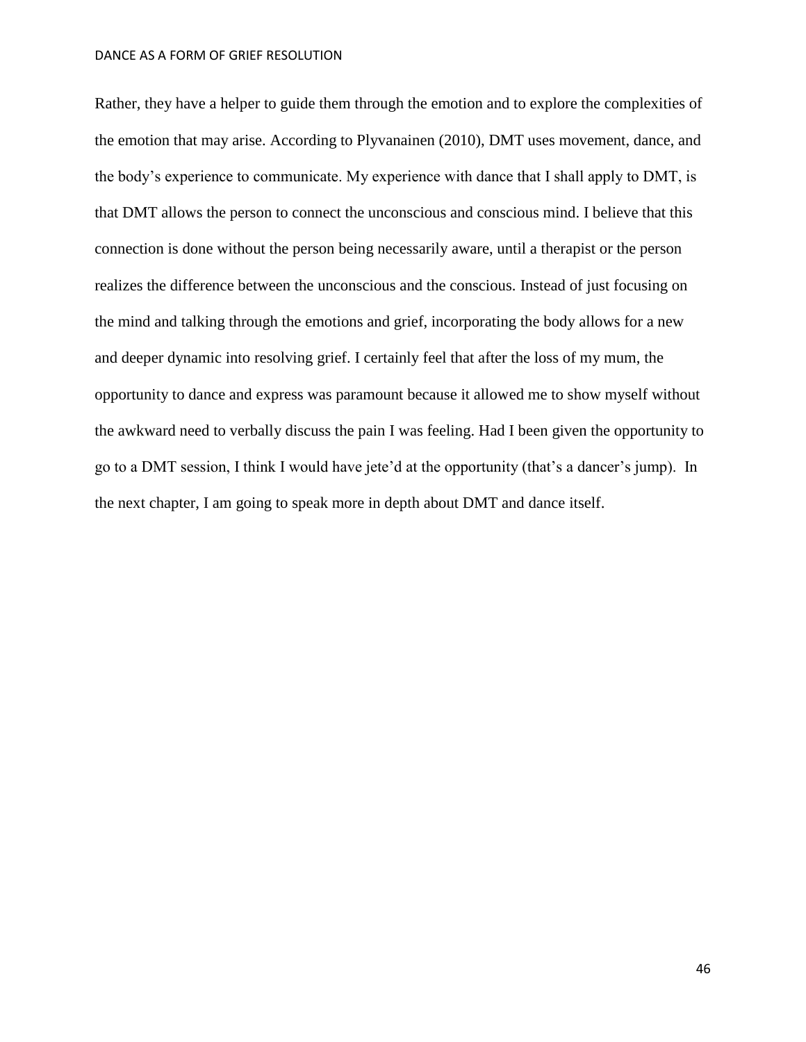Rather, they have a helper to guide them through the emotion and to explore the complexities of the emotion that may arise. According to Plyvanainen (2010), DMT uses movement, dance, and the body's experience to communicate. My experience with dance that I shall apply to DMT, is that DMT allows the person to connect the unconscious and conscious mind. I believe that this connection is done without the person being necessarily aware, until a therapist or the person realizes the difference between the unconscious and the conscious. Instead of just focusing on the mind and talking through the emotions and grief, incorporating the body allows for a new and deeper dynamic into resolving grief. I certainly feel that after the loss of my mum, the opportunity to dance and express was paramount because it allowed me to show myself without the awkward need to verbally discuss the pain I was feeling. Had I been given the opportunity to go to a DMT session, I think I would have jete'd at the opportunity (that's a dancer's jump). In the next chapter, I am going to speak more in depth about DMT and dance itself.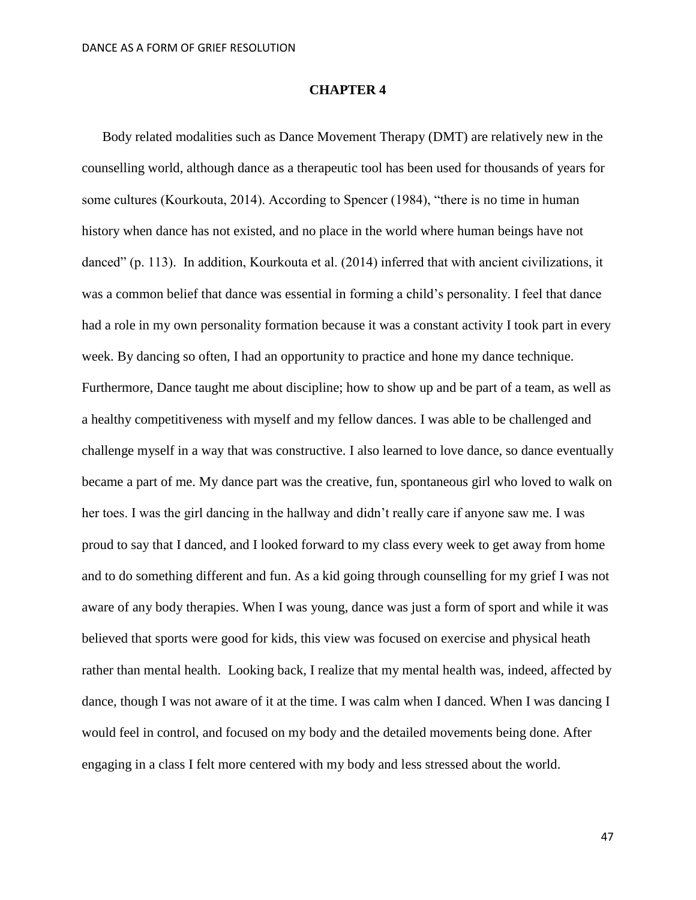# CHAPTER 4

Body related modalities such as Dance Movement Therapy (DMT) are relatively new in the counselling world, although dance as a therapeutic tool has been used for thousands of years for some cultures (Kourkouta, 2014). According to Spencer (1984), "there is no time in human history when dance has not existed, and no place in the world where human beings have not danced" (p. 113). In addition, Kourkouta et al. (2014) inferred that with ancient civilizations, it was a common belief that dance was essential in forming a child's personality. I feel that dance had a role in my own personality formation because it was a constant activity I took part in every week. By dancing so often, I had an opportunity to practice and hone my dance technique. Furthermore, Dance taught me about discipline; how to show up and be part of a team, as well as a healthy competitiveness with myself and my fellow dances. I was able to be challenged and challenge myself in a way that was constructive. I also learned to love dance, so dance eventually became a part of me. My dance part was the creative, fun, spontaneous girl who loved to walk on her toes. I was the girl dancing in the hallway and didn't really care if anyone saw me. I was proud to say that I danced, and I looked forward to my class every week to get away from home and to do something different and fun. As a kid going through counselling for my grief I was not aware of any body therapies. When I was young, dance was just a form of sport and while it was believed that sports were good for kids, this view was focused on exercise and physical heath rather than mental health. Looking back, I realize that my mental health was, indeed, affected by dance, though I was not aware of it at the time. I was calm when I danced. When I was dancing I would feel in control, and focused on my body and the detailed movements being done. After engaging in a class I felt more centered with my body and less stressed about the world.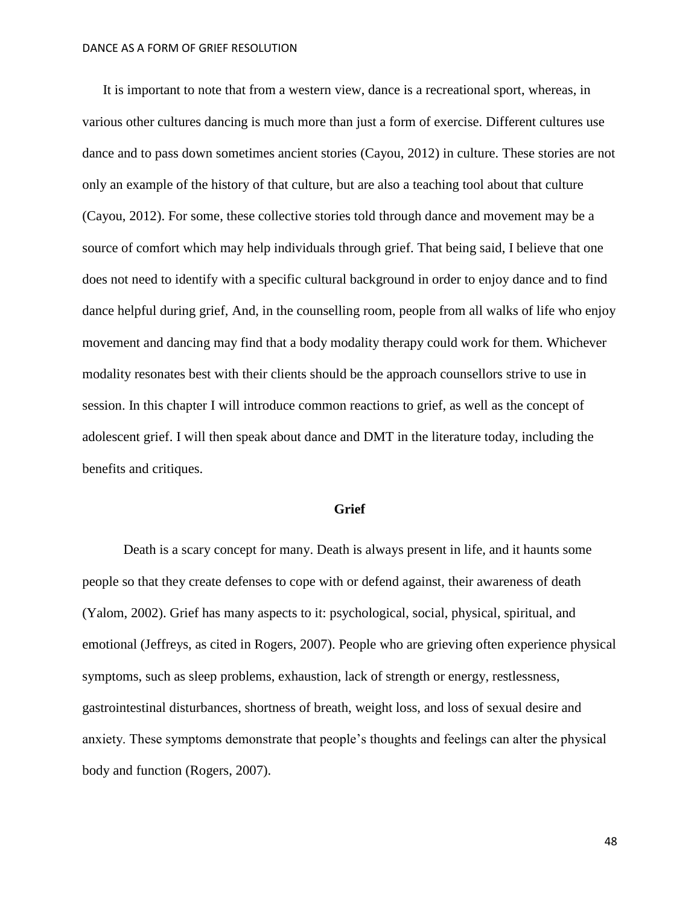It is important to note that from a western view, dance is a recreational sport, whereas, in various other cultures dancing is much more than just a form of exercise. Different cultures use dance and to pass down sometimes ancient stories (Cayou, 2012) in culture. These stories are not only an example of the history of that culture, but are also a teaching tool about that culture (Cayou, 2012). For some, these collective stories told through dance and movement may be a source of comfort which may help individuals through grief. That being said, I believe that one does not need to identify with a specific cultural background in order to enjoy dance and to find dance helpful during grief, And, in the counselling room, people from all walks of life who enjoy movement and dancing may find that a body modality therapy could work for them. Whichever modality resonates best with their clients should be the approach counsellors strive to use in session. In this chapter I will introduce common reactions to grief, as well as the concept of adolescent grief. I will then speak about dance and DMT in the literature today, including the benefits and critiques.

## Grief

Death is a scary concept for many. Death is always present in life, and it haunts some people so that they create defenses to cope with or defend against, their awareness of death (Yalom, 2002). Grief has many aspects to it: psychological, social, physical, spiritual, and emotional (Jeffreys, as cited in Rogers, 2007). People who are grieving often experience physical symptoms, such as sleep problems, exhaustion, lack of strength or energy, restlessness, gastrointestinal disturbances, shortness of breath, weight loss, and loss of sexual desire and anxiety. These symptoms demonstrate that people's thoughts and feelings can alter the physical body and function (Rogers, 2007).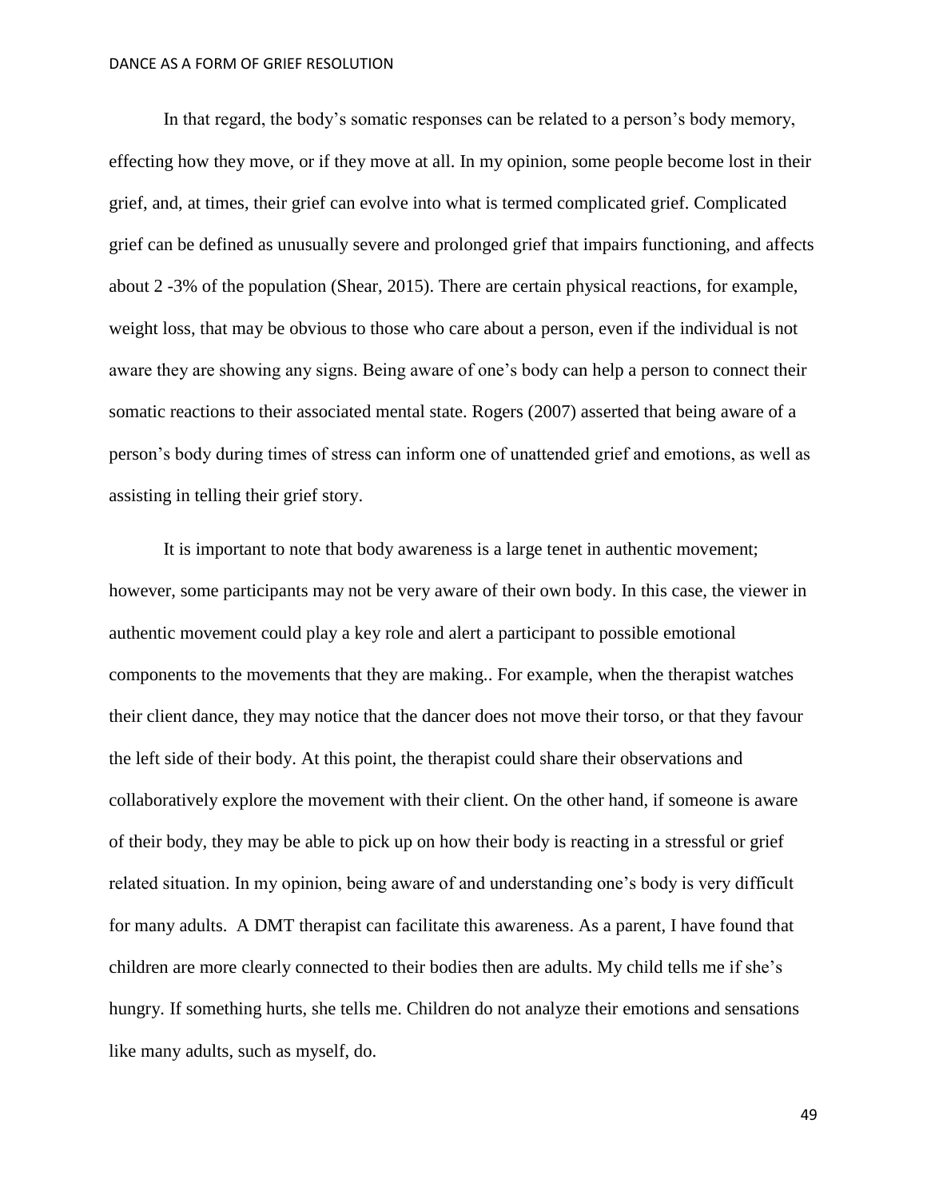In that regard, the body's somatic responses can be related to a person's body memory, effecting how they move, or if they move at all. In my opinion, some people become lost in their grief, and, at times, their grief can evolve into what is termed complicated grief. Complicated grief can be defined as unusually severe and prolonged grief that impairs functioning, and affects about 2 -3% of the population (Shear, 2015). There are certain physical reactions, for example, weight loss, that may be obvious to those who care about a person, even if the individual is not aware they are showing any signs. Being aware of one's body can help a person to connect their somatic reactions to their associated mental state. Rogers (2007) asserted that being aware of a person's body during times of stress can inform one of unattended grief and emotions, as well as assisting in telling their grief story.

It is important to note that body awareness is a large tenet in authentic movement; however, some participants may not be very aware of their own body. In this case, the viewer in authentic movement could play a key role and alert a participant to possible emotional components to the movements that they are making.. For example, when the therapist watches their client dance, they may notice that the dancer does not move their torso, or that they favour the left side of their body. At this point, the therapist could share their observations and collaboratively explore the movement with their client. On the other hand, if someone is aware of their body, they may be able to pick up on how their body is reacting in a stressful or grief related situation. In my opinion, being aware of and understanding one's body is very difficult for many adults. A DMT therapist can facilitate this awareness. As a parent, I have found that children are more clearly connected to their bodies then are adults. My child tells me if she's hungry. If something hurts, she tells me. Children do not analyze their emotions and sensations like many adults, such as myself, do.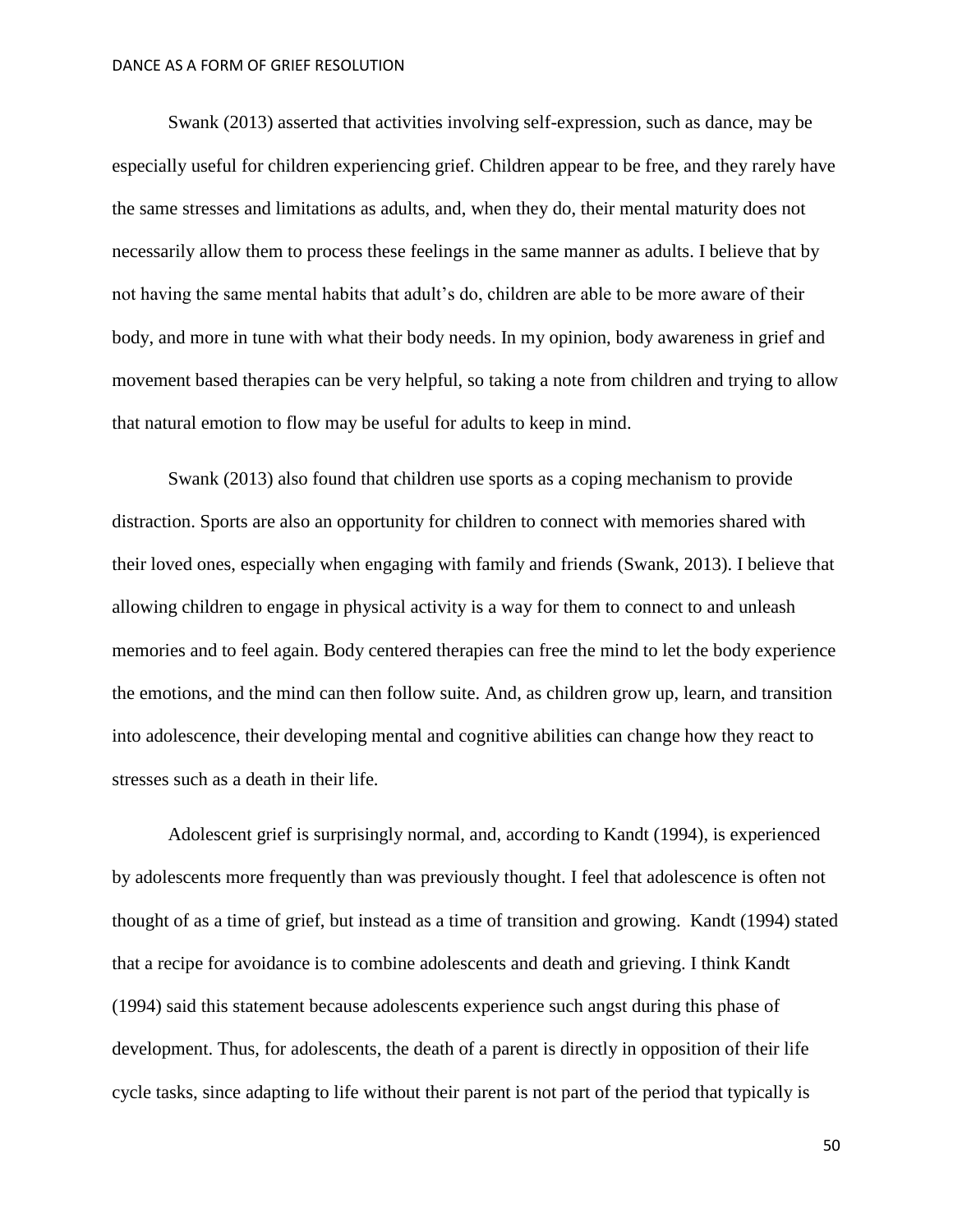Swank (2013) asserted that activities involving self-expression, such as dance, may be especially useful for children experiencing grief. Children appear to be free, and they rarely have the same stresses and limitations as adults, and, when they do, their mental maturity does not necessarily allow them to process these feelings in the same manner as adults. I believe that by not having the same mental habits that adult's do, children are able to be more aware of their body, and more in tune with what their body needs. In my opinion, body awareness in grief and movement based therapies can be very helpful, so taking a note from children and trying to allow that natural emotion to flow may be useful for adults to keep in mind.

Swank (2013) also found that children use sports as a coping mechanism to provide distraction. Sports are also an opportunity for children to connect with memories shared with their loved ones, especially when engaging with family and friends (Swank, 2013). I believe that allowing children to engage in physical activity is a way for them to connect to and unleash memories and to feel again. Body centered therapies can free the mind to let the body experience the emotions, and the mind can then follow suite. And, as children grow up, learn, and transition into adolescence, their developing mental and cognitive abilities can change how they react to stresses such as a death in their life.

Adolescent grief is surprisingly normal, and, according to Kandt (1994), is experienced by adolescents more frequently than was previously thought. I feel that adolescence is often not thought of as a time of grief, but instead as a time of transition and growing. Kandt (1994) stated that a recipe for avoidance is to combine adolescents and death and grieving. I think Kandt (1994) said this statement because adolescents experience such angst during this phase of development. Thus, for adolescents, the death of a parent is directly in opposition of their life cycle tasks, since adapting to life without their parent is not part of the period that typically is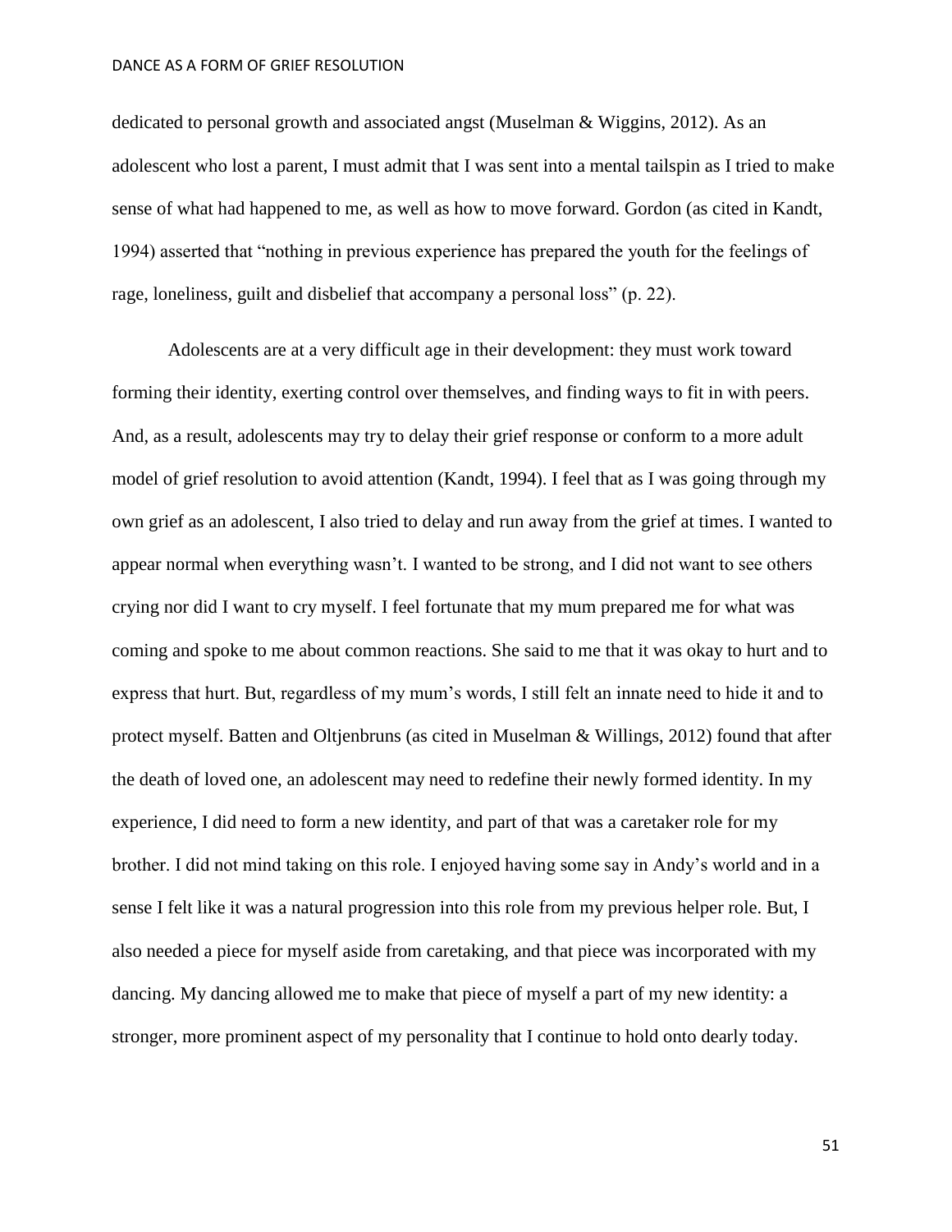dedicated to personal growth and associated angst (Muselman & Wiggins, 2012). As an adolescent who lost a parent, I must admit that I was sent into a mental tailspin as I tried to make sense of what had happened to me, as well as how to move forward. Gordon (as cited in Kandt, 1994) asserted that "nothing in previous experience has prepared the youth for the feelings of rage, loneliness, guilt and disbelief that accompany a personal loss" (p. 22).

Adolescents are at a very difficult age in their development: they must work toward forming their identity, exerting control over themselves, and finding ways to fit in with peers. And, as a result, adolescents may try to delay their grief response or conform to a more adult model of grief resolution to avoid attention (Kandt, 1994). I feel that as I was going through my own grief as an adolescent, I also tried to delay and run away from the grief at times. I wanted to appear normal when everything wasn't. I wanted to be strong, and I did not want to see others crying nor did I want to cry myself. I feel fortunate that my mum prepared me for what was coming and spoke to me about common reactions. She said to me that it was okay to hurt and to express that hurt. But, regardless of my mum's words, I still felt an innate need to hide it and to protect myself. Batten and Oltjenbruns (as cited in Muselman & Willings, 2012) found that after the death of loved one, an adolescent may need to redefine their newly formed identity. In my experience, I did need to form a new identity, and part of that was a caretaker role for my brother. I did not mind taking on this role. I enjoyed having some say in Andy's world and in a sense I felt like it was a natural progression into this role from my previous helper role. But, I also needed a piece for myself aside from caretaking, and that piece was incorporated with my dancing. My dancing allowed me to make that piece of myself a part of my new identity: a stronger, more prominent aspect of my personality that I continue to hold onto dearly today.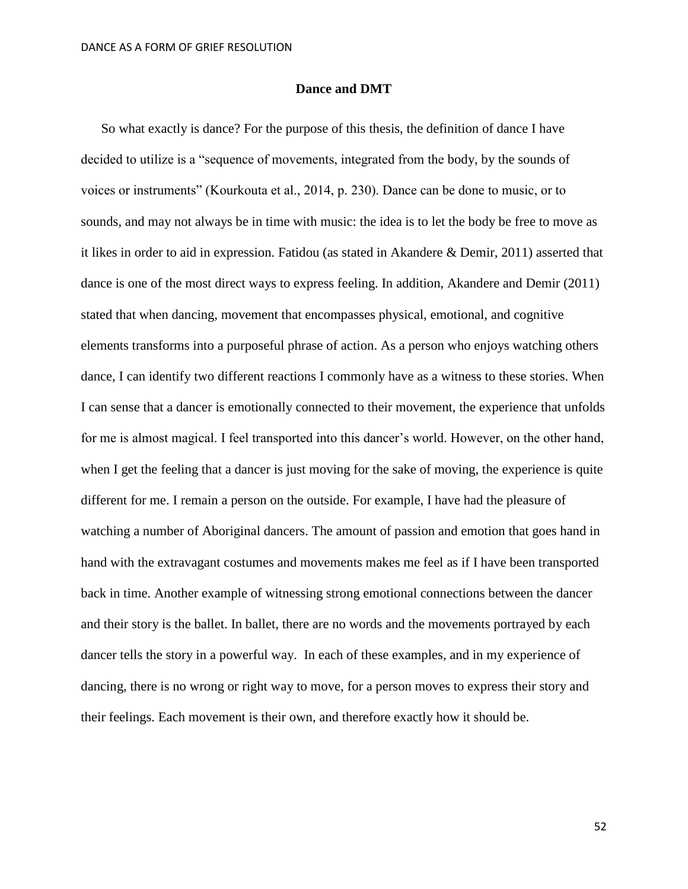## Dance and DMT

So what exactly is dance? For the purpose of this thesis, the definition of dance I have decided to utilize is a "sequence of movements, integrated from the body, by the sounds of voices or instruments" (Kourkouta et al., 2014, p. 230). Dance can be done to music, or to sounds, and may not always be in time with music: the idea is to let the body be free to move as it likes in order to aid in expression. Fatidou (as stated in Akandere & Demir, 2011) asserted that dance is one of the most direct ways to express feeling. In addition, Akandere and Demir (2011) stated that when dancing, movement that encompasses physical, emotional, and cognitive elements transforms into a purposeful phrase of action. As a person who enjoys watching others dance, I can identify two different reactions I commonly have as a witness to these stories. When I can sense that a dancer is emotionally connected to their movement, the experience that unfolds for me is almost magical. I feel transported into this dancer's world. However, on the other hand, when I get the feeling that a dancer is just moving for the sake of moving, the experience is quite different for me. I remain a person on the outside. For example, I have had the pleasure of watching a number of Aboriginal dancers. The amount of passion and emotion that goes hand in hand with the extravagant costumes and movements makes me feel as if I have been transported back in time. Another example of witnessing strong emotional connections between the dancer and their story is the ballet. In ballet, there are no words and the movements portrayed by each dancer tells the story in a powerful way. In each of these examples, and in my experience of dancing, there is no wrong or right way to move, for a person moves to express their story and their feelings. Each movement is their own, and therefore exactly how it should be.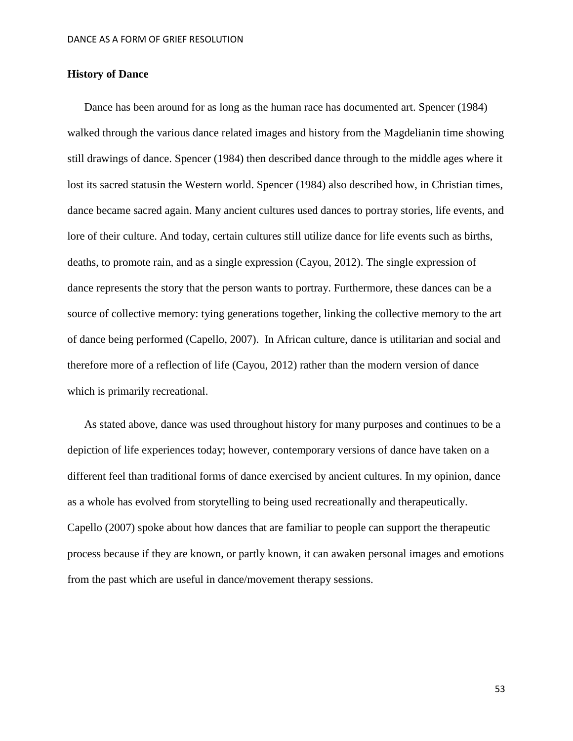### History of Dance

Dance has been around for as long as the human race has documented art. Spencer (1984) walked through the various dance related images and history from the Magdelianin time showing still drawings of dance. Spencer (1984) then described dance through to the middle ages where it lost its sacred statusin the Western world. Spencer (1984) also described how, in Christian times, dance became sacred again. Many ancient cultures used dances to portray stories, life events, and lore of their culture. And today, certain cultures still utilize dance for life events such as births, deaths, to promote rain, and as a single expression (Cayou, 2012). The single expression of dance represents the story that the person wants to portray. Furthermore, these dances can be a source of collective memory: tying generations together, linking the collective memory to the art of dance being performed (Capello, 2007). In African culture, dance is utilitarian and social and therefore more of a reflection of life (Cayou, 2012) rather than the modern version of dance which is primarily recreational.

As stated above, dance was used throughout history for many purposes and continues to be a depiction of life experiences today; however, contemporary versions of dance have taken on a different feel than traditional forms of dance exercised by ancient cultures. In my opinion, dance as a whole has evolved from storytelling to being used recreationally and therapeutically. Capello (2007) spoke about how dances that are familiar to people can support the therapeutic process because if they are known, or partly known, it can awaken personal images and emotions from the past which are useful in dance/movement therapy sessions.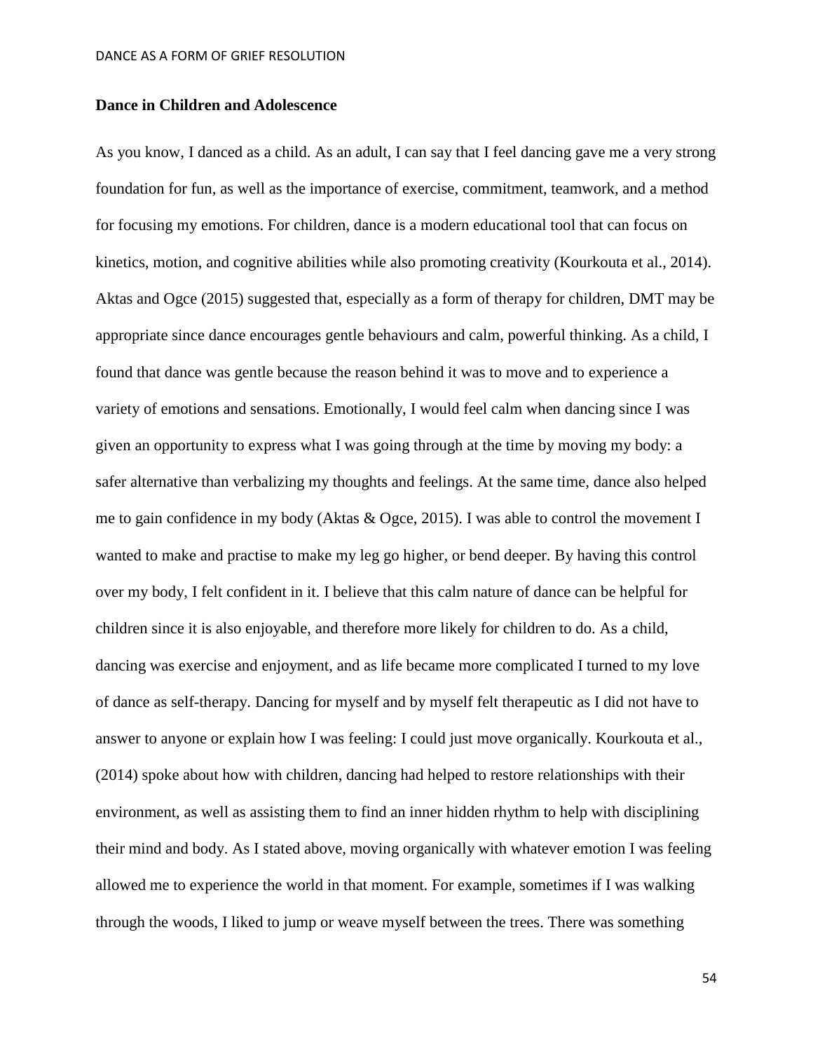**Dance in Children and Adolescence**

As you know, I danced as a child. As an adult, I can say that I feel dancing gave me a very strong foundation for fun, as well as the importance of exercise, commitment, teamwork, and a method for focusing my emotions. For children, dance is a modern educational tool that can focus on kinetics, motion, and cognitive abilities while also promoting creativity (Kourkouta et al., 2014). Aktas and Ogce (2015) suggested that, especially as a form of therapy for children, DMT may be appropriate since dance encourages gentle behaviours and calm, powerful thinking. As a child, I found that dance was gentle because the reason behind it was to move and to experience a variety of emotions and sensations. Emotionally, I would feel calm when dancing since I was given an opportunity to express what I was going through at the time by moving my body: a safer alternative than verbalizing my thoughts and feelings. At the same time, dance also helped me to gain confidence in my body (Aktas & Ogce, 2015). I was able to control the movement I wanted to make and practise to make my leg go higher, or bend deeper. By having this control over my body, I felt confident in it. I believe that this calm nature of dance can be helpful for children since it is also enjoyable, and therefore more likely for children to do. As a child, dancing was exercise and enjoyment, and as life became more complicated I turned to my love of dance as self-therapy. Dancing for myself and by myself felt therapeutic as I did not have to answer to anyone or explain how I was feeling: I could just move organically. Kourkouta et al., (2014) spoke about how with children, dancing had helped to restore relationships with their environment, as well as assisting them to find an inner hidden rhythm to help with disciplining their mind and body. As I stated above, moving organically with whatever emotion I was feeling allowed me to experience the world in that moment. For example, sometimes if I was walking through the woods, I liked to jump or weave myself between the trees. There was something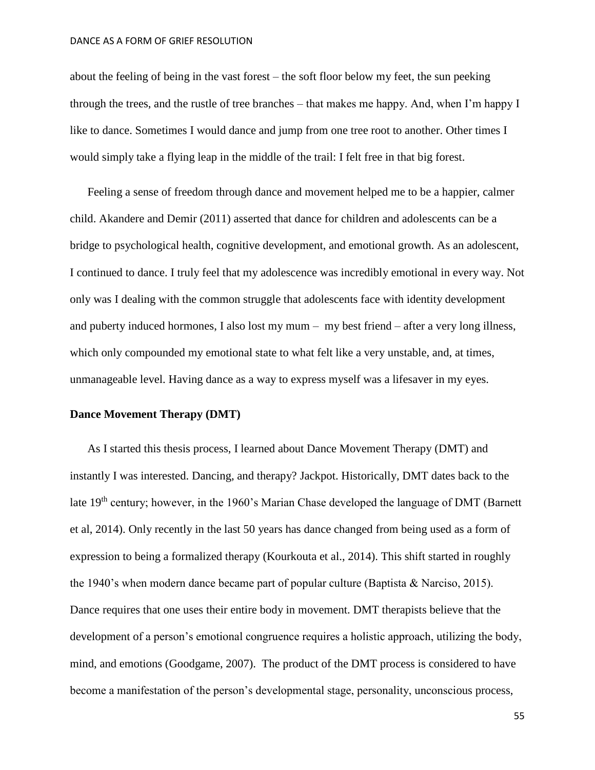about the feeling of being in the vast forest – the soft floor below my feet, the sun peeking through the trees, and the rustle of tree branches – that makes me happy. And, when I'm happy I like to dance. Sometimes I would dance and jump from one tree root to another. Other times I would simply take a flying leap in the middle of the trail: I felt free in that big forest.

Feeling a sense of freedom through dance and movement helped me to be a happier, calmer child. Akandere and Demir (2011) asserted that dance for children and adolescents can be a bridge to psychological health, cognitive development, and emotional growth. As an adolescent, I continued to dance. I truly feel that my adolescence was incredibly emotional in every way. Not only was I dealing with the common struggle that adolescents face with identity development and puberty induced hormones, I also lost my mum – my best friend – after a very long illness, which only compounded my emotional state to what felt like a very unstable, and, at times, unmanageable level. Having dance as a way to express myself was a lifesaver in my eyes.

**Dance Movement Therapy (DMT)**

As I started this thesis process, I learned about Dance Movement Therapy (DMT) and instantly I was interested. Dancing, and therapy? Jackpot. Historically, DMT dates back to the late 19th century; however, in the 1960's Marian Chase developed the language of DMT (Barnett et al, 2014). Only recently in the last 50 years has dance changed from being used as a form of expression to being a formalized therapy (Kourkouta et al., 2014). This shift started in roughly the 1940's when modern dance became part of popular culture (Baptista & Narciso, 2015). Dance requires that one uses their entire body in movement. DMT therapists believe that the development of a person's emotional congruence requires a holistic approach, utilizing the body, mind, and emotions (Goodgame, 2007). The product of the DMT process is considered to have become a manifestation of the person's developmental stage, personality, unconscious process,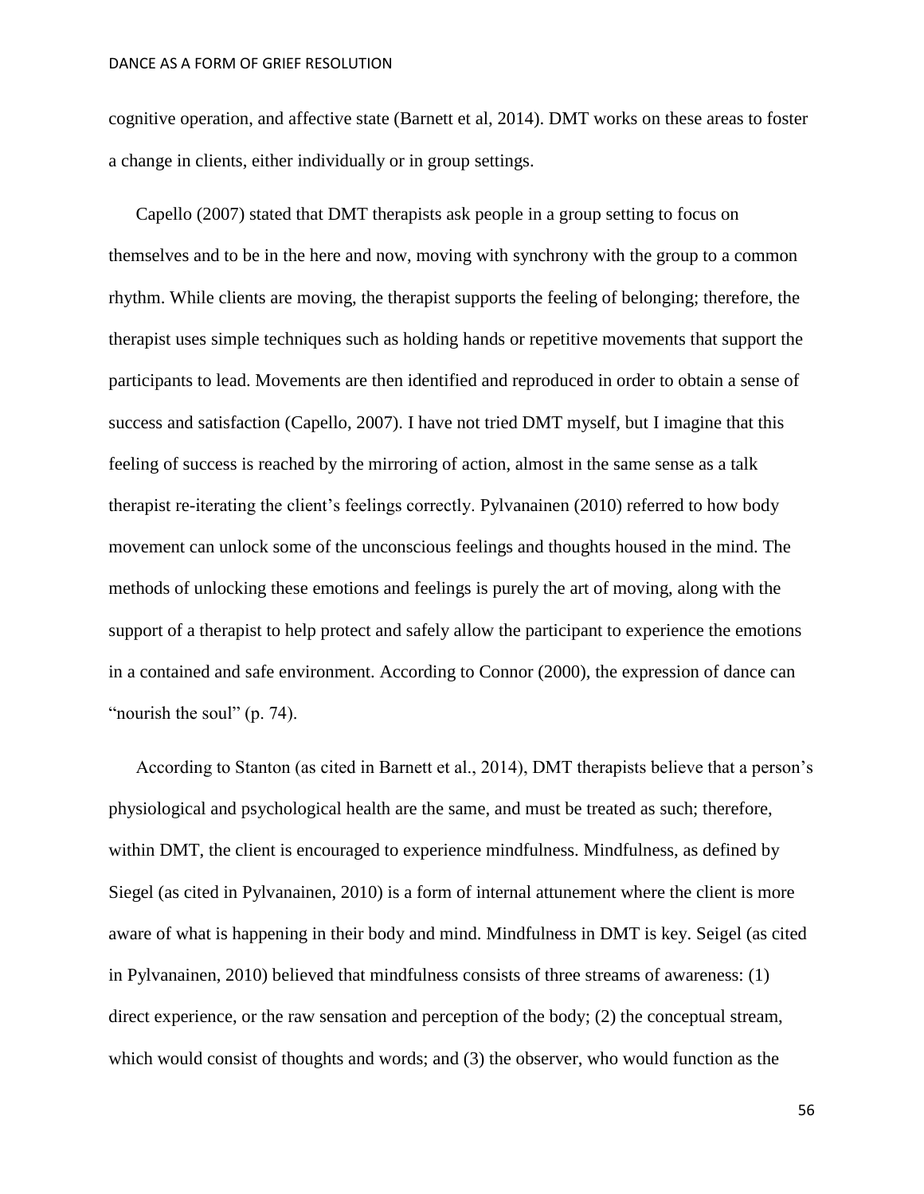cognitive operation, and affective state (Barnett et al, 2014). DMT works on these areas to foster a change in clients, either individually or in group settings.

Capello (2007) stated that DMT therapists ask people in a group setting to focus on themselves and to be in the here and now, moving with synchrony with the group to a common rhythm. While clients are moving, the therapist supports the feeling of belonging; therefore, the therapist uses simple techniques such as holding hands or repetitive movements that support the participants to lead. Movements are then identified and reproduced in order to obtain a sense of success and satisfaction (Capello, 2007). I have not tried DMT myself, but I imagine that this feeling of success is reached by the mirroring of action, almost in the same sense as a talk therapist re-iterating the client's feelings correctly. Pylvanainen (2010) referred to how body movement can unlock some of the unconscious feelings and thoughts housed in the mind. The methods of unlocking these emotions and feelings is purely the art of moving, along with the support of a therapist to help protect and safely allow the participant to experience the emotions in a contained and safe environment. According to Connor (2000), the expression of dance can "nourish the soul" (p. 74).

According to Stanton (as cited in Barnett et al., 2014), DMT therapists believe that a person's physiological and psychological health are the same, and must be treated as such; therefore, within DMT, the client is encouraged to experience mindfulness. Mindfulness, as defined by Siegel (as cited in Pylvanainen, 2010) is a form of internal attunement where the client is more aware of what is happening in their body and mind. Mindfulness in DMT is key. Seigel (as cited in Pylvanainen, 2010) believed that mindfulness consists of three streams of awareness: (1) direct experience, or the raw sensation and perception of the body; (2) the conceptual stream, which would consist of thoughts and words; and (3) the observer, who would function as the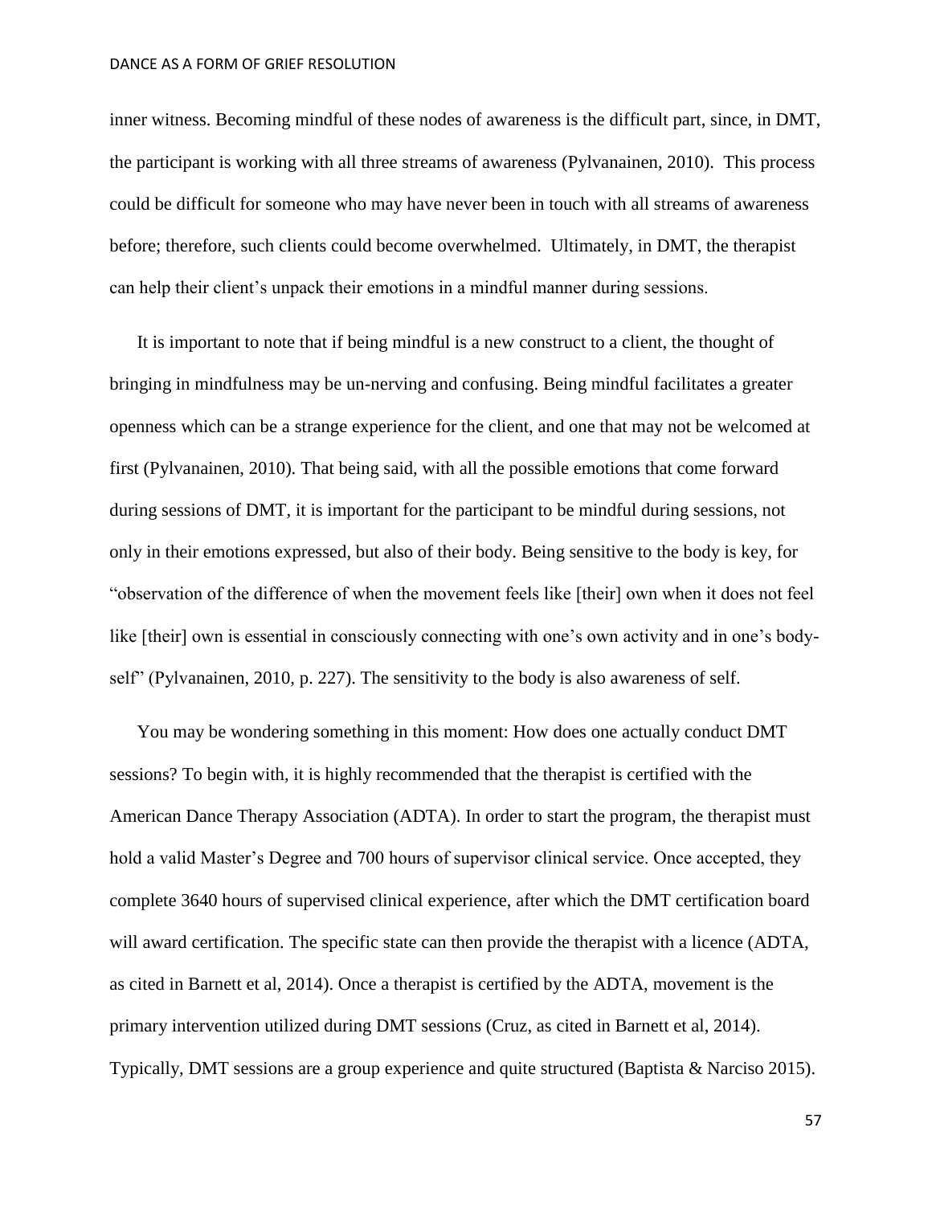inner witness. Becoming mindful of these nodes of awareness is the difficult part, since, in DMT, the participant is working with all three streams of awareness (Pylvanainen, 2010). This process could be difficult for someone who may have never been in touch with all streams of awareness before; therefore, such clients could become overwhelmed. Ultimately, in DMT, the therapist can help their client's unpack their emotions in a mindful manner during sessions.

It is important to note that if being mindful is a new construct to a client, the thought of bringing in mindfulness may be un-nerving and confusing. Being mindful facilitates a greater openness which can be a strange experience for the client, and one that may not be welcomed at first (Pylvanainen, 2010). That being said, with all the possible emotions that come forward during sessions of DMT, it is important for the participant to be mindful during sessions, not only in their emotions expressed, but also of their body. Being sensitive to the body is key, for "observation of the difference of when the movement feels like [their] own when it does not feel like [their] own is essential in consciously connecting with one's own activity and in one's body-self" (Pylvanainen, 2010, p. 227). The sensitivity to the body is also awareness of self.

You may be wondering something in this moment: How does one actually conduct DMT sessions? To begin with, it is highly recommended that the therapist is certified with the American Dance Therapy Association (ADTA). In order to start the program, the therapist must hold a valid Master's Degree and 700 hours of supervisor clinical service. Once accepted, they complete 3640 hours of supervised clinical experience, after which the DMT certification board will award certification. The specific state can then provide the therapist with a licence (ADTA, as cited in Barnett et al, 2014). Once a therapist is certified by the ADTA, movement is the primary intervention utilized during DMT sessions (Cruz, as cited in Barnett et al, 2014). Typically, DMT sessions are a group experience and quite structured (Baptista & Narciso 2015).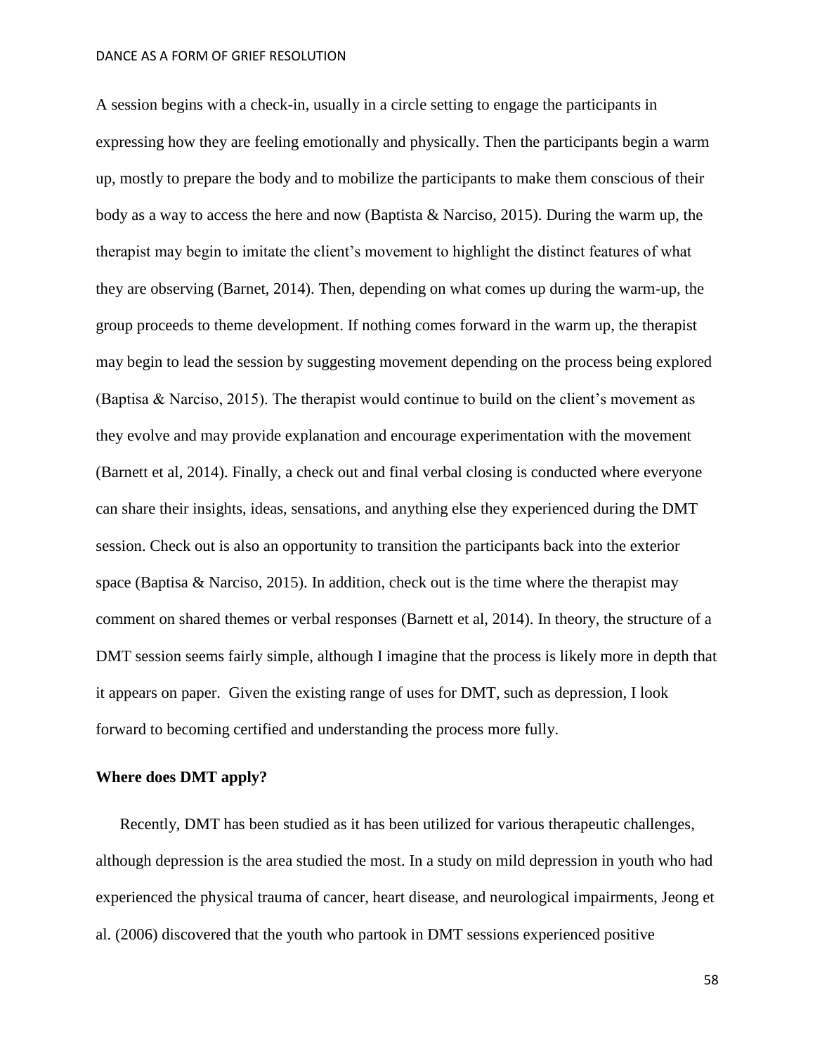A session begins with a check-in, usually in a circle setting to engage the participants in expressing how they are feeling emotionally and physically. Then the participants begin a warm up, mostly to prepare the body and to mobilize the participants to make them conscious of their body as a way to access the here and now (Baptista & Narciso, 2015). During the warm up, the therapist may begin to imitate the client's movement to highlight the distinct features of what they are observing (Barnet, 2014). Then, depending on what comes up during the warm-up, the group proceeds to theme development. If nothing comes forward in the warm up, the therapist may begin to lead the session by suggesting movement depending on the process being explored (Baptisa & Narciso, 2015). The therapist would continue to build on the client's movement as they evolve and may provide explanation and encourage experimentation with the movement (Barnett et al, 2014). Finally, a check out and final verbal closing is conducted where everyone can share their insights, ideas, sensations, and anything else they experienced during the DMT session. Check out is also an opportunity to transition the participants back into the exterior space (Baptisa & Narciso, 2015). In addition, check out is the time where the therapist may comment on shared themes or verbal responses (Barnett et al, 2014). In theory, the structure of a DMT session seems fairly simple, although I imagine that the process is likely more in depth that it appears on paper. Given the existing range of uses for DMT, such as depression, I look forward to becoming certified and understanding the process more fully.

**Where does DMT apply?**

Recently, DMT has been studied as it has been utilized for various therapeutic challenges, although depression is the area studied the most. In a study on mild depression in youth who had experienced the physical trauma of cancer, heart disease, and neurological impairments, Jeong et al. (2006) discovered that the youth who partook in DMT sessions experienced positive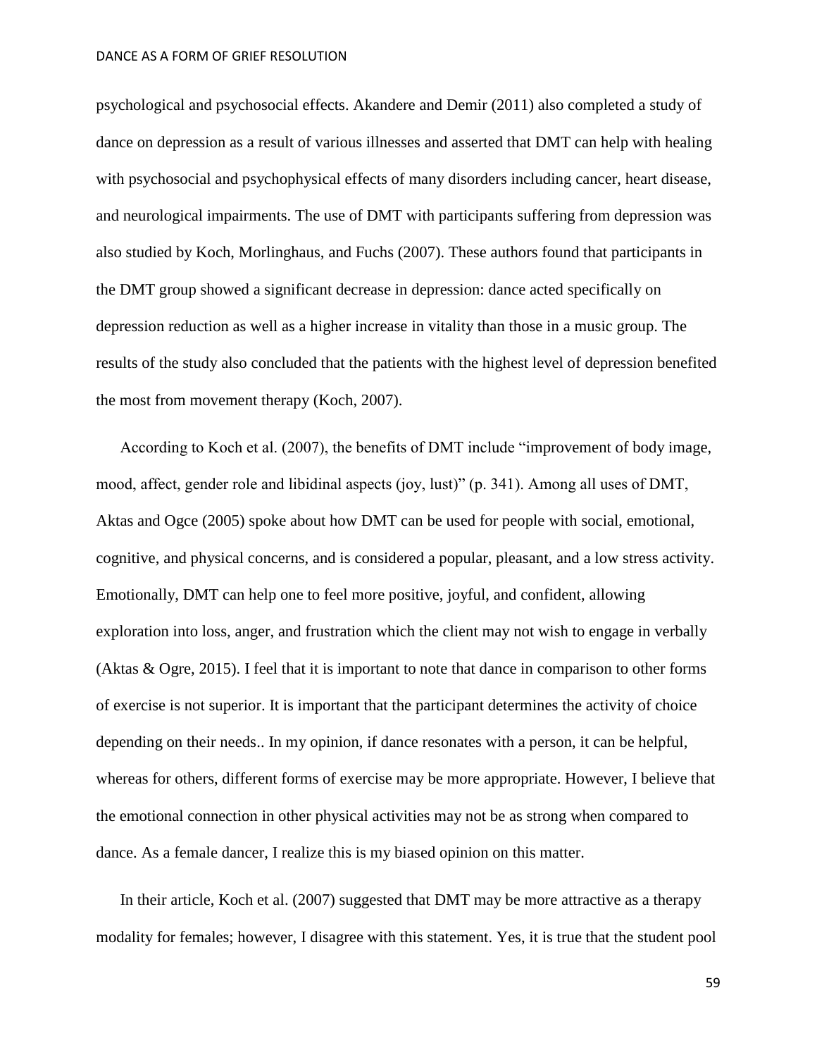psychological and psychosocial effects. Akandere and Demir (2011) also completed a study of dance on depression as a result of various illnesses and asserted that DMT can help with healing with psychosocial and psychophysical effects of many disorders including cancer, heart disease, and neurological impairments. The use of DMT with participants suffering from depression was also studied by Koch, Morlinghaus, and Fuchs (2007). These authors found that participants in the DMT group showed a significant decrease in depression: dance acted specifically on depression reduction as well as a higher increase in vitality than those in a music group. The results of the study also concluded that the patients with the highest level of depression benefited the most from movement therapy (Koch, 2007).

According to Koch et al. (2007), the benefits of DMT include "improvement of body image, mood, affect, gender role and libidinal aspects (joy, lust)" (p. 341). Among all uses of DMT, Aktas and Ogce (2005) spoke about how DMT can be used for people with social, emotional, cognitive, and physical concerns, and is considered a popular, pleasant, and a low stress activity. Emotionally, DMT can help one to feel more positive, joyful, and confident, allowing exploration into loss, anger, and frustration which the client may not wish to engage in verbally (Aktas & Ogre, 2015). I feel that it is important to note that dance in comparison to other forms of exercise is not superior. It is important that the participant determines the activity of choice depending on their needs.. In my opinion, if dance resonates with a person, it can be helpful, whereas for others, different forms of exercise may be more appropriate. However, I believe that the emotional connection in other physical activities may not be as strong when compared to dance. As a female dancer, I realize this is my biased opinion on this matter.

In their article, Koch et al. (2007) suggested that DMT may be more attractive as a therapy modality for females; however, I disagree with this statement. Yes, it is true that the student pool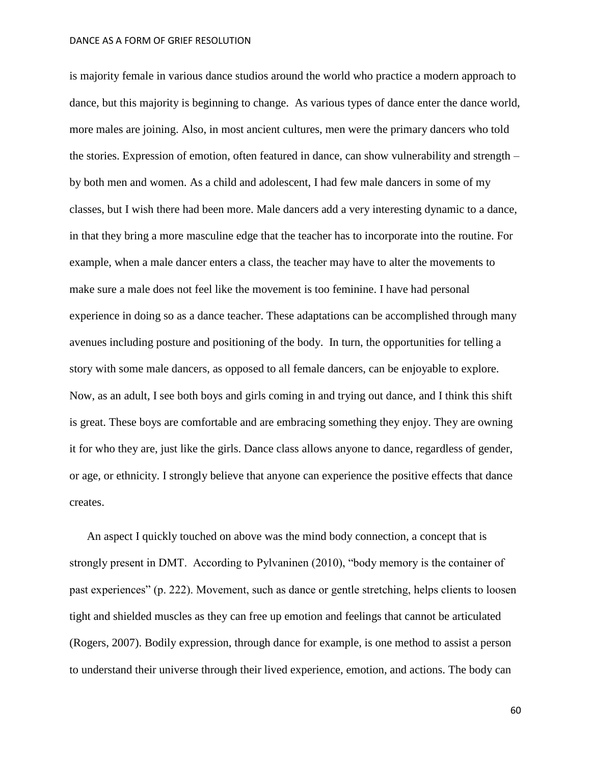is majority female in various dance studios around the world who practice a modern approach to dance, but this majority is beginning to change. As various types of dance enter the dance world, more males are joining. Also, in most ancient cultures, men were the primary dancers who told the stories. Expression of emotion, often featured in dance, can show vulnerability and strength – by both men and women. As a child and adolescent, I had few male dancers in some of my classes, but I wish there had been more. Male dancers add a very interesting dynamic to a dance, in that they bring a more masculine edge that the teacher has to incorporate into the routine. For example, when a male dancer enters a class, the teacher may have to alter the movements to make sure a male does not feel like the movement is too feminine. I have had personal experience in doing so as a dance teacher. These adaptations can be accomplished through many avenues including posture and positioning of the body. In turn, the opportunities for telling a story with some male dancers, as opposed to all female dancers, can be enjoyable to explore. Now, as an adult, I see both boys and girls coming in and trying out dance, and I think this shift is great. These boys are comfortable and are embracing something they enjoy. They are owning it for who they are, just like the girls. Dance class allows anyone to dance, regardless of gender, or age, or ethnicity. I strongly believe that anyone can experience the positive effects that dance creates.

An aspect I quickly touched on above was the mind body connection, a concept that is strongly present in DMT. According to Pylvaninen (2010), "body memory is the container of past experiences" (p. 222). Movement, such as dance or gentle stretching, helps clients to loosen tight and shielded muscles as they can free up emotion and feelings that cannot be articulated (Rogers, 2007). Bodily expression, through dance for example, is one method to assist a person to understand their universe through their lived experience, emotion, and actions. The body can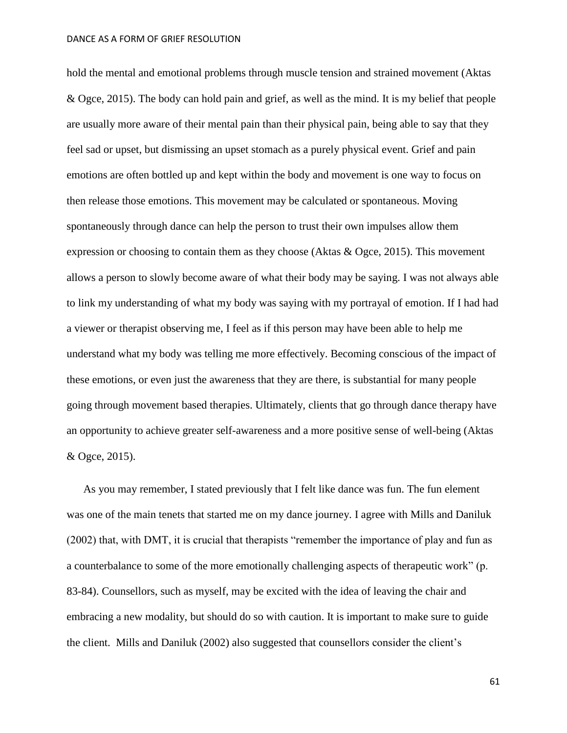hold the mental and emotional problems through muscle tension and strained movement (Aktas & Ogce, 2015). The body can hold pain and grief, as well as the mind. It is my belief that people are usually more aware of their mental pain than their physical pain, being able to say that they feel sad or upset, but dismissing an upset stomach as a purely physical event. Grief and pain emotions are often bottled up and kept within the body and movement is one way to focus on then release those emotions. This movement may be calculated or spontaneous. Moving spontaneously through dance can help the person to trust their own impulses allow them expression or choosing to contain them as they choose (Aktas & Ogce, 2015). This movement allows a person to slowly become aware of what their body may be saying. I was not always able to link my understanding of what my body was saying with my portrayal of emotion. If I had had a viewer or therapist observing me, I feel as if this person may have been able to help me understand what my body was telling me more effectively. Becoming conscious of the impact of these emotions, or even just the awareness that they are there, is substantial for many people going through movement based therapies. Ultimately, clients that go through dance therapy have an opportunity to achieve greater self-awareness and a more positive sense of well-being (Aktas & Ogce, 2015).

As you may remember, I stated previously that I felt like dance was fun. The fun element was one of the main tenets that started me on my dance journey. I agree with Mills and Daniluk (2002) that, with DMT, it is crucial that therapists "remember the importance of play and fun as a counterbalance to some of the more emotionally challenging aspects of therapeutic work" (p. 83-84). Counsellors, such as myself, may be excited with the idea of leaving the chair and embracing a new modality, but should do so with caution. It is important to make sure to guide the client. Mills and Daniluk (2002) also suggested that counsellors consider the client's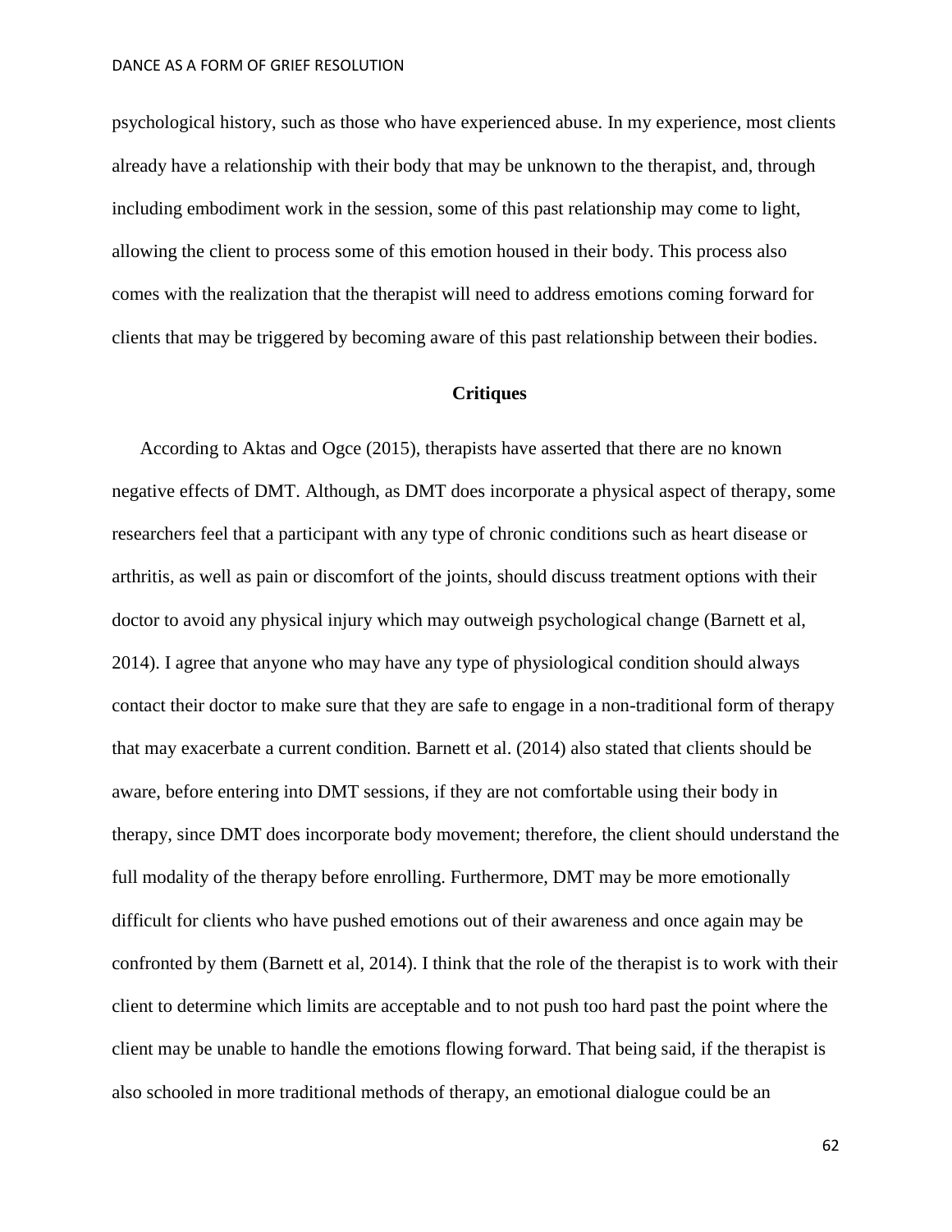psychological history, such as those who have experienced abuse. In my experience, most clients already have a relationship with their body that may be unknown to the therapist, and, through including embodiment work in the session, some of this past relationship may come to light, allowing the client to process some of this emotion housed in their body. This process also comes with the realization that the therapist will need to address emotions coming forward for clients that may be triggered by becoming aware of this past relationship between their bodies.

## Critiques

According to Aktas and Ogce (2015), therapists have asserted that there are no known negative effects of DMT. Although, as DMT does incorporate a physical aspect of therapy, some researchers feel that a participant with any type of chronic conditions such as heart disease or arthritis, as well as pain or discomfort of the joints, should discuss treatment options with their doctor to avoid any physical injury which may outweigh psychological change (Barnett et al, 2014). I agree that anyone who may have any type of physiological condition should always contact their doctor to make sure that they are safe to engage in a non-traditional form of therapy that may exacerbate a current condition. Barnett et al. (2014) also stated that clients should be aware, before entering into DMT sessions, if they are not comfortable using their body in therapy, since DMT does incorporate body movement; therefore, the client should understand the full modality of the therapy before enrolling. Furthermore, DMT may be more emotionally difficult for clients who have pushed emotions out of their awareness and once again may be confronted by them (Barnett et al, 2014). I think that the role of the therapist is to work with their client to determine which limits are acceptable and to not push too hard past the point where the client may be unable to handle the emotions flowing forward. That being said, if the therapist is also schooled in more traditional methods of therapy, an emotional dialogue could be an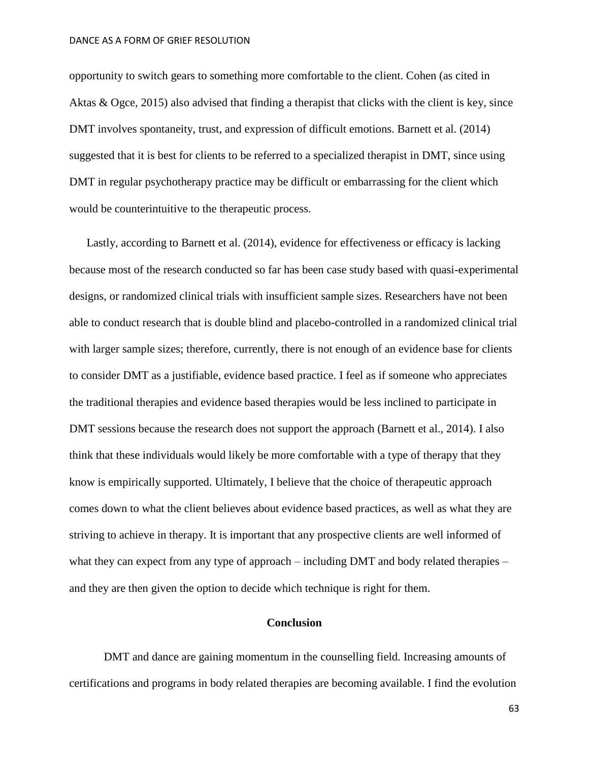opportunity to switch gears to something more comfortable to the client. Cohen (as cited in Aktas & Ogce, 2015) also advised that finding a therapist that clicks with the client is key, since DMT involves spontaneity, trust, and expression of difficult emotions. Barnett et al. (2014) suggested that it is best for clients to be referred to a specialized therapist in DMT, since using DMT in regular psychotherapy practice may be difficult or embarrassing for the client which would be counterintuitive to the therapeutic process.

Lastly, according to Barnett et al. (2014), evidence for effectiveness or efficacy is lacking because most of the research conducted so far has been case study based with quasi-experimental designs, or randomized clinical trials with insufficient sample sizes. Researchers have not been able to conduct research that is double blind and placebo-controlled in a randomized clinical trial with larger sample sizes; therefore, currently, there is not enough of an evidence base for clients to consider DMT as a justifiable, evidence based practice. I feel as if someone who appreciates the traditional therapies and evidence based therapies would be less inclined to participate in DMT sessions because the research does not support the approach (Barnett et al., 2014). I also think that these individuals would likely be more comfortable with a type of therapy that they know is empirically supported. Ultimately, I believe that the choice of therapeutic approach comes down to what the client believes about evidence based practices, as well as what they are striving to achieve in therapy. It is important that any prospective clients are well informed of what they can expect from any type of approach – including DMT and body related therapies – and they are then given the option to decide which technique is right for them.

## Conclusion

DMT and dance are gaining momentum in the counselling field. Increasing amounts of certifications and programs in body related therapies are becoming available. I find the evolution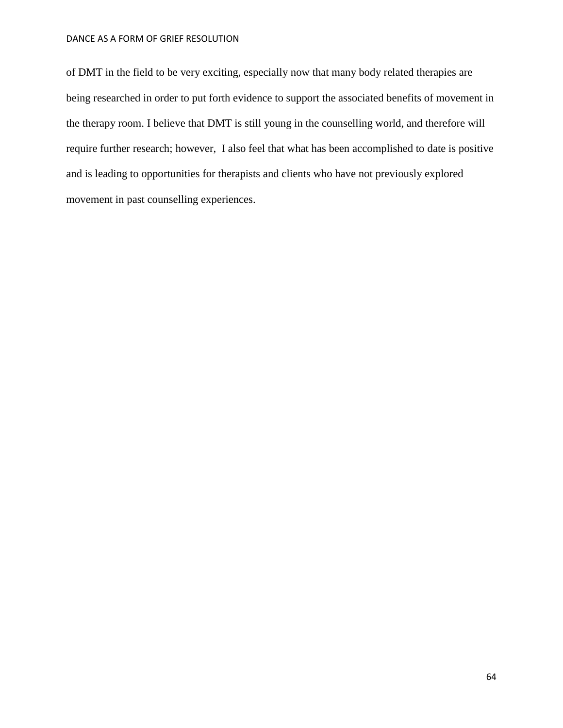of DMT in the field to be very exciting, especially now that many body related therapies are being researched in order to put forth evidence to support the associated benefits of movement in the therapy room. I believe that DMT is still young in the counselling world, and therefore will require further research; however, I also feel that what has been accomplished to date is positive and is leading to opportunities for therapists and clients who have not previously explored movement in past counselling experiences.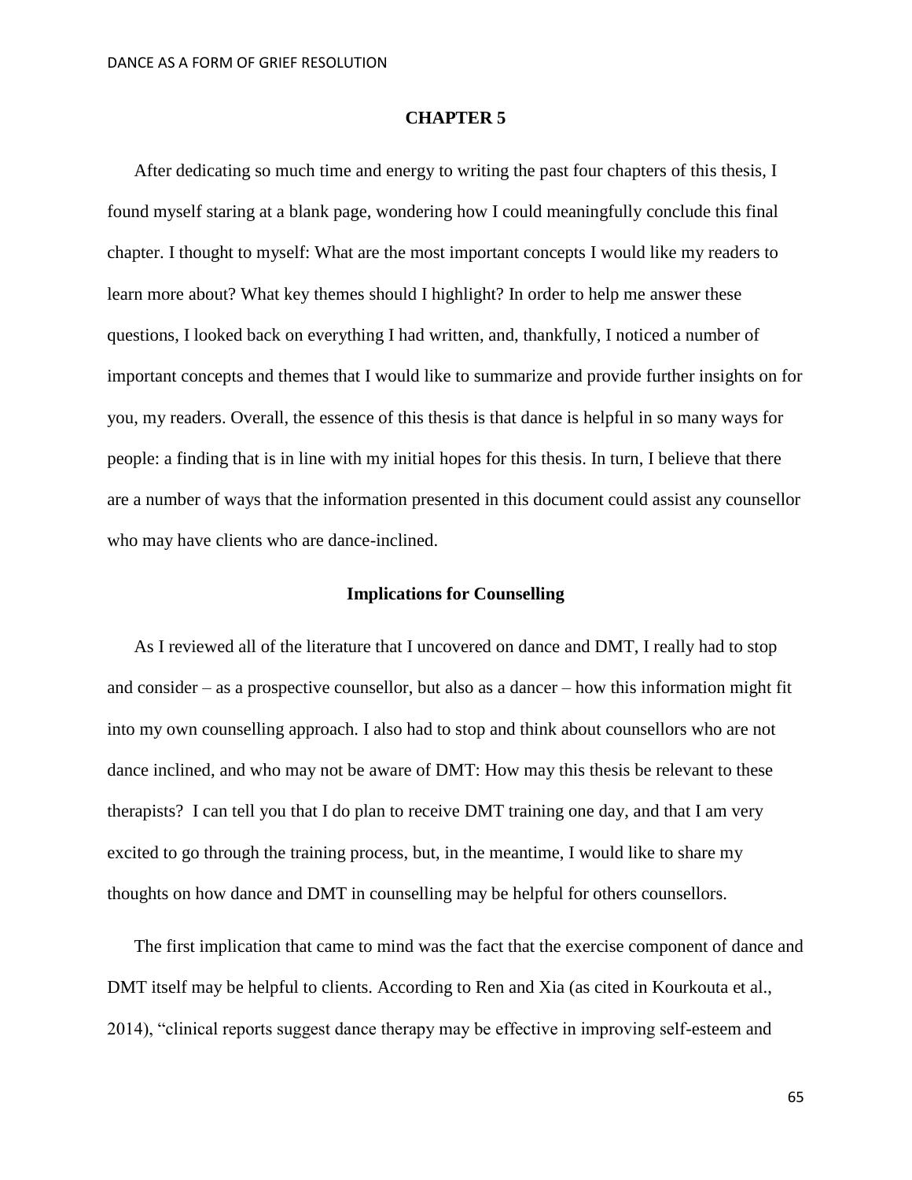# CHAPTER 5

After dedicating so much time and energy to writing the past four chapters of this thesis, I found myself staring at a blank page, wondering how I could meaningfully conclude this final chapter. I thought to myself: What are the most important concepts I would like my readers to learn more about? What key themes should I highlight? In order to help me answer these questions, I looked back on everything I had written, and, thankfully, I noticed a number of important concepts and themes that I would like to summarize and provide further insights on for you, my readers. Overall, the essence of this thesis is that dance is helpful in so many ways for people: a finding that is in line with my initial hopes for this thesis. In turn, I believe that there are a number of ways that the information presented in this document could assist any counsellor who may have clients who are dance-inclined.

## Implications for Counselling

As I reviewed all of the literature that I uncovered on dance and DMT, I really had to stop and consider – as a prospective counsellor, but also as a dancer – how this information might fit into my own counselling approach. I also had to stop and think about counsellors who are not dance inclined, and who may not be aware of DMT: How may this thesis be relevant to these therapists? I can tell you that I do plan to receive DMT training one day, and that I am very excited to go through the training process, but, in the meantime, I would like to share my thoughts on how dance and DMT in counselling may be helpful for others counsellors.

The first implication that came to mind was the fact that the exercise component of dance and DMT itself may be helpful to clients. According to Ren and Xia (as cited in Kourkouta et al., 2014), "clinical reports suggest dance therapy may be effective in improving self-esteem and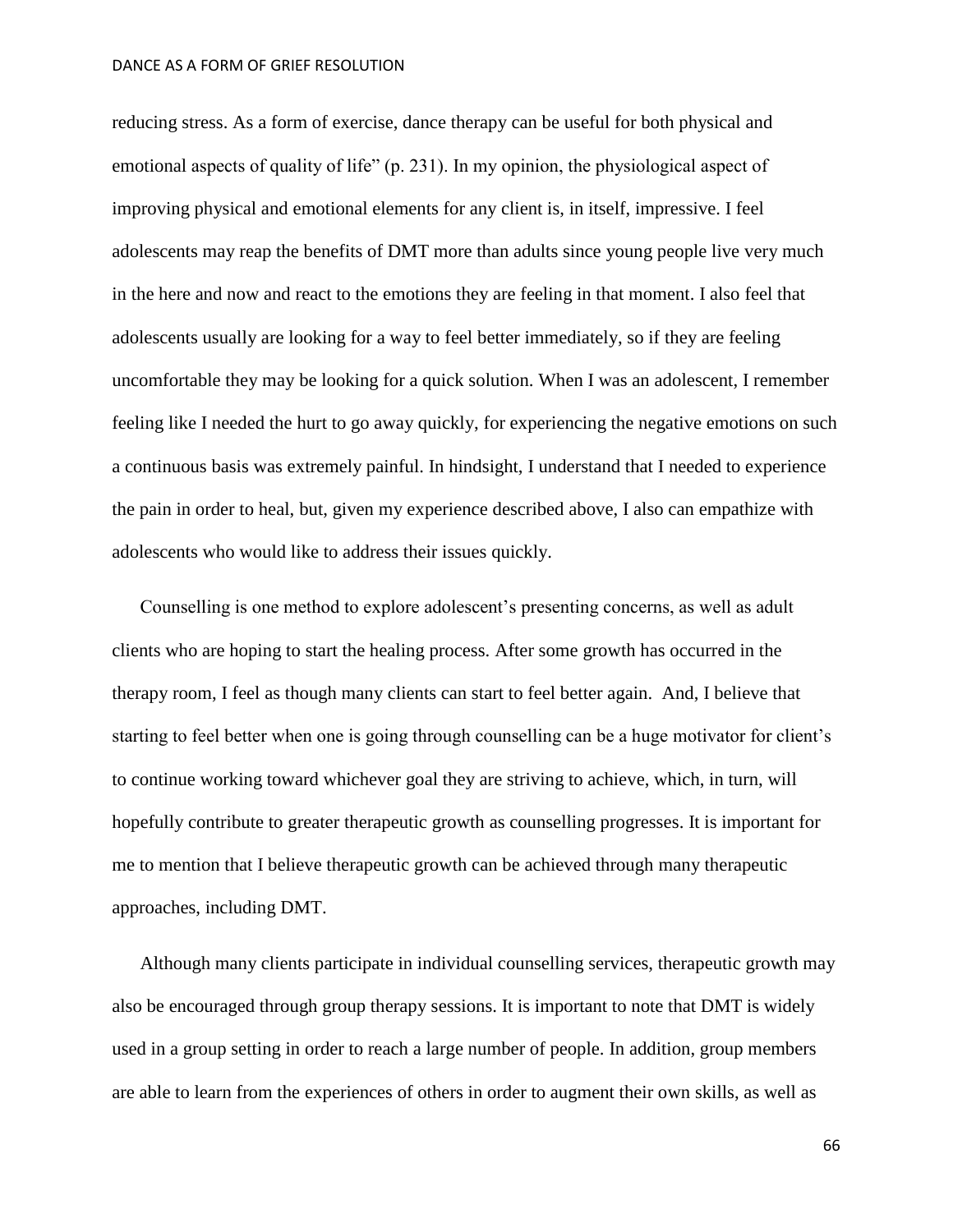reducing stress. As a form of exercise, dance therapy can be useful for both physical and emotional aspects of quality of life" (p. 231). In my opinion, the physiological aspect of improving physical and emotional elements for any client is, in itself, impressive. I feel adolescents may reap the benefits of DMT more than adults since young people live very much in the here and now and react to the emotions they are feeling in that moment. I also feel that adolescents usually are looking for a way to feel better immediately, so if they are feeling uncomfortable they may be looking for a quick solution. When I was an adolescent, I remember feeling like I needed the hurt to go away quickly, for experiencing the negative emotions on such a continuous basis was extremely painful. In hindsight, I understand that I needed to experience the pain in order to heal, but, given my experience described above, I also can empathize with adolescents who would like to address their issues quickly.

Counselling is one method to explore adolescent's presenting concerns, as well as adult clients who are hoping to start the healing process. After some growth has occurred in the therapy room, I feel as though many clients can start to feel better again. And, I believe that starting to feel better when one is going through counselling can be a huge motivator for client's to continue working toward whichever goal they are striving to achieve, which, in turn, will hopefully contribute to greater therapeutic growth as counselling progresses. It is important for me to mention that I believe therapeutic growth can be achieved through many therapeutic approaches, including DMT.

Although many clients participate in individual counselling services, therapeutic growth may also be encouraged through group therapy sessions. It is important to note that DMT is widely used in a group setting in order to reach a large number of people. In addition, group members are able to learn from the experiences of others in order to augment their own skills, as well as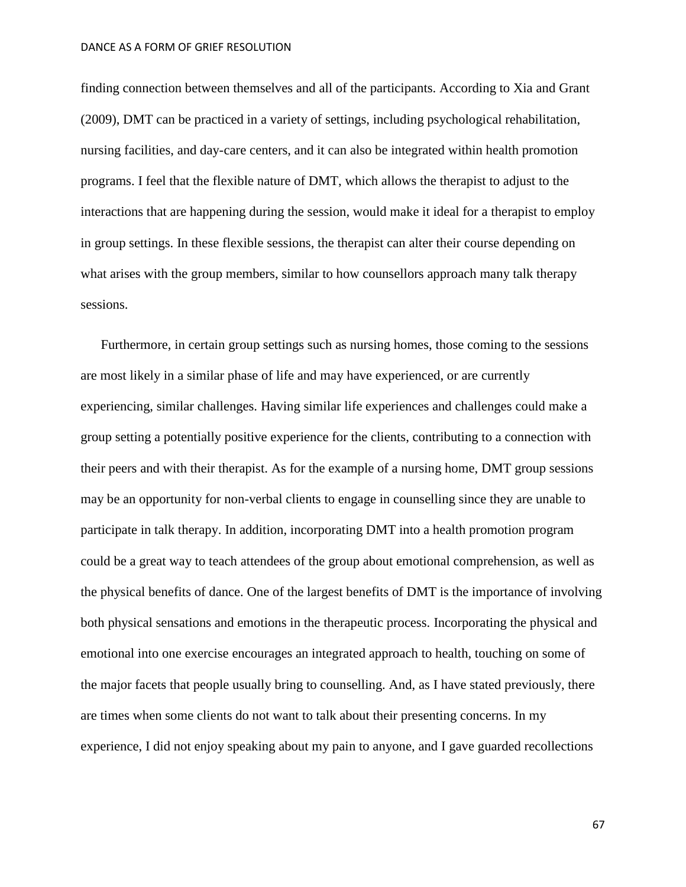finding connection between themselves and all of the participants. According to Xia and Grant (2009), DMT can be practiced in a variety of settings, including psychological rehabilitation, nursing facilities, and day-care centers, and it can also be integrated within health promotion programs. I feel that the flexible nature of DMT, which allows the therapist to adjust to the interactions that are happening during the session, would make it ideal for a therapist to employ in group settings. In these flexible sessions, the therapist can alter their course depending on what arises with the group members, similar to how counsellors approach many talk therapy sessions.

Furthermore, in certain group settings such as nursing homes, those coming to the sessions are most likely in a similar phase of life and may have experienced, or are currently experiencing, similar challenges. Having similar life experiences and challenges could make a group setting a potentially positive experience for the clients, contributing to a connection with their peers and with their therapist. As for the example of a nursing home, DMT group sessions may be an opportunity for non-verbal clients to engage in counselling since they are unable to participate in talk therapy. In addition, incorporating DMT into a health promotion program could be a great way to teach attendees of the group about emotional comprehension, as well as the physical benefits of dance. One of the largest benefits of DMT is the importance of involving both physical sensations and emotions in the therapeutic process. Incorporating the physical and emotional into one exercise encourages an integrated approach to health, touching on some of the major facets that people usually bring to counselling. And, as I have stated previously, there are times when some clients do not want to talk about their presenting concerns. In my experience, I did not enjoy speaking about my pain to anyone, and I gave guarded recollections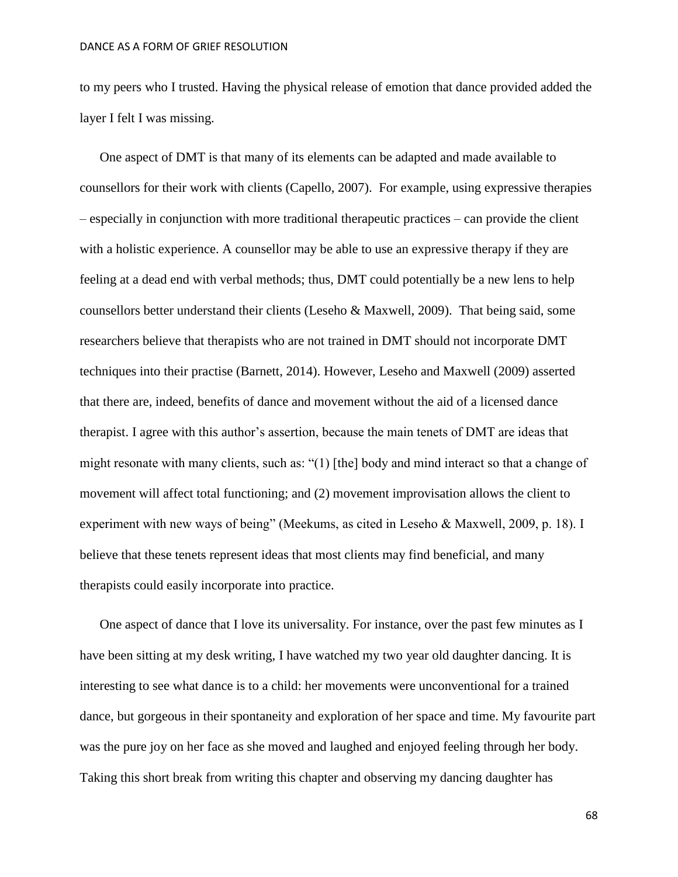to my peers who I trusted. Having the physical release of emotion that dance provided added the layer I felt I was missing.

One aspect of DMT is that many of its elements can be adapted and made available to counsellors for their work with clients (Capello, 2007). For example, using expressive therapies – especially in conjunction with more traditional therapeutic practices – can provide the client with a holistic experience. A counsellor may be able to use an expressive therapy if they are feeling at a dead end with verbal methods; thus, DMT could potentially be a new lens to help counsellors better understand their clients (Leseho & Maxwell, 2009). That being said, some researchers believe that therapists who are not trained in DMT should not incorporate DMT techniques into their practise (Barnett, 2014). However, Leseho and Maxwell (2009) asserted that there are, indeed, benefits of dance and movement without the aid of a licensed dance therapist. I agree with this author's assertion, because the main tenets of DMT are ideas that might resonate with many clients, such as: "(1) [the] body and mind interact so that a change of movement will affect total functioning; and (2) movement improvisation allows the client to experiment with new ways of being" (Meekums, as cited in Leseho & Maxwell, 2009, p. 18). I believe that these tenets represent ideas that most clients may find beneficial, and many therapists could easily incorporate into practice.

One aspect of dance that I love its universality. For instance, over the past few minutes as I have been sitting at my desk writing, I have watched my two year old daughter dancing. It is interesting to see what dance is to a child: her movements were unconventional for a trained dance, but gorgeous in their spontaneity and exploration of her space and time. My favourite part was the pure joy on her face as she moved and laughed and enjoyed feeling through her body. Taking this short break from writing this chapter and observing my dancing daughter has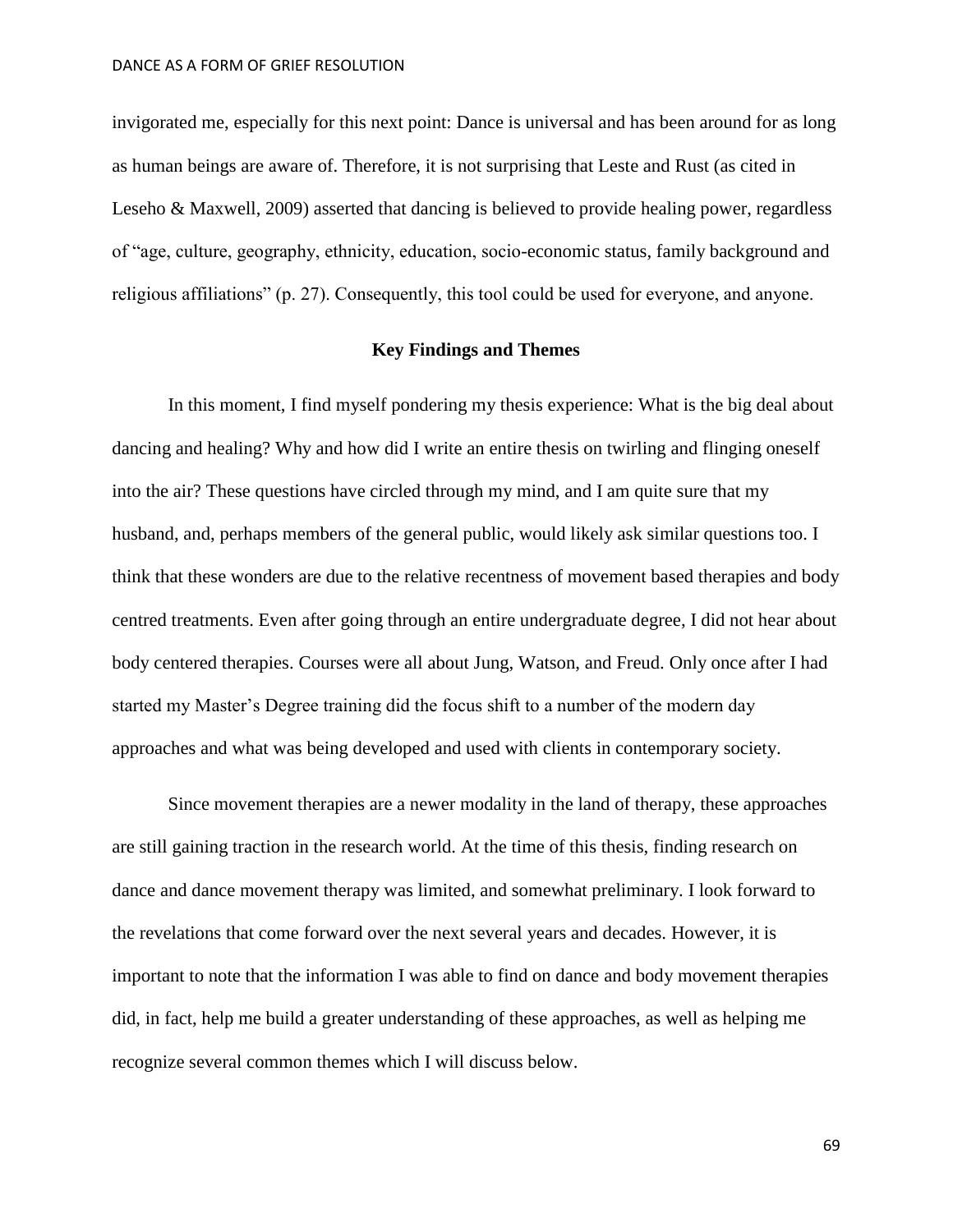invigorated me, especially for this next point: Dance is universal and has been around for as long as human beings are aware of. Therefore, it is not surprising that Leste and Rust (as cited in Leseho & Maxwell, 2009) asserted that dancing is believed to provide healing power, regardless of "age, culture, geography, ethnicity, education, socio-economic status, family background and religious affiliations" (p. 27). Consequently, this tool could be used for everyone, and anyone.

## Key Findings and Themes

In this moment, I find myself pondering my thesis experience: What is the big deal about dancing and healing? Why and how did I write an entire thesis on twirling and flinging oneself into the air? These questions have circled through my mind, and I am quite sure that my husband, and, perhaps members of the general public, would likely ask similar questions too. I think that these wonders are due to the relative recentness of movement based therapies and body centred treatments. Even after going through an entire undergraduate degree, I did not hear about body centered therapies. Courses were all about Jung, Watson, and Freud. Only once after I had started my Master's Degree training did the focus shift to a number of the modern day approaches and what was being developed and used with clients in contemporary society.

Since movement therapies are a newer modality in the land of therapy, these approaches are still gaining traction in the research world. At the time of this thesis, finding research on dance and dance movement therapy was limited, and somewhat preliminary. I look forward to the revelations that come forward over the next several years and decades. However, it is important to note that the information I was able to find on dance and body movement therapies did, in fact, help me build a greater understanding of these approaches, as well as helping me recognize several common themes which I will discuss below.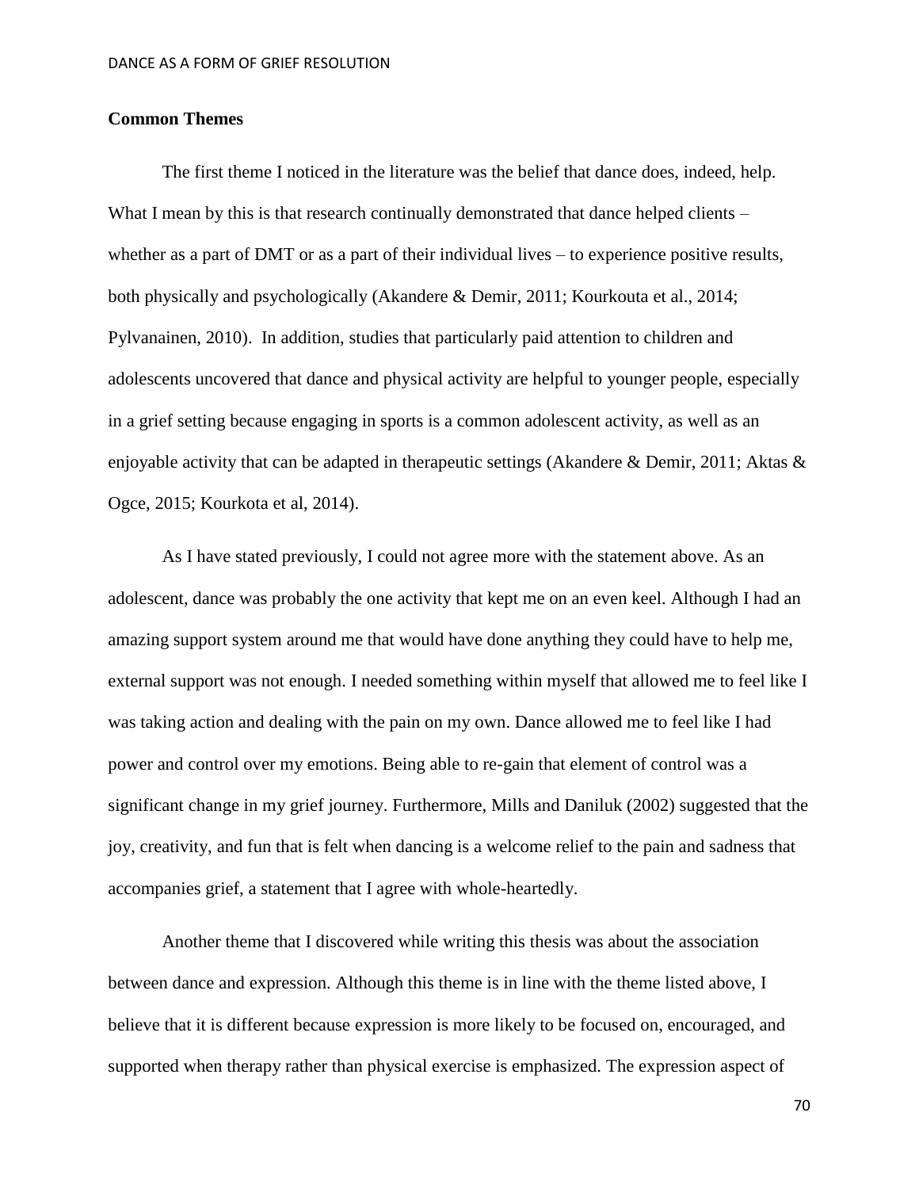**Common Themes**

The first theme I noticed in the literature was the belief that dance does, indeed, help. What I mean by this is that research continually demonstrated that dance helped clients – whether as a part of DMT or as a part of their individual lives – to experience positive results, both physically and psychologically (Akandere & Demir, 2011; Kourkouta et al., 2014; Pylvanainen, 2010). In addition, studies that particularly paid attention to children and adolescents uncovered that dance and physical activity are helpful to younger people, especially in a grief setting because engaging in sports is a common adolescent activity, as well as an enjoyable activity that can be adapted in therapeutic settings (Akandere & Demir, 2011; Aktas & Ogce, 2015; Kourkota et al, 2014).

As I have stated previously, I could not agree more with the statement above. As an adolescent, dance was probably the one activity that kept me on an even keel. Although I had an amazing support system around me that would have done anything they could have to help me, external support was not enough. I needed something within myself that allowed me to feel like I was taking action and dealing with the pain on my own. Dance allowed me to feel like I had power and control over my emotions. Being able to re-gain that element of control was a significant change in my grief journey. Furthermore, Mills and Daniluk (2002) suggested that the joy, creativity, and fun that is felt when dancing is a welcome relief to the pain and sadness that accompanies grief, a statement that I agree with whole-heartedly.

Another theme that I discovered while writing this thesis was about the association between dance and expression. Although this theme is in line with the theme listed above, I believe that it is different because expression is more likely to be focused on, encouraged, and supported when therapy rather than physical exercise is emphasized. The expression aspect of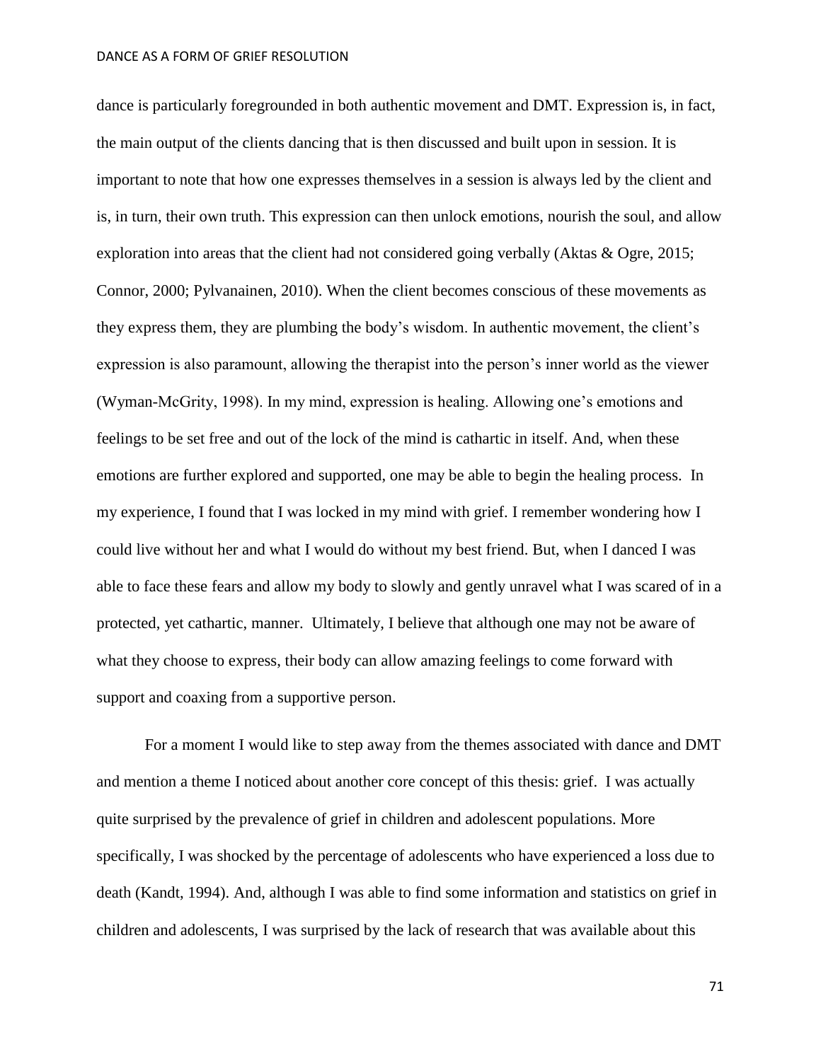dance is particularly foregrounded in both authentic movement and DMT. Expression is, in fact, the main output of the clients dancing that is then discussed and built upon in session. It is important to note that how one expresses themselves in a session is always led by the client and is, in turn, their own truth. This expression can then unlock emotions, nourish the soul, and allow exploration into areas that the client had not considered going verbally (Aktas & Ogre, 2015; Connor, 2000; Pylvanainen, 2010). When the client becomes conscious of these movements as they express them, they are plumbing the body's wisdom. In authentic movement, the client's expression is also paramount, allowing the therapist into the person's inner world as the viewer (Wyman-McGrity, 1998). In my mind, expression is healing. Allowing one's emotions and feelings to be set free and out of the lock of the mind is cathartic in itself. And, when these emotions are further explored and supported, one may be able to begin the healing process. In my experience, I found that I was locked in my mind with grief. I remember wondering how I could live without her and what I would do without my best friend. But, when I danced I was able to face these fears and allow my body to slowly and gently unravel what I was scared of in a protected, yet cathartic, manner. Ultimately, I believe that although one may not be aware of what they choose to express, their body can allow amazing feelings to come forward with support and coaxing from a supportive person.

For a moment I would like to step away from the themes associated with dance and DMT and mention a theme I noticed about another core concept of this thesis: grief. I was actually quite surprised by the prevalence of grief in children and adolescent populations. More specifically, I was shocked by the percentage of adolescents who have experienced a loss due to death (Kandt, 1994). And, although I was able to find some information and statistics on grief in children and adolescents, I was surprised by the lack of research that was available about this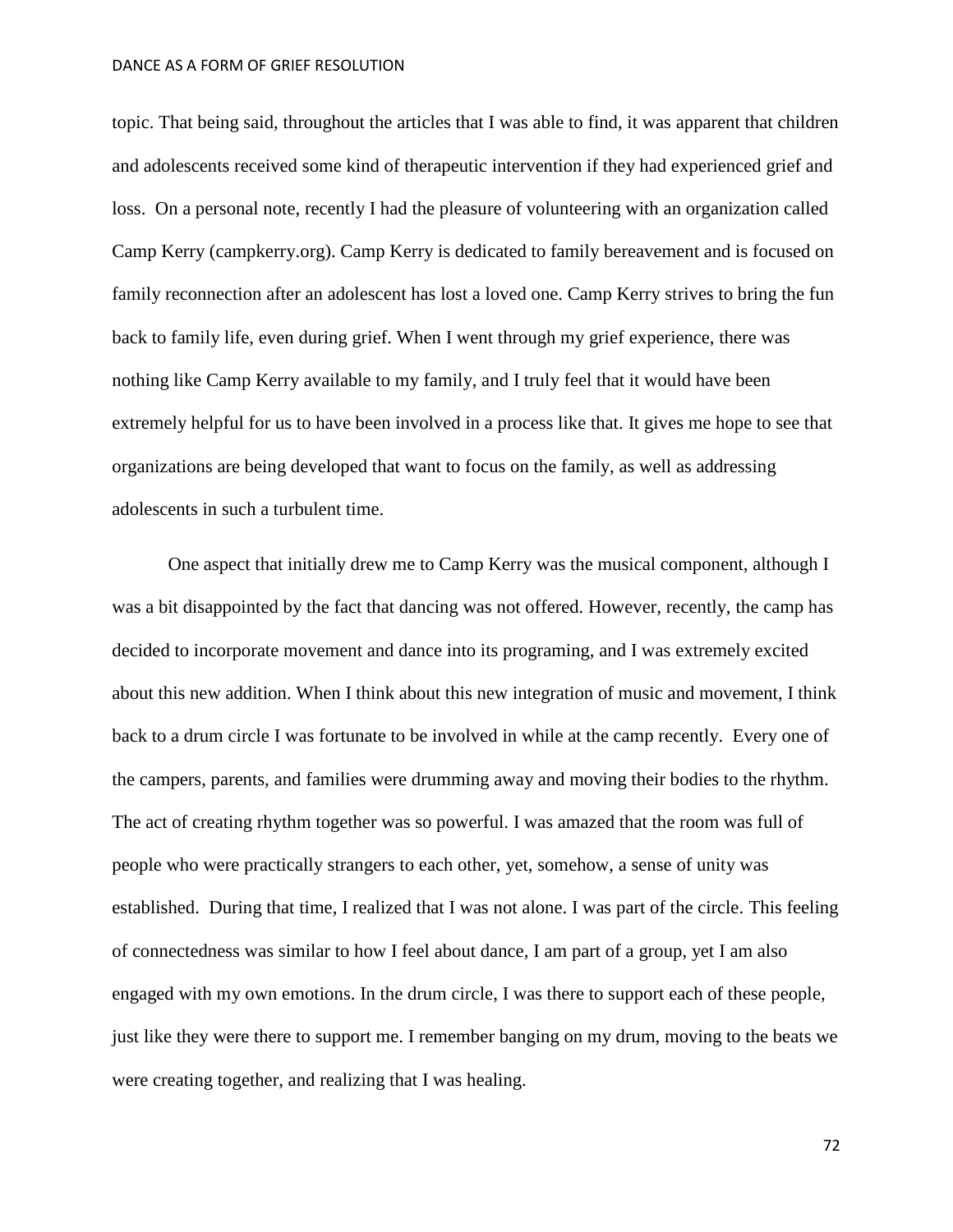topic. That being said, throughout the articles that I was able to find, it was apparent that children and adolescents received some kind of therapeutic intervention if they had experienced grief and loss. On a personal note, recently I had the pleasure of volunteering with an organization called Camp Kerry (campkerry.org). Camp Kerry is dedicated to family bereavement and is focused on family reconnection after an adolescent has lost a loved one. Camp Kerry strives to bring the fun back to family life, even during grief. When I went through my grief experience, there was nothing like Camp Kerry available to my family, and I truly feel that it would have been extremely helpful for us to have been involved in a process like that. It gives me hope to see that organizations are being developed that want to focus on the family, as well as addressing adolescents in such a turbulent time.

One aspect that initially drew me to Camp Kerry was the musical component, although I was a bit disappointed by the fact that dancing was not offered. However, recently, the camp has decided to incorporate movement and dance into its programing, and I was extremely excited about this new addition. When I think about this new integration of music and movement, I think back to a drum circle I was fortunate to be involved in while at the camp recently. Every one of the campers, parents, and families were drumming away and moving their bodies to the rhythm. The act of creating rhythm together was so powerful. I was amazed that the room was full of people who were practically strangers to each other, yet, somehow, a sense of unity was established. During that time, I realized that I was not alone. I was part of the circle. This feeling of connectedness was similar to how I feel about dance, I am part of a group, yet I am also engaged with my own emotions. In the drum circle, I was there to support each of these people, just like they were there to support me. I remember banging on my drum, moving to the beats we were creating together, and realizing that I was healing.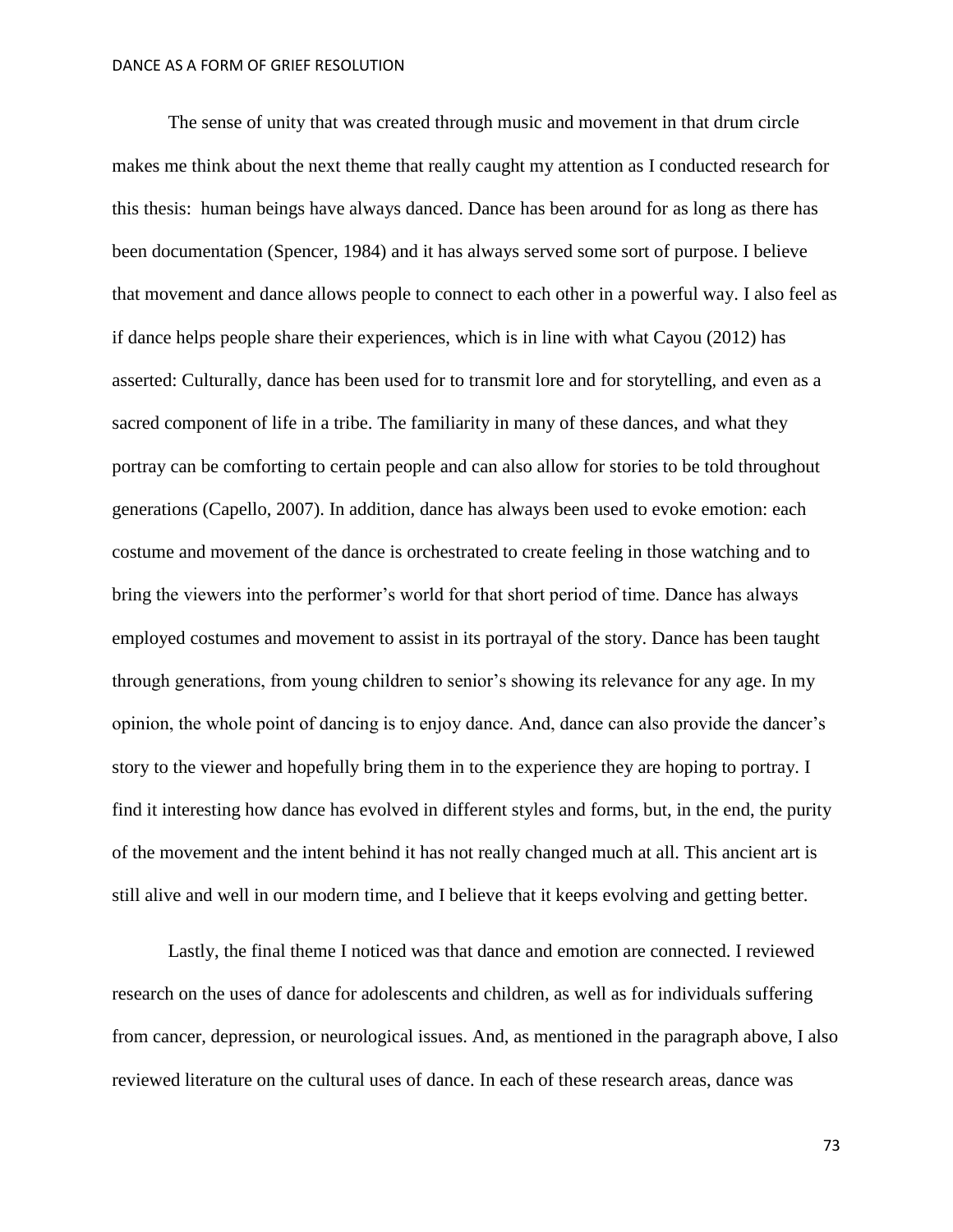The sense of unity that was created through music and movement in that drum circle makes me think about the next theme that really caught my attention as I conducted research for this thesis:  human beings have always danced. Dance has been around for as long as there has been documentation (Spencer, 1984) and it has always served some sort of purpose. I believe that movement and dance allows people to connect to each other in a powerful way. I also feel as if dance helps people share their experiences, which is in line with what Cayou (2012) has asserted: Culturally, dance has been used for to transmit lore and for storytelling, and even as a sacred component of life in a tribe. The familiarity in many of these dances, and what they portray can be comforting to certain people and can also allow for stories to be told throughout generations (Capello, 2007). In addition, dance has always been used to evoke emotion: each costume and movement of the dance is orchestrated to create feeling in those watching and to bring the viewers into the performer's world for that short period of time. Dance has always employed costumes and movement to assist in its portrayal of the story. Dance has been taught through generations, from young children to senior's showing its relevance for any age. In my opinion, the whole point of dancing is to enjoy dance. And, dance can also provide the dancer's story to the viewer and hopefully bring them in to the experience they are hoping to portray. I find it interesting how dance has evolved in different styles and forms, but, in the end, the purity of the movement and the intent behind it has not really changed much at all. This ancient art is still alive and well in our modern time, and I believe that it keeps evolving and getting better.

Lastly, the final theme I noticed was that dance and emotion are connected. I reviewed research on the uses of dance for adolescents and children, as well as for individuals suffering from cancer, depression, or neurological issues. And, as mentioned in the paragraph above, I also reviewed literature on the cultural uses of dance. In each of these research areas, dance was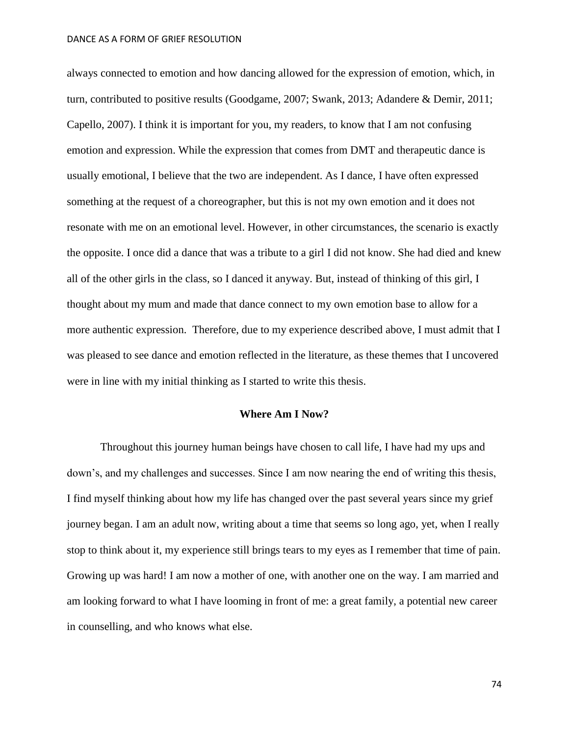always connected to emotion and how dancing allowed for the expression of emotion, which, in turn, contributed to positive results (Goodgame, 2007; Swank, 2013; Adandere & Demir, 2011; Capello, 2007). I think it is important for you, my readers, to know that I am not confusing emotion and expression. While the expression that comes from DMT and therapeutic dance is usually emotional, I believe that the two are independent. As I dance, I have often expressed something at the request of a choreographer, but this is not my own emotion and it does not resonate with me on an emotional level. However, in other circumstances, the scenario is exactly the opposite. I once did a dance that was a tribute to a girl I did not know. She had died and knew all of the other girls in the class, so I danced it anyway. But, instead of thinking of this girl, I thought about my mum and made that dance connect to my own emotion base to allow for a more authentic expression. Therefore, due to my experience described above, I must admit that I was pleased to see dance and emotion reflected in the literature, as these themes that I uncovered were in line with my initial thinking as I started to write this thesis.

## Where Am I Now?

Throughout this journey human beings have chosen to call life, I have had my ups and down's, and my challenges and successes. Since I am now nearing the end of writing this thesis, I find myself thinking about how my life has changed over the past several years since my grief journey began. I am an adult now, writing about a time that seems so long ago, yet, when I really stop to think about it, my experience still brings tears to my eyes as I remember that time of pain. Growing up was hard! I am now a mother of one, with another one on the way. I am married and am looking forward to what I have looming in front of me: a great family, a potential new career in counselling, and who knows what else.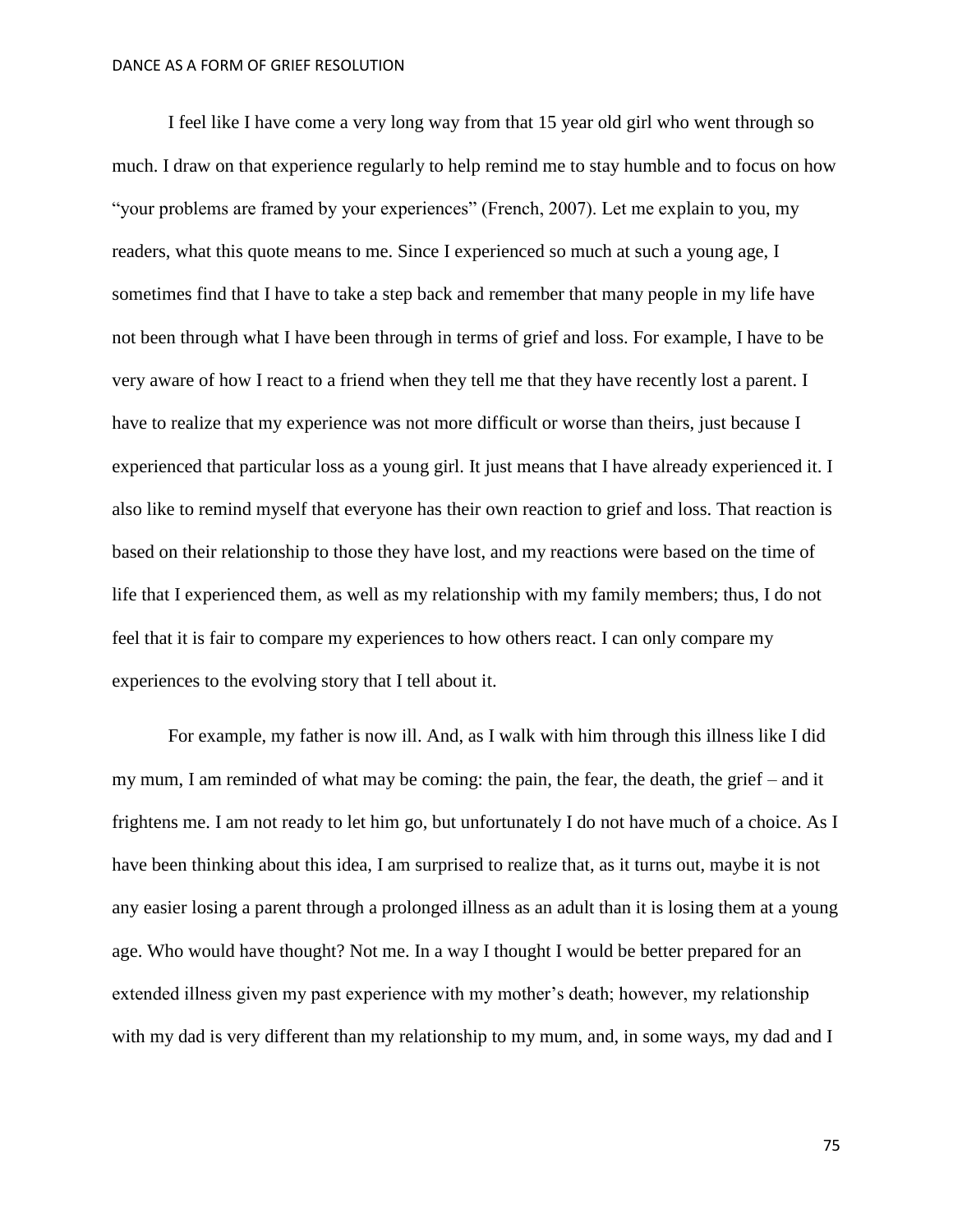I feel like I have come a very long way from that 15 year old girl who went through so much. I draw on that experience regularly to help remind me to stay humble and to focus on how "your problems are framed by your experiences" (French, 2007). Let me explain to you, my readers, what this quote means to me. Since I experienced so much at such a young age, I sometimes find that I have to take a step back and remember that many people in my life have not been through what I have been through in terms of grief and loss. For example, I have to be very aware of how I react to a friend when they tell me that they have recently lost a parent. I have to realize that my experience was not more difficult or worse than theirs, just because I experienced that particular loss as a young girl. It just means that I have already experienced it. I also like to remind myself that everyone has their own reaction to grief and loss. That reaction is based on their relationship to those they have lost, and my reactions were based on the time of life that I experienced them, as well as my relationship with my family members; thus, I do not feel that it is fair to compare my experiences to how others react. I can only compare my experiences to the evolving story that I tell about it.

For example, my father is now ill. And, as I walk with him through this illness like I did my mum, I am reminded of what may be coming: the pain, the fear, the death, the grief – and it frightens me. I am not ready to let him go, but unfortunately I do not have much of a choice. As I have been thinking about this idea, I am surprised to realize that, as it turns out, maybe it is not any easier losing a parent through a prolonged illness as an adult than it is losing them at a young age. Who would have thought? Not me. In a way I thought I would be better prepared for an extended illness given my past experience with my mother's death; however, my relationship with my dad is very different than my relationship to my mum, and, in some ways, my dad and I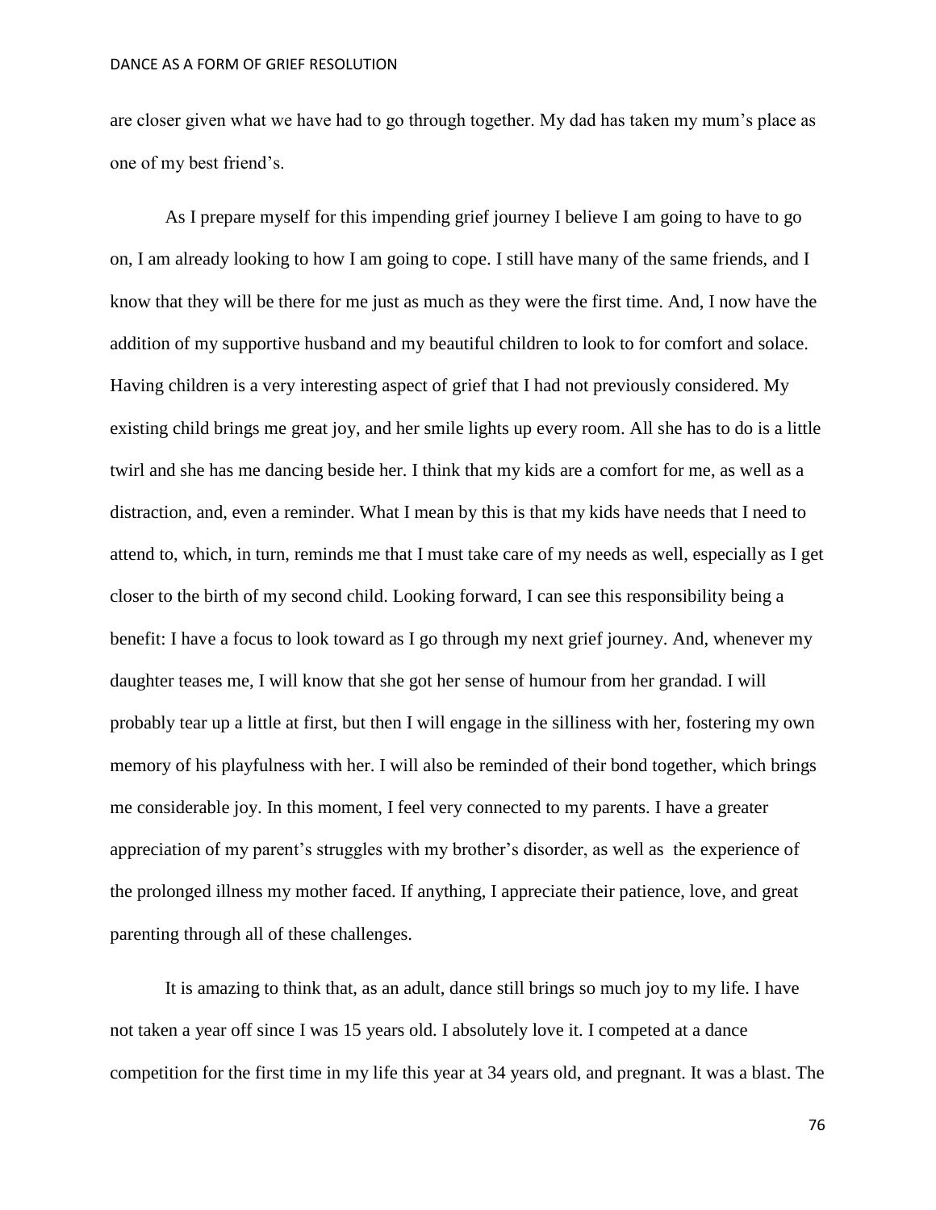are closer given what we have had to go through together. My dad has taken my mum's place as one of my best friend's.

As I prepare myself for this impending grief journey I believe I am going to have to go on, I am already looking to how I am going to cope. I still have many of the same friends, and I know that they will be there for me just as much as they were the first time. And, I now have the addition of my supportive husband and my beautiful children to look to for comfort and solace. Having children is a very interesting aspect of grief that I had not previously considered. My existing child brings me great joy, and her smile lights up every room. All she has to do is a little twirl and she has me dancing beside her. I think that my kids are a comfort for me, as well as a distraction, and, even a reminder. What I mean by this is that my kids have needs that I need to attend to, which, in turn, reminds me that I must take care of my needs as well, especially as I get closer to the birth of my second child. Looking forward, I can see this responsibility being a benefit: I have a focus to look toward as I go through my next grief journey. And, whenever my daughter teases me, I will know that she got her sense of humour from her grandad. I will probably tear up a little at first, but then I will engage in the silliness with her, fostering my own memory of his playfulness with her. I will also be reminded of their bond together, which brings me considerable joy. In this moment, I feel very connected to my parents. I have a greater appreciation of my parent's struggles with my brother's disorder, as well as the experience of the prolonged illness my mother faced. If anything, I appreciate their patience, love, and great parenting through all of these challenges.

It is amazing to think that, as an adult, dance still brings so much joy to my life. I have not taken a year off since I was 15 years old. I absolutely love it. I competed at a dance competition for the first time in my life this year at 34 years old, and pregnant. It was a blast. The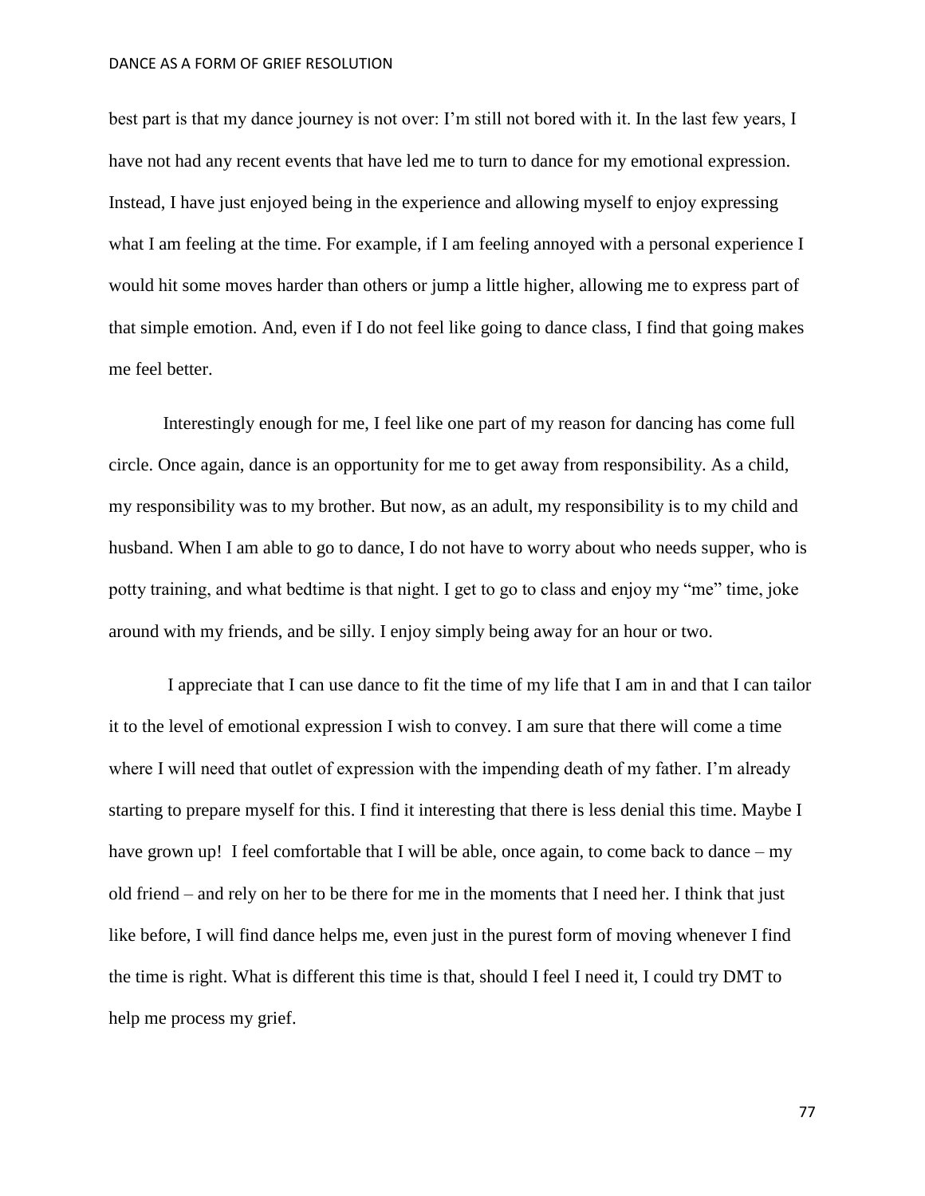best part is that my dance journey is not over: I'm still not bored with it. In the last few years, I have not had any recent events that have led me to turn to dance for my emotional expression. Instead, I have just enjoyed being in the experience and allowing myself to enjoy expressing what I am feeling at the time. For example, if I am feeling annoyed with a personal experience I would hit some moves harder than others or jump a little higher, allowing me to express part of that simple emotion. And, even if I do not feel like going to dance class, I find that going makes me feel better.

Interestingly enough for me, I feel like one part of my reason for dancing has come full circle. Once again, dance is an opportunity for me to get away from responsibility. As a child, my responsibility was to my brother. But now, as an adult, my responsibility is to my child and husband. When I am able to go to dance, I do not have to worry about who needs supper, who is potty training, and what bedtime is that night. I get to go to class and enjoy my "me" time, joke around with my friends, and be silly. I enjoy simply being away for an hour or two.

I appreciate that I can use dance to fit the time of my life that I am in and that I can tailor it to the level of emotional expression I wish to convey. I am sure that there will come a time where I will need that outlet of expression with the impending death of my father. I'm already starting to prepare myself for this. I find it interesting that there is less denial this time. Maybe I have grown up! I feel comfortable that I will be able, once again, to come back to dance – my old friend – and rely on her to be there for me in the moments that I need her. I think that just like before, I will find dance helps me, even just in the purest form of moving whenever I find the time is right. What is different this time is that, should I feel I need it, I could try DMT to help me process my grief.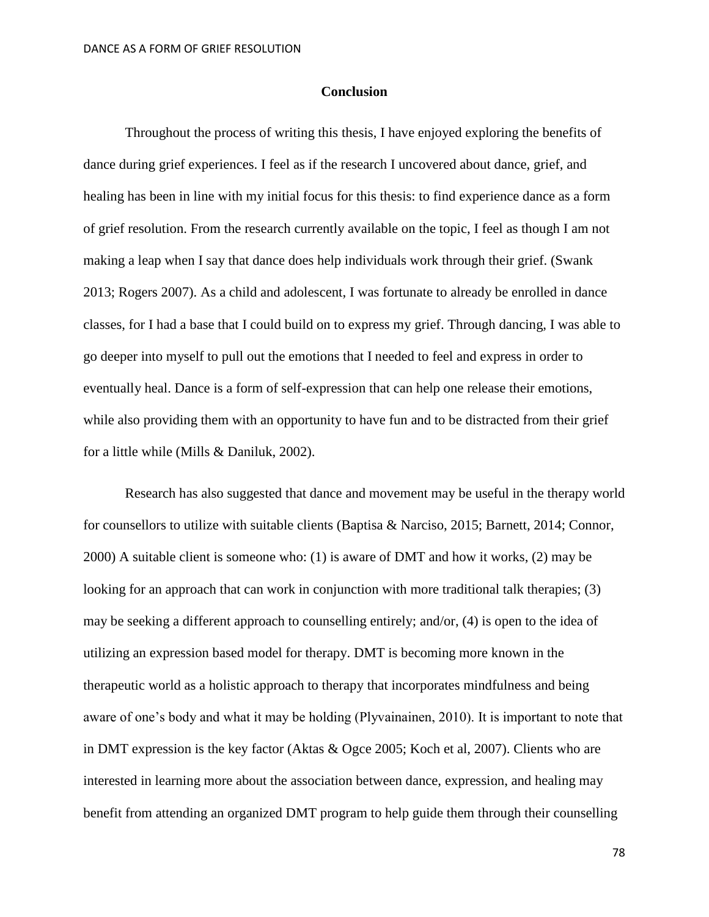## Conclusion

Throughout the process of writing this thesis, I have enjoyed exploring the benefits of dance during grief experiences. I feel as if the research I uncovered about dance, grief, and healing has been in line with my initial focus for this thesis: to find experience dance as a form of grief resolution. From the research currently available on the topic, I feel as though I am not making a leap when I say that dance does help individuals work through their grief. (Swank 2013; Rogers 2007). As a child and adolescent, I was fortunate to already be enrolled in dance classes, for I had a base that I could build on to express my grief. Through dancing, I was able to go deeper into myself to pull out the emotions that I needed to feel and express in order to eventually heal. Dance is a form of self-expression that can help one release their emotions, while also providing them with an opportunity to have fun and to be distracted from their grief for a little while (Mills & Daniluk, 2002).

Research has also suggested that dance and movement may be useful in the therapy world for counsellors to utilize with suitable clients (Baptisa & Narciso, 2015; Barnett, 2014; Connor, 2000) A suitable client is someone who: (1) is aware of DMT and how it works, (2) may be looking for an approach that can work in conjunction with more traditional talk therapies; (3) may be seeking a different approach to counselling entirely; and/or, (4) is open to the idea of utilizing an expression based model for therapy. DMT is becoming more known in the therapeutic world as a holistic approach to therapy that incorporates mindfulness and being aware of one's body and what it may be holding (Plyvainainen, 2010). It is important to note that in DMT expression is the key factor (Aktas & Ogce 2005; Koch et al, 2007). Clients who are interested in learning more about the association between dance, expression, and healing may benefit from attending an organized DMT program to help guide them through their counselling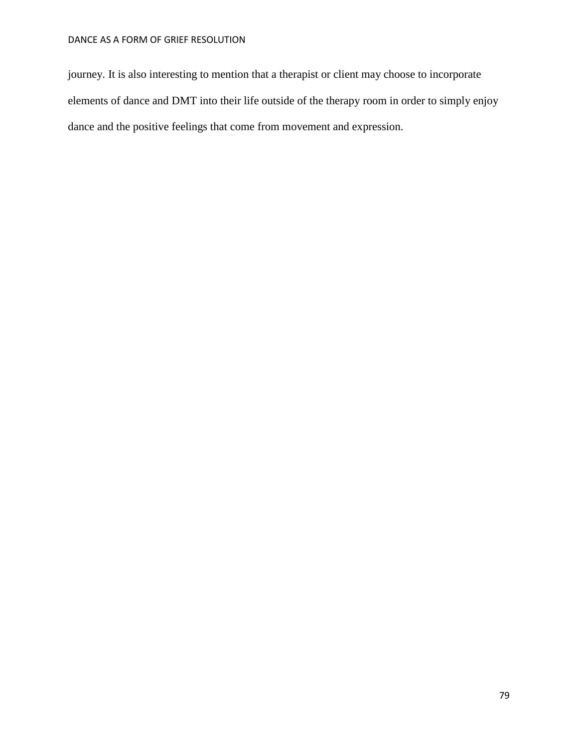journey. It is also interesting to mention that a therapist or client may choose to incorporate elements of dance and DMT into their life outside of the therapy room in order to simply enjoy dance and the positive feelings that come from movement and expression.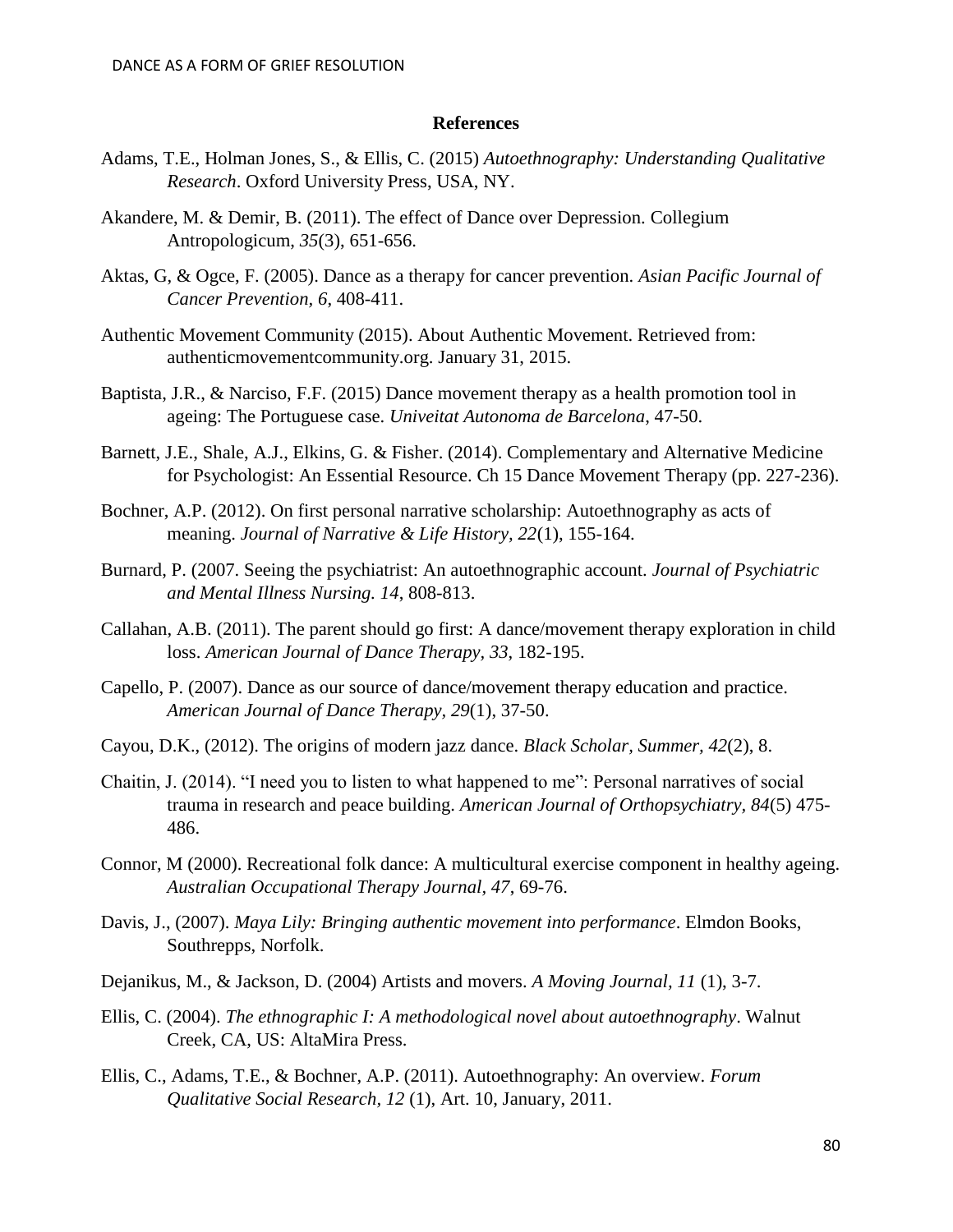# References

Adams, T.E., Holman Jones, S., & Ellis, C. (2015) *Autoethnography: Understanding Qualitative Research*. Oxford University Press, USA, NY.

Akandere, M. & Demir, B. (2011). The effect of Dance over Depression. Collegium Antropologicum, *35*(3), 651-656.

Aktas, G, & Ogce, F. (2005). Dance as a therapy for cancer prevention. *Asian Pacific Journal of Cancer Prevention, 6*, 408-411.

Authentic Movement Community (2015). About Authentic Movement. Retrieved from: authenticmovementcommunity.org. January 31, 2015.

Baptista, J.R., & Narciso, F.F. (2015) Dance movement therapy as a health promotion tool in ageing: The Portuguese case. *Univeitat Autonoma de Barcelona*, 47-50.

Barnett, J.E., Shale, A.J., Elkins, G. & Fisher. (2014). Complementary and Alternative Medicine for Psychologist: An Essential Resource. Ch 15 Dance Movement Therapy (pp. 227-236).

Bochner, A.P. (2012). On first personal narrative scholarship: Autoethnography as acts of meaning. *Journal of Narrative & Life History, 22*(1), 155-164.

Burnard, P. (2007. Seeing the psychiatrist: An autoethnographic account. *Journal of Psychiatric and Mental Illness Nursing. 14*, 808-813.

Callahan, A.B. (2011). The parent should go first: A dance/movement therapy exploration in child loss. *American Journal of Dance Therapy, 33*, 182-195.

Capello, P. (2007). Dance as our source of dance/movement therapy education and practice. *American Journal of Dance Therapy, 29*(1), 37-50.

Cayou, D.K., (2012). The origins of modern jazz dance. *Black Scholar, Summer, 42*(2), 8.

Chaitin, J. (2014). "I need you to listen to what happened to me": Personal narratives of social trauma in research and peace building. *American Journal of Orthopsychiatry, 84*(5) 475-486.

Connor, M (2000). Recreational folk dance: A multicultural exercise component in healthy ageing. *Australian Occupational Therapy Journal, 47*, 69-76.

Davis, J., (2007). *Maya Lily: Bringing authentic movement into performance*. Elmdon Books, Southrepps, Norfolk.

Dejanikus, M., & Jackson, D. (2004) Artists and movers. *A Moving Journal, 11* (1), 3-7.

Ellis, C. (2004). *The ethnographic I: A methodological novel about autoethnography*. Walnut Creek, CA, US: AltaMira Press.

Ellis, C., Adams, T.E., & Bochner, A.P. (2011). Autoethnography: An overview. *Forum Qualitative Social Research, 12* (1), Art. 10, January, 2011.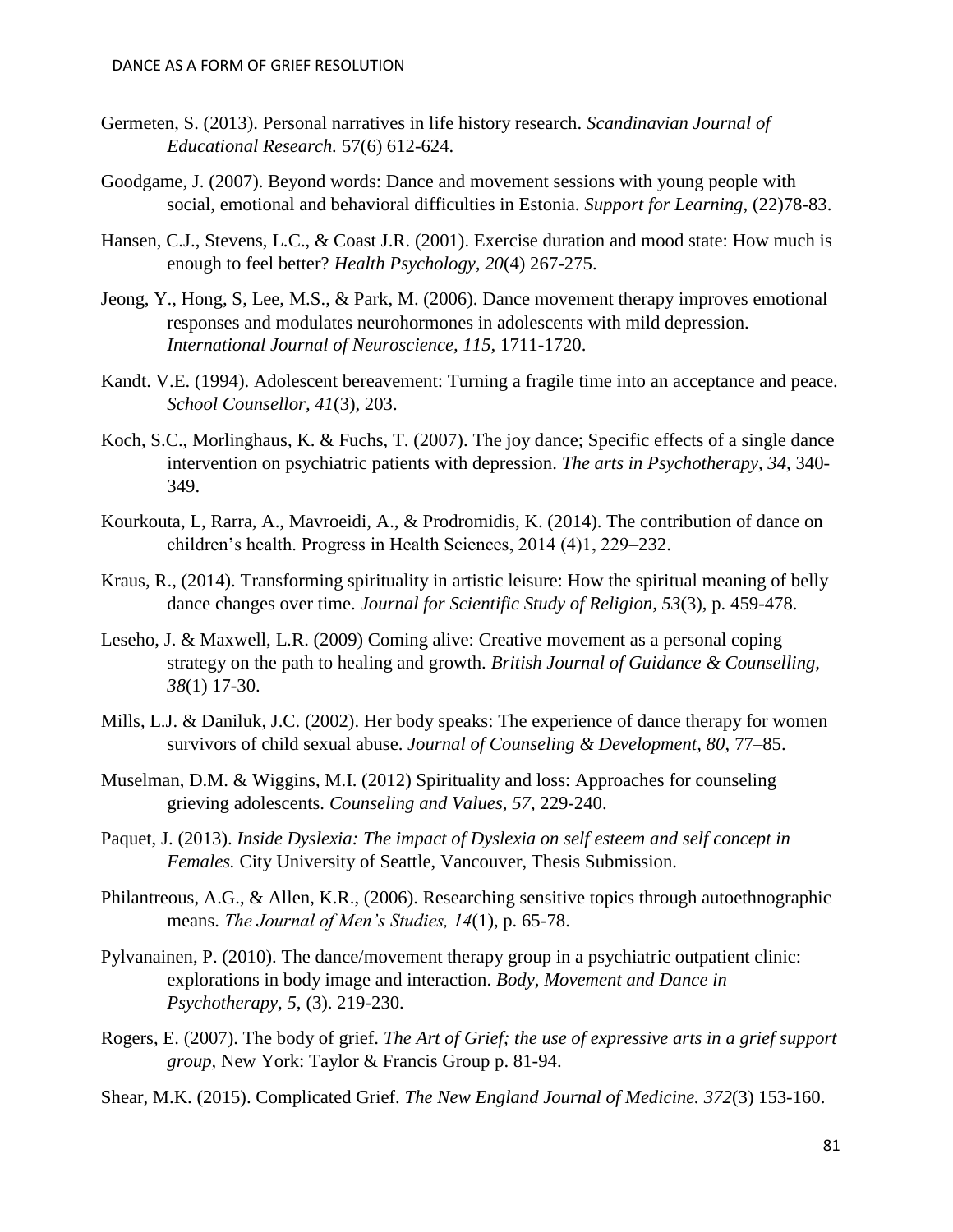Germeten, S. (2013). Personal narratives in life history research. *Scandinavian Journal of Educational Research.* 57(6) 612-624.

Goodgame, J. (2007). Beyond words: Dance and movement sessions with young people with social, emotional and behavioral difficulties in Estonia. *Support for Learning*, (22)78-83.

Hansen, C.J., Stevens, L.C., & Coast J.R. (2001). Exercise duration and mood state: How much is enough to feel better? *Health Psychology, 20*(4) 267-275.

Jeong, Y., Hong, S, Lee, M.S., & Park, M. (2006). Dance movement therapy improves emotional responses and modulates neurohormones in adolescents with mild depression. *International Journal of Neuroscience, 115,* 1711-1720.

Kandt. V.E. (1994). Adolescent bereavement: Turning a fragile time into an acceptance and peace. *School Counsellor, 41*(3), 203.

Koch, S.C., Morlinghaus, K. & Fuchs, T. (2007). The joy dance; Specific effects of a single dance intervention on psychiatric patients with depression. *The arts in Psychotherapy, 34,* 340-349.

Kourkouta, L, Rarra, A., Mavroeidi, A., & Prodromidis, K. (2014). The contribution of dance on children's health. Progress in Health Sciences, 2014 (4)1, 229–232.

Kraus, R., (2014). Transforming spirituality in artistic leisure: How the spiritual meaning of belly dance changes over time. *Journal for Scientific Study of Religion, 53*(3), p. 459-478.

Leseho, J. & Maxwell, L.R. (2009) Coming alive: Creative movement as a personal coping strategy on the path to healing and growth. *British Journal of Guidance & Counselling, 38*(1) 17-30.

Mills, L.J. & Daniluk, J.C. (2002). Her body speaks: The experience of dance therapy for women survivors of child sexual abuse. *Journal of Counseling & Development, 80*, 77–85.

Muselman, D.M. & Wiggins, M.I. (2012) Spirituality and loss: Approaches for counseling grieving adolescents. *Counseling and Values, 57*, 229-240.

Paquet, J. (2013). *Inside Dyslexia: The impact of Dyslexia on self esteem and self concept in Females.* City University of Seattle, Vancouver, Thesis Submission.

Philantreous, A.G., & Allen, K.R., (2006). Researching sensitive topics through autoethnographic means. *The Journal of Men's Studies, 14*(1), p. 65-78.

Pylvanainen, P. (2010). The dance/movement therapy group in a psychiatric outpatient clinic: explorations in body image and interaction. *Body, Movement and Dance in Psychotherapy, 5,* (3). 219-230.

Rogers, E. (2007). The body of grief. *The Art of Grief; the use of expressive arts in a grief support group,* New York: Taylor & Francis Group p. 81-94.

Shear, M.K. (2015). Complicated Grief. *The New England Journal of Medicine. 372*(3) 153-160.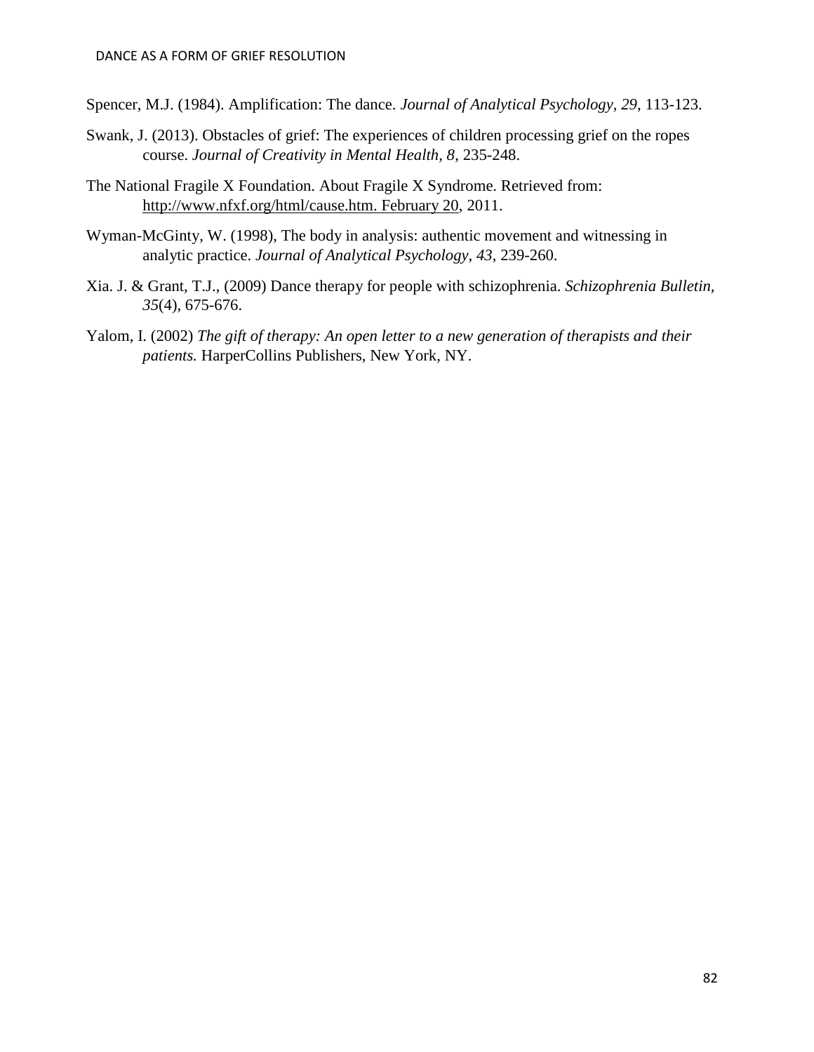Spencer, M.J. (1984). Amplification: The dance. *Journal of Analytical Psychology, 29*, 113-123.

Swank, J. (2013). Obstacles of grief: The experiences of children processing grief on the ropes course. *Journal of Creativity in Mental Health, 8*, 235-248.

The National Fragile X Foundation. About Fragile X Syndrome. Retrieved from: http://www.nfxf.org/html/cause.htm. February 20, 2011.

Wyman-McGinty, W. (1998), The body in analysis: authentic movement and witnessing in analytic practice. *Journal of Analytical Psychology, 43*, 239-260.

Xia. J. & Grant, T.J., (2009) Dance therapy for people with schizophrenia. *Schizophrenia Bulletin, 35*(4), 675-676.

Yalom, I. (2002) *The gift of therapy: An open letter to a new generation of therapists and their patients.* HarperCollins Publishers, New York, NY.